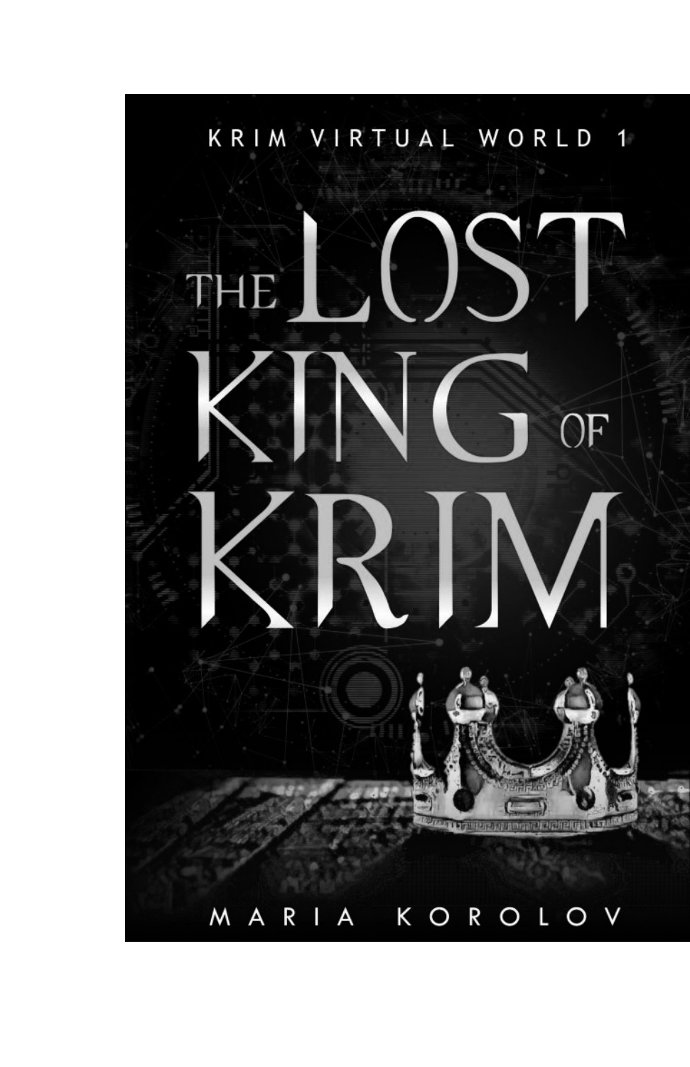KRIM VIRTUAL WORLD 1

# THE LOST KING OF KRIM

MARIA KOROLOV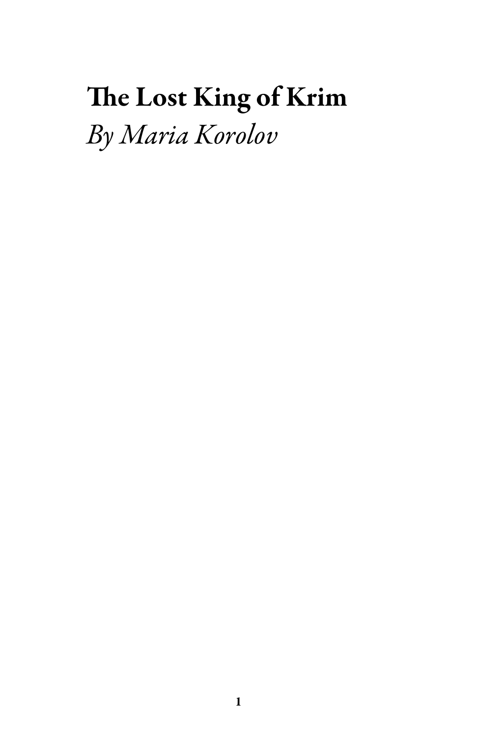# The Lost King of Krim

*By Maria Korolov*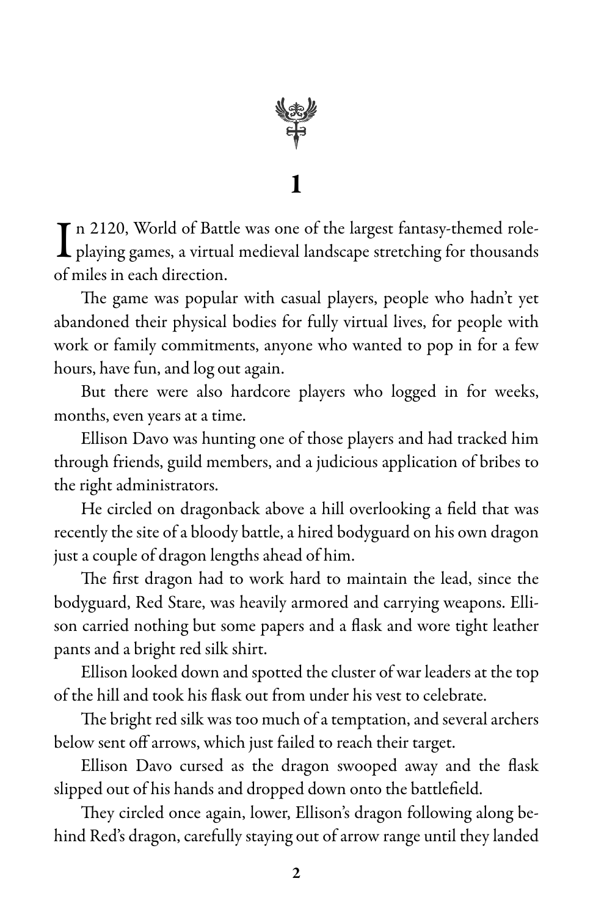# 1

In 2120, World of Battle was one of the largest fantasy-themed role-playing games, a virtual medieval landscape stretching for thousands of miles in each direction.

The game was popular with casual players, people who hadn't yet abandoned their physical bodies for fully virtual lives, for people with work or family commitments, anyone who wanted to pop in for a few hours, have fun, and log out again.

But there were also hardcore players who logged in for weeks, months, even years at a time.

Ellison Davo was hunting one of those players and had tracked him through friends, guild members, and a judicious application of bribes to the right administrators.

He circled on dragonback above a hill overlooking a field that was recently the site of a bloody battle, a hired bodyguard on his own dragon just a couple of dragon lengths ahead of him.

The first dragon had to work hard to maintain the lead, since the bodyguard, Red Stare, was heavily armored and carrying weapons. Ellison carried nothing but some papers and a flask and wore tight leather pants and a bright red silk shirt.

Ellison looked down and spotted the cluster of war leaders at the top of the hill and took his flask out from under his vest to celebrate.

The bright red silk was too much of a temptation, and several archers below sent off arrows, which just failed to reach their target.

Ellison Davo cursed as the dragon swooped away and the flask slipped out of his hands and dropped down onto the battlefield.

They circled once again, lower, Ellison's dragon following along behind Red's dragon, carefully staying out of arrow range until they landed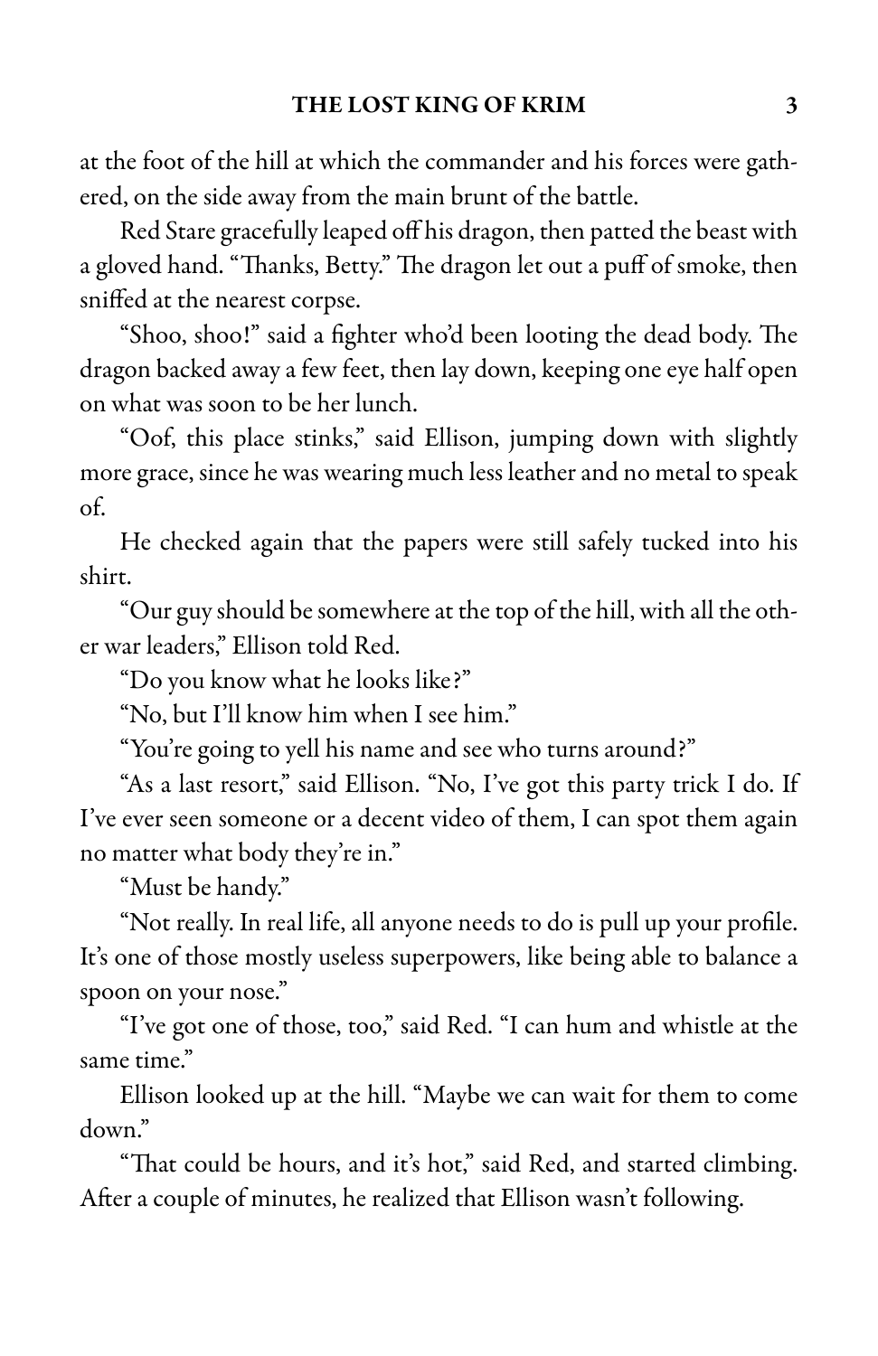at the foot of the hill at which the commander and his forces were gathered, on the side away from the main brunt of the battle.

Red Stare gracefully leaped off his dragon, then patted the beast with a gloved hand. "Thanks, Betty." The dragon let out a puff of smoke, then sniffed at the nearest corpse.

"Shoo, shoo!" said a fighter who'd been looting the dead body. The dragon backed away a few feet, then lay down, keeping one eye half open on what was soon to be her lunch.

"Oof, this place stinks," said Ellison, jumping down with slightly more grace, since he was wearing much less leather and no metal to speak of.

He checked again that the papers were still safely tucked into his shirt.

"Our guy should be somewhere at the top of the hill, with all the other war leaders," Ellison told Red.

"Do you know what he looks like?"

"No, but I'll know him when I see him."

"You're going to yell his name and see who turns around?"

"As a last resort," said Ellison. "No, I've got this party trick I do. If I've ever seen someone or a decent video of them, I can spot them again no matter what body they're in."

"Must be handy."

"Not really. In real life, all anyone needs to do is pull up your profile. It's one of those mostly useless superpowers, like being able to balance a spoon on your nose."

"I've got one of those, too," said Red. "I can hum and whistle at the same time."

Ellison looked up at the hill. "Maybe we can wait for them to come down."

"That could be hours, and it's hot," said Red, and started climbing. After a couple of minutes, he realized that Ellison wasn't following.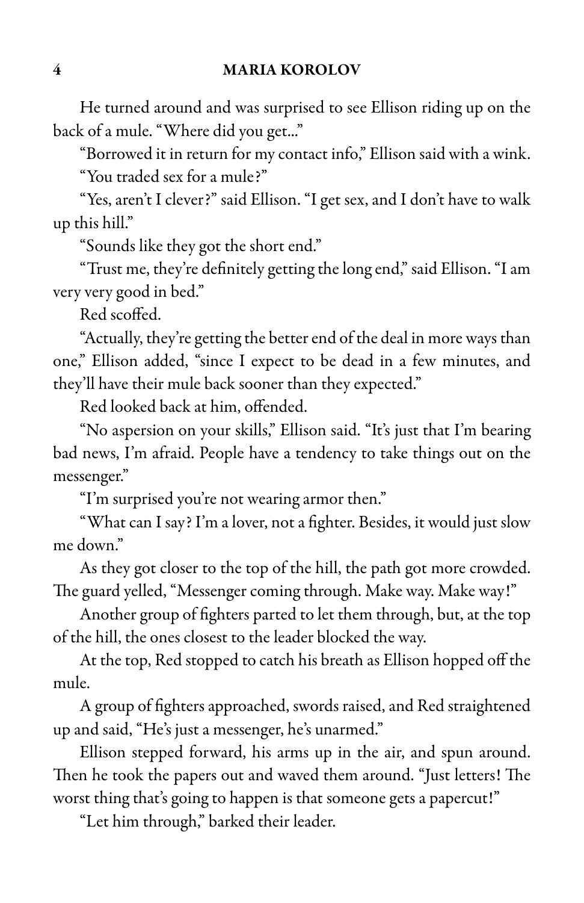He turned around and was surprised to see Ellison riding up on the back of a mule. "Where did you get..."

"Borrowed it in return for my contact info," Ellison said with a wink.

"You traded sex for a mule?"

"Yes, aren't I clever?" said Ellison. "I get sex, and I don't have to walk up this hill."

"Sounds like they got the short end."

"Trust me, they're definitely getting the long end," said Ellison. "I am very very good in bed."

Red scoffed.

"Actually, they're getting the better end of the deal in more ways than one," Ellison added, "since I expect to be dead in a few minutes, and they'll have their mule back sooner than they expected."

Red looked back at him, offended.

"No aspersion on your skills," Ellison said. "It's just that I'm bearing bad news, I'm afraid. People have a tendency to take things out on the messenger."

"I'm surprised you're not wearing armor then."

"What can I say? I'm a lover, not a fighter. Besides, it would just slow me down."

As they got closer to the top of the hill, the path got more crowded. The guard yelled, "Messenger coming through. Make way. Make way!"

Another group of fighters parted to let them through, but, at the top of the hill, the ones closest to the leader blocked the way.

At the top, Red stopped to catch his breath as Ellison hopped off the mule.

A group of fighters approached, swords raised, and Red straightened up and said, "He's just a messenger, he's unarmed."

Ellison stepped forward, his arms up in the air, and spun around. Then he took the papers out and waved them around. "Just letters! The worst thing that's going to happen is that someone gets a papercut!"

"Let him through," barked their leader.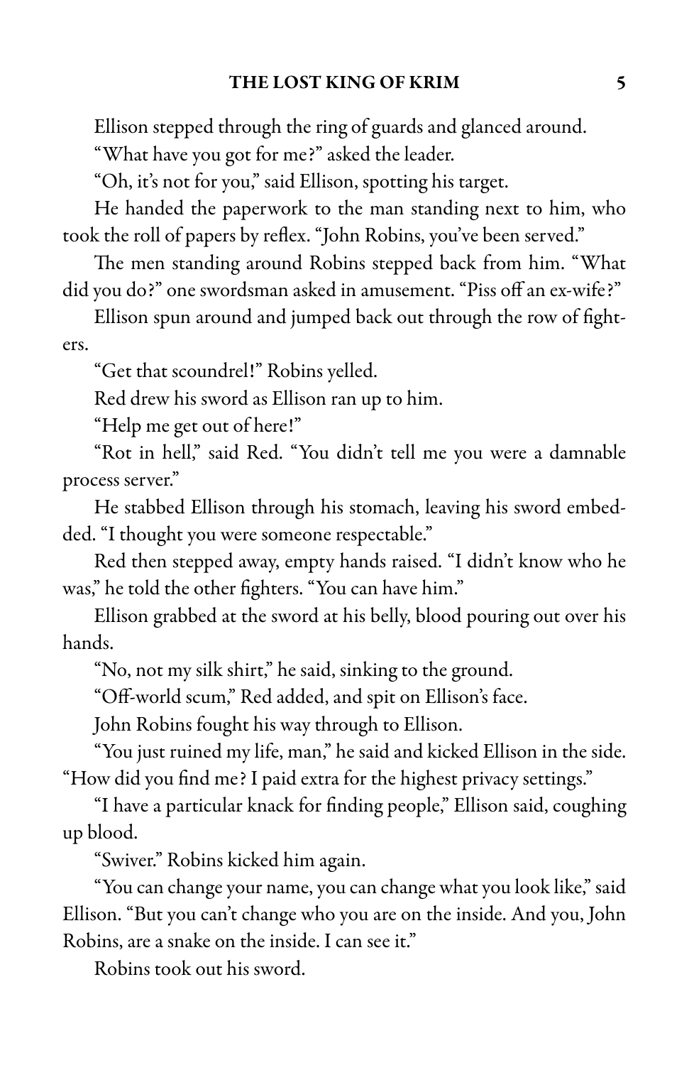Ellison stepped through the ring of guards and glanced around.

"What have you got for me?" asked the leader.

"Oh, it's not for you," said Ellison, spotting his target.

He handed the paperwork to the man standing next to him, who took the roll of papers by reflex. "John Robins, you've been served."

The men standing around Robins stepped back from him. "What did you do?" one swordsman asked in amusement. "Piss off an ex-wife?"

Ellison spun around and jumped back out through the row of fighters.

"Get that scoundrel!" Robins yelled.

Red drew his sword as Ellison ran up to him.

"Help me get out of here!"

"Rot in hell," said Red. "You didn't tell me you were a damnable process server."

He stabbed Ellison through his stomach, leaving his sword embedded. "I thought you were someone respectable."

Red then stepped away, empty hands raised. "I didn't know who he was," he told the other fighters. "You can have him."

Ellison grabbed at the sword at his belly, blood pouring out over his hands.

"No, not my silk shirt," he said, sinking to the ground.

"Off-world scum," Red added, and spit on Ellison's face.

John Robins fought his way through to Ellison.

"You just ruined my life, man," he said and kicked Ellison in the side. "How did you find me? I paid extra for the highest privacy settings."

"I have a particular knack for finding people," Ellison said, coughing up blood.

"Swiver." Robins kicked him again.

"You can change your name, you can change what you look like," said Ellison. "But you can't change who you are on the inside. And you, John Robins, are a snake on the inside. I can see it."

Robins took out his sword.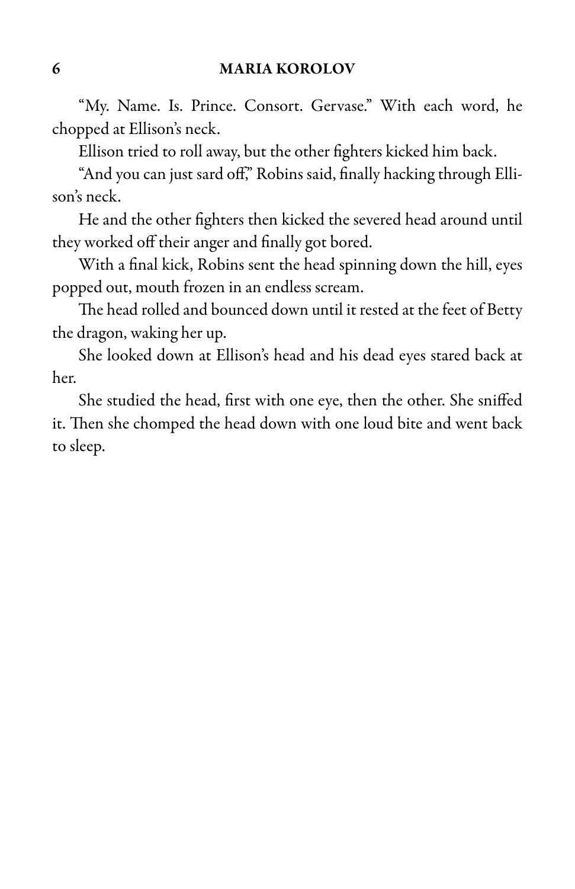"My. Name. Is. Prince. Consort. Gervase." With each word, he chopped at Ellison's neck.

Ellison tried to roll away, but the other fighters kicked him back.

"And you can just sard off," Robins said, finally hacking through Ellison's neck.

He and the other fighters then kicked the severed head around until they worked off their anger and finally got bored.

With a final kick, Robins sent the head spinning down the hill, eyes popped out, mouth frozen in an endless scream.

The head rolled and bounced down until it rested at the feet of Betty the dragon, waking her up.

She looked down at Ellison's head and his dead eyes stared back at her.

She studied the head, first with one eye, then the other. She sniffed it. Then she chomped the head down with one loud bite and went back to sleep.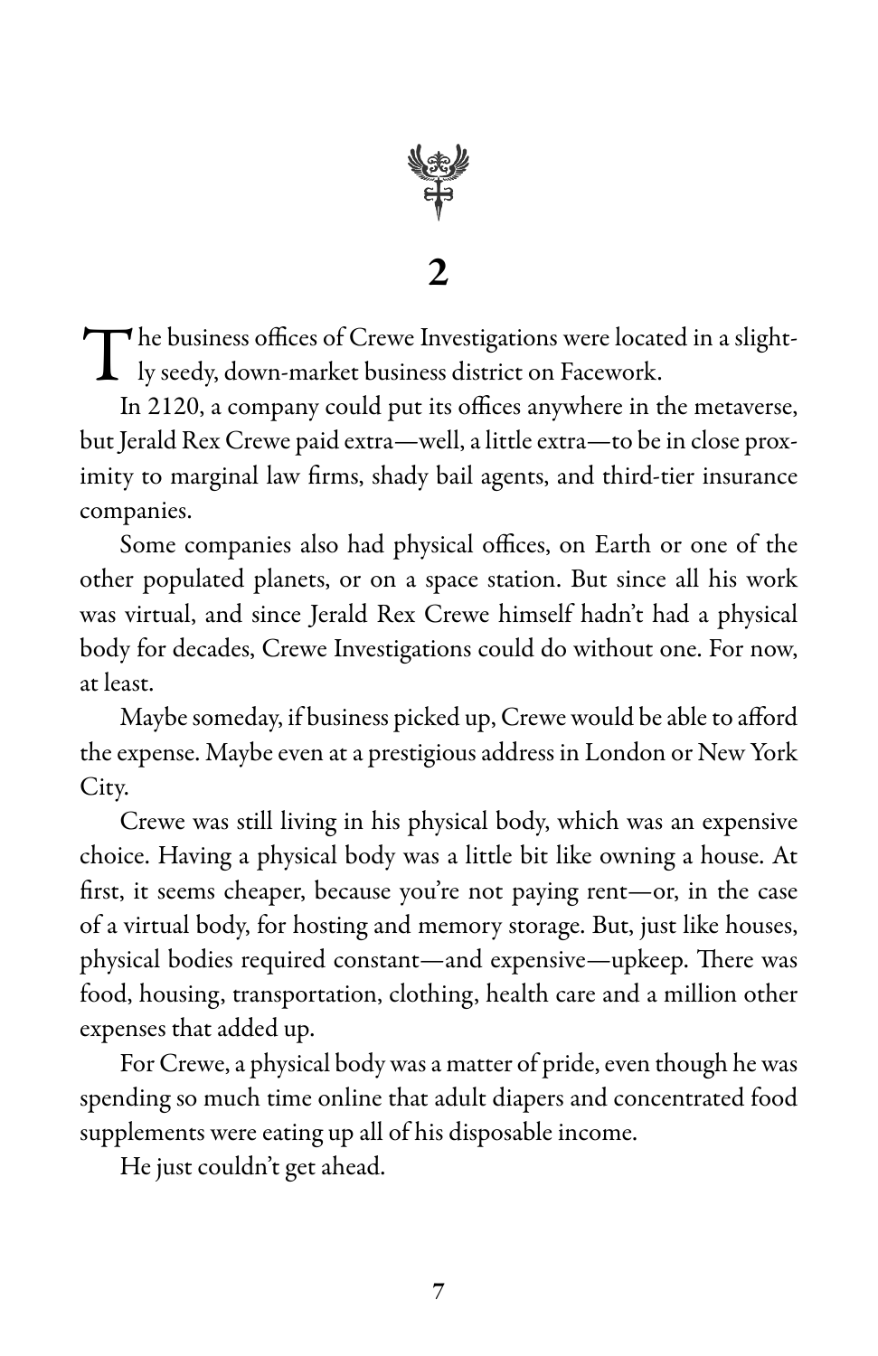## 2

The business offices of Crewe Investigations were located in a slightly seedy, down-market business district on Facework.

In 2120, a company could put its offices anywhere in the metaverse, but Jerald Rex Crewe paid extra—well, a little extra—to be in close proximity to marginal law firms, shady bail agents, and third-tier insurance companies.

Some companies also had physical offices, on Earth or one of the other populated planets, or on a space station. But since all his work was virtual, and since Jerald Rex Crewe himself hadn't had a physical body for decades, Crewe Investigations could do without one. For now, at least.

Maybe someday, if business picked up, Crewe would be able to afford the expense. Maybe even at a prestigious address in London or New York City.

Crewe was still living in his physical body, which was an expensive choice. Having a physical body was a little bit like owning a house. At first, it seems cheaper, because you're not paying rent—or, in the case of a virtual body, for hosting and memory storage. But, just like houses, physical bodies required constant—and expensive—upkeep. There was food, housing, transportation, clothing, health care and a million other expenses that added up.

For Crewe, a physical body was a matter of pride, even though he was spending so much time online that adult diapers and concentrated food supplements were eating up all of his disposable income.

He just couldn't get ahead.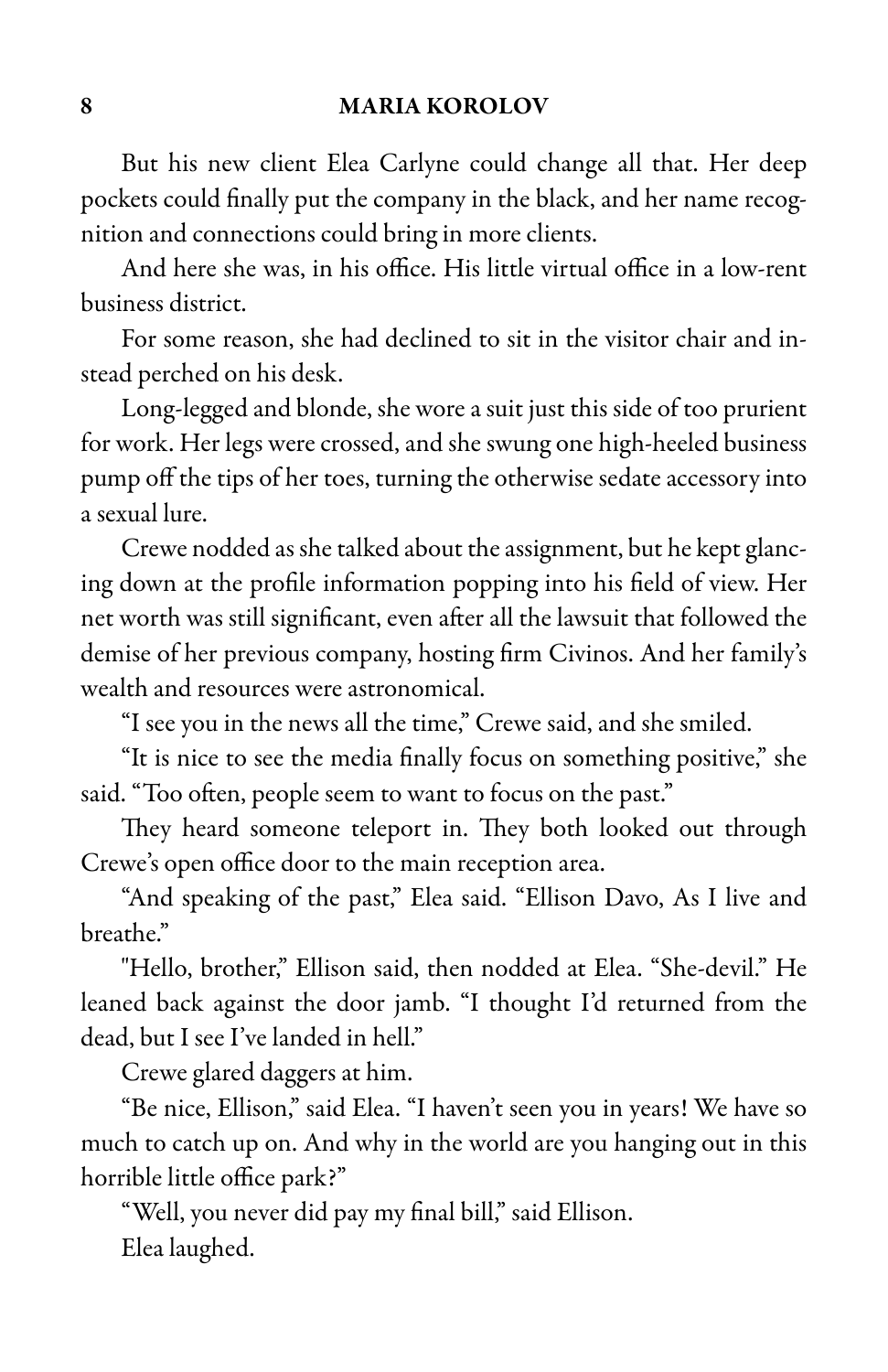But his new client Elea Carlyne could change all that. Her deep pockets could finally put the company in the black, and her name recognition and connections could bring in more clients.

And here she was, in his office. His little virtual office in a low-rent business district.

For some reason, she had declined to sit in the visitor chair and instead perched on his desk.

Long-legged and blonde, she wore a suit just this side of too prurient for work. Her legs were crossed, and she swung one high-heeled business pump off the tips of her toes, turning the otherwise sedate accessory into a sexual lure.

Crewe nodded as she talked about the assignment, but he kept glancing down at the profile information popping into his field of view. Her net worth was still significant, even after all the lawsuit that followed the demise of her previous company, hosting firm Civinos. And her family's wealth and resources were astronomical.

"I see you in the news all the time," Crewe said, and she smiled.

"It is nice to see the media finally focus on something positive," she said. "Too often, people seem to want to focus on the past."

They heard someone teleport in. They both looked out through Crewe's open office door to the main reception area.

"And speaking of the past," Elea said. "Ellison Davo, As I live and breathe."

"Hello, brother," Ellison said, then nodded at Elea. "She-devil." He leaned back against the door jamb. "I thought I'd returned from the dead, but I see I've landed in hell."

Crewe glared daggers at him.

"Be nice, Ellison," said Elea. "I haven't seen you in years! We have so much to catch up on. And why in the world are you hanging out in this horrible little office park?"

"Well, you never did pay my final bill," said Ellison.

Elea laughed.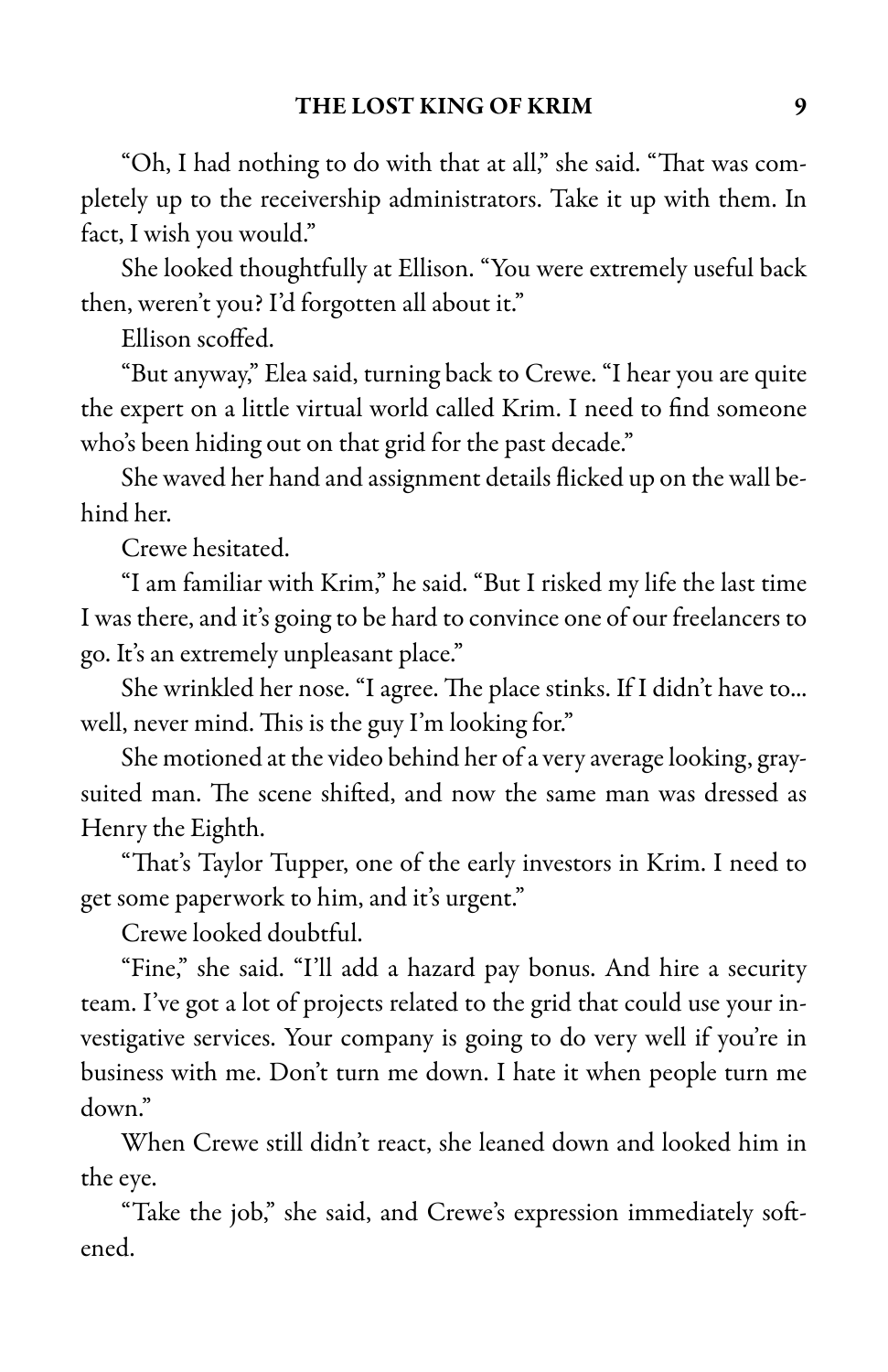"Oh, I had nothing to do with that at all," she said. "That was completely up to the receivership administrators. Take it up with them. In fact, I wish you would."

She looked thoughtfully at Ellison. "You were extremely useful back then, weren't you? I'd forgotten all about it."

Ellison scoffed.

"But anyway," Elea said, turning back to Crewe. "I hear you are quite the expert on a little virtual world called Krim. I need to find someone who's been hiding out on that grid for the past decade."

She waved her hand and assignment details flicked up on the wall behind her.

Crewe hesitated.

"I am familiar with Krim," he said. "But I risked my life the last time I was there, and it's going to be hard to convince one of our freelancers to go. It's an extremely unpleasant place."

She wrinkled her nose. "I agree. The place stinks. If I didn't have to… well, never mind. This is the guy I'm looking for."

She motioned at the video behind her of a very average looking, gray-suited man. The scene shifted, and now the same man was dressed as Henry the Eighth.

"That's Taylor Tupper, one of the early investors in Krim. I need to get some paperwork to him, and it's urgent."

Crewe looked doubtful.

"Fine," she said. "I'll add a hazard pay bonus. And hire a security team. I've got a lot of projects related to the grid that could use your investigative services. Your company is going to do very well if you're in business with me. Don't turn me down. I hate it when people turn me down."

When Crewe still didn't react, she leaned down and looked him in the eye.

"Take the job," she said, and Crewe's expression immediately softened.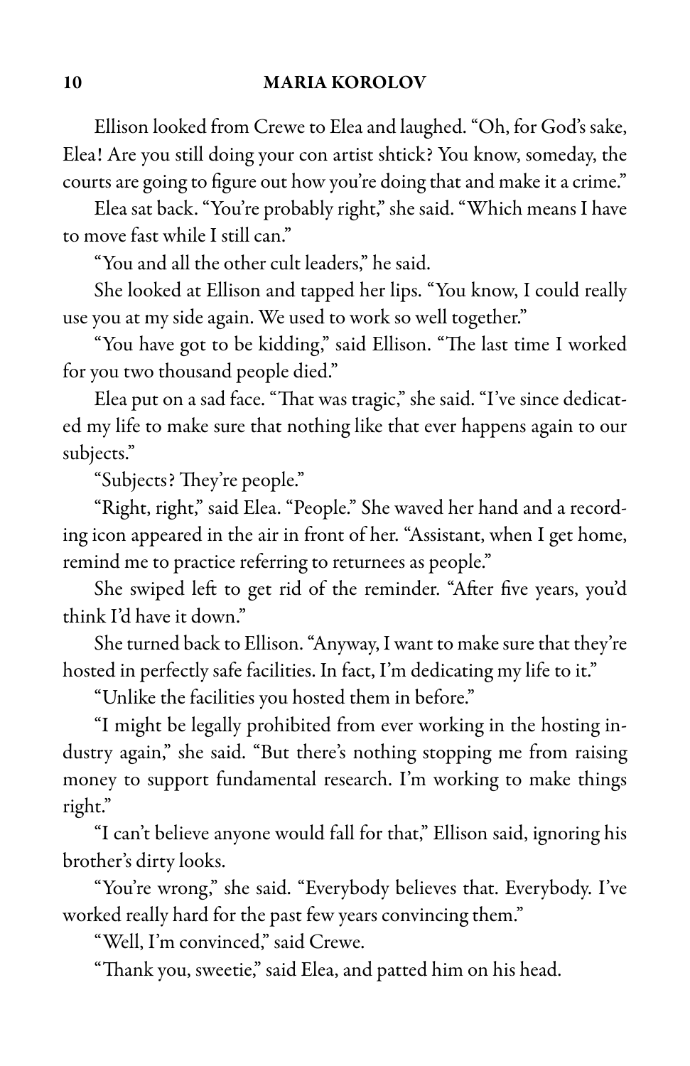Ellison looked from Crewe to Elea and laughed. "Oh, for God's sake, Elea! Are you still doing your con artist shtick? You know, someday, the courts are going to figure out how you're doing that and make it a crime."

Elea sat back. "You're probably right," she said. "Which means I have to move fast while I still can."

"You and all the other cult leaders," he said.

She looked at Ellison and tapped her lips. "You know, I could really use you at my side again. We used to work so well together."

"You have got to be kidding," said Ellison. "The last time I worked for you two thousand people died."

Elea put on a sad face. "That was tragic," she said. "I've since dedicated my life to make sure that nothing like that ever happens again to our subjects."

"Subjects? They're people."

"Right, right," said Elea. "People." She waved her hand and a recording icon appeared in the air in front of her. "Assistant, when I get home, remind me to practice referring to returnees as people."

She swiped left to get rid of the reminder. "After five years, you'd think I'd have it down."

She turned back to Ellison. "Anyway, I want to make sure that they're hosted in perfectly safe facilities. In fact, I'm dedicating my life to it."

"Unlike the facilities you hosted them in before."

"I might be legally prohibited from ever working in the hosting industry again," she said. "But there's nothing stopping me from raising money to support fundamental research. I'm working to make things right."

"I can't believe anyone would fall for that," Ellison said, ignoring his brother's dirty looks.

"You're wrong," she said. "Everybody believes that. Everybody. I've worked really hard for the past few years convincing them."

"Well, I'm convinced," said Crewe.

"Thank you, sweetie," said Elea, and patted him on his head.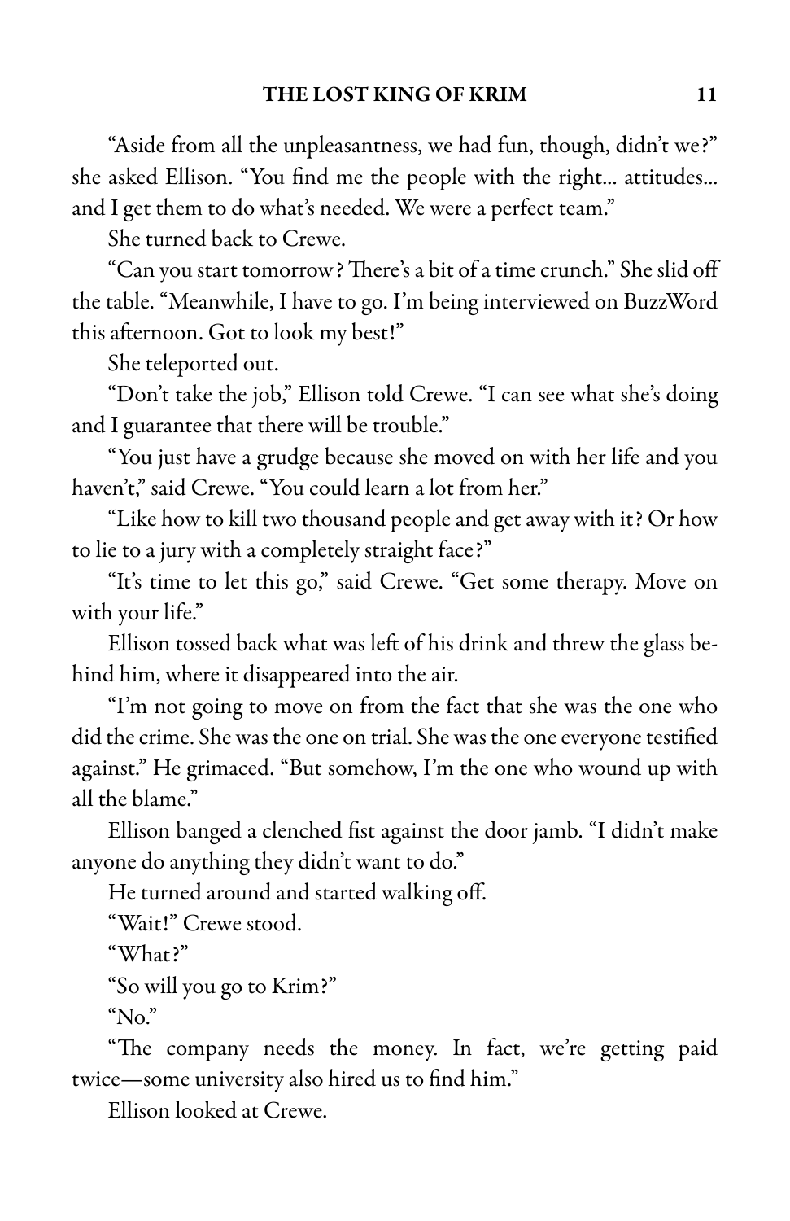"Aside from all the unpleasantness, we had fun, though, didn't we?" she asked Ellison. "You find me the people with the right... attitudes... and I get them to do what's needed. We were a perfect team."

She turned back to Crewe.

"Can you start tomorrow? There's a bit of a time crunch." She slid off the table. "Meanwhile, I have to go. I'm being interviewed on BuzzWord this afternoon. Got to look my best!"

She teleported out.

"Don't take the job," Ellison told Crewe. "I can see what she's doing and I guarantee that there will be trouble."

"You just have a grudge because she moved on with her life and you haven't," said Crewe. "You could learn a lot from her."

"Like how to kill two thousand people and get away with it? Or how to lie to a jury with a completely straight face?"

"It's time to let this go," said Crewe. "Get some therapy. Move on with your life."

Ellison tossed back what was left of his drink and threw the glass behind him, where it disappeared into the air.

"I'm not going to move on from the fact that she was the one who did the crime. She was the one on trial. She was the one everyone testified against." He grimaced. "But somehow, I'm the one who wound up with all the blame."

Ellison banged a clenched fist against the door jamb. "I didn't make anyone do anything they didn't want to do."

He turned around and started walking off.

"Wait!" Crewe stood.

"What?"

"So will you go to Krim?"

"No."

"The company needs the money. In fact, we're getting paid twice—some university also hired us to find him."

Ellison looked at Crewe.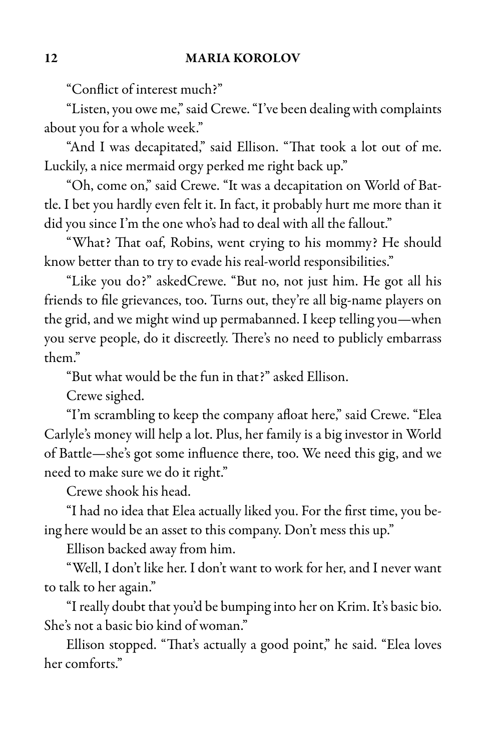"Conflict of interest much?"

"Listen, you owe me," said Crewe. "I've been dealing with complaints about you for a whole week."

"And I was decapitated," said Ellison. "That took a lot out of me. Luckily, a nice mermaid orgy perked me right back up."

"Oh, come on," said Crewe. "It was a decapitation on World of Battle. I bet you hardly even felt it. In fact, it probably hurt me more than it did you since I'm the one who's had to deal with all the fallout."

"What? That oaf, Robins, went crying to his mommy? He should know better than to try to evade his real-world responsibilities."

"Like you do?" askedCrewe. "But no, not just him. He got all his friends to file grievances, too. Turns out, they're all big-name players on the grid, and we might wind up permabanned. I keep telling you—when you serve people, do it discreetly. There's no need to publicly embarrass them."

"But what would be the fun in that?" asked Ellison.

Crewe sighed.

"I'm scrambling to keep the company afloat here," said Crewe. "Elea Carlyle's money will help a lot. Plus, her family is a big investor in World of Battle—she's got some influence there, too. We need this gig, and we need to make sure we do it right."

Crewe shook his head.

"I had no idea that Elea actually liked you. For the first time, you being here would be an asset to this company. Don't mess this up."

Ellison backed away from him.

"Well, I don't like her. I don't want to work for her, and I never want to talk to her again."

"I really doubt that you'd be bumping into her on Krim. It's basic bio. She's not a basic bio kind of woman."

Ellison stopped. "That's actually a good point," he said. "Elea loves her comforts."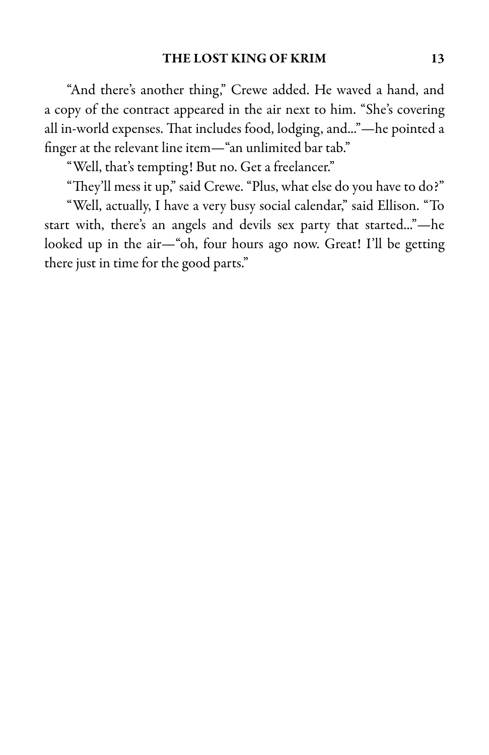"And there's another thing," Crewe added. He waved a hand, and a copy of the contract appeared in the air next to him. "She's covering all in-world expenses. That includes food, lodging, and..."—he pointed a finger at the relevant line item—"an unlimited bar tab."

"Well, that's tempting! But no. Get a freelancer."

"They'll mess it up," said Crewe. "Plus, what else do you have to do?"

"Well, actually, I have a very busy social calendar," said Ellison. "To start with, there's an angels and devils sex party that started..."—he looked up in the air—"oh, four hours ago now. Great! I'll be getting there just in time for the good parts."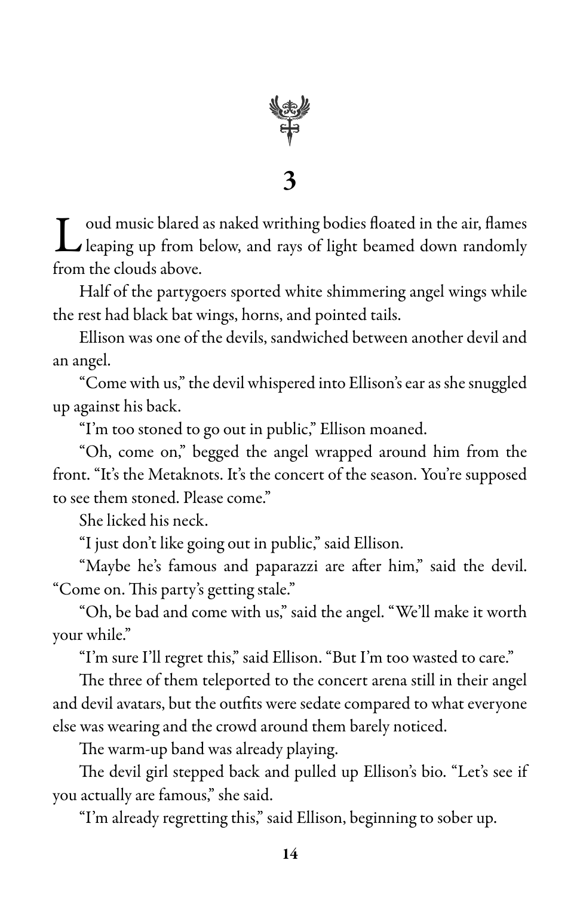# 3

Loud music blared as naked writhing bodies floated in the air, flames leaping up from below, and rays of light beamed down randomly from the clouds above.

Half of the partygoers sported white shimmering angel wings while the rest had black bat wings, horns, and pointed tails.

Ellison was one of the devils, sandwiched between another devil and an angel.

"Come with us," the devil whispered into Ellison's ear as she snuggled up against his back.

"I'm too stoned to go out in public," Ellison moaned.

"Oh, come on," begged the angel wrapped around him from the front. "It's the Metaknots. It's the concert of the season. You're supposed to see them stoned. Please come."

She licked his neck.

"I just don't like going out in public," said Ellison.

"Maybe he's famous and paparazzi are after him," said the devil. "Come on. This party's getting stale."

"Oh, be bad and come with us," said the angel. "We'll make it worth your while."

"I'm sure I'll regret this," said Ellison. "But I'm too wasted to care."

The three of them teleported to the concert arena still in their angel and devil avatars, but the outfits were sedate compared to what everyone else was wearing and the crowd around them barely noticed.

The warm-up band was already playing.

The devil girl stepped back and pulled up Ellison's bio. "Let's see if you actually are famous," she said.

"I'm already regretting this," said Ellison, beginning to sober up.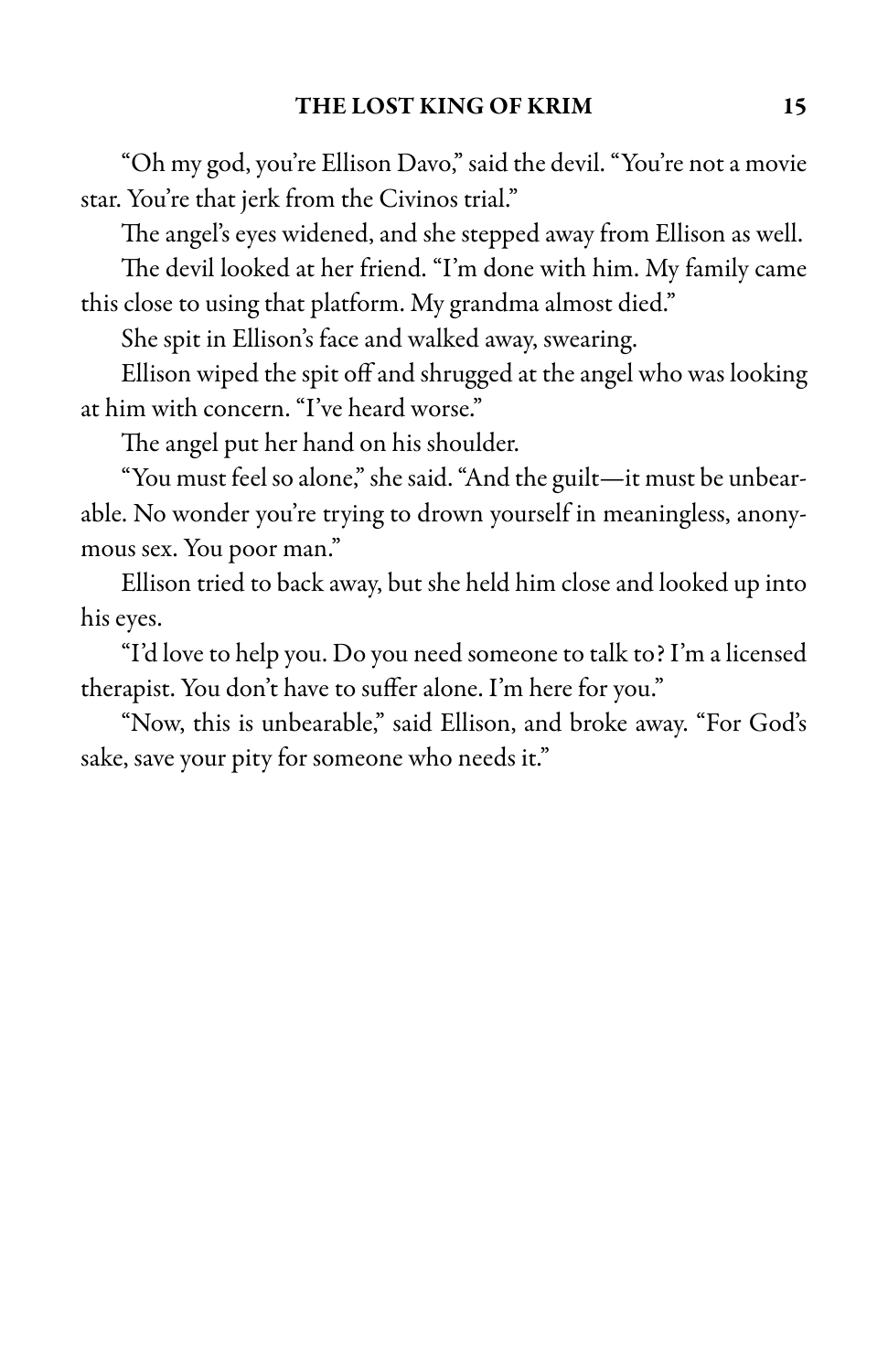"Oh my god, you're Ellison Davo," said the devil. "You're not a movie star. You're that jerk from the Civinos trial."

The angel's eyes widened, and she stepped away from Ellison as well.

The devil looked at her friend. "I'm done with him. My family came this close to using that platform. My grandma almost died."

She spit in Ellison's face and walked away, swearing.

Ellison wiped the spit off and shrugged at the angel who was looking at him with concern. "I've heard worse."

The angel put her hand on his shoulder.

"You must feel so alone," she said. "And the guilt—it must be unbearable. No wonder you're trying to drown yourself in meaningless, anonymous sex. You poor man."

Ellison tried to back away, but she held him close and looked up into his eyes.

"I'd love to help you. Do you need someone to talk to? I'm a licensed therapist. You don't have to suffer alone. I'm here for you."

"Now, this is unbearable," said Ellison, and broke away. "For God's sake, save your pity for someone who needs it."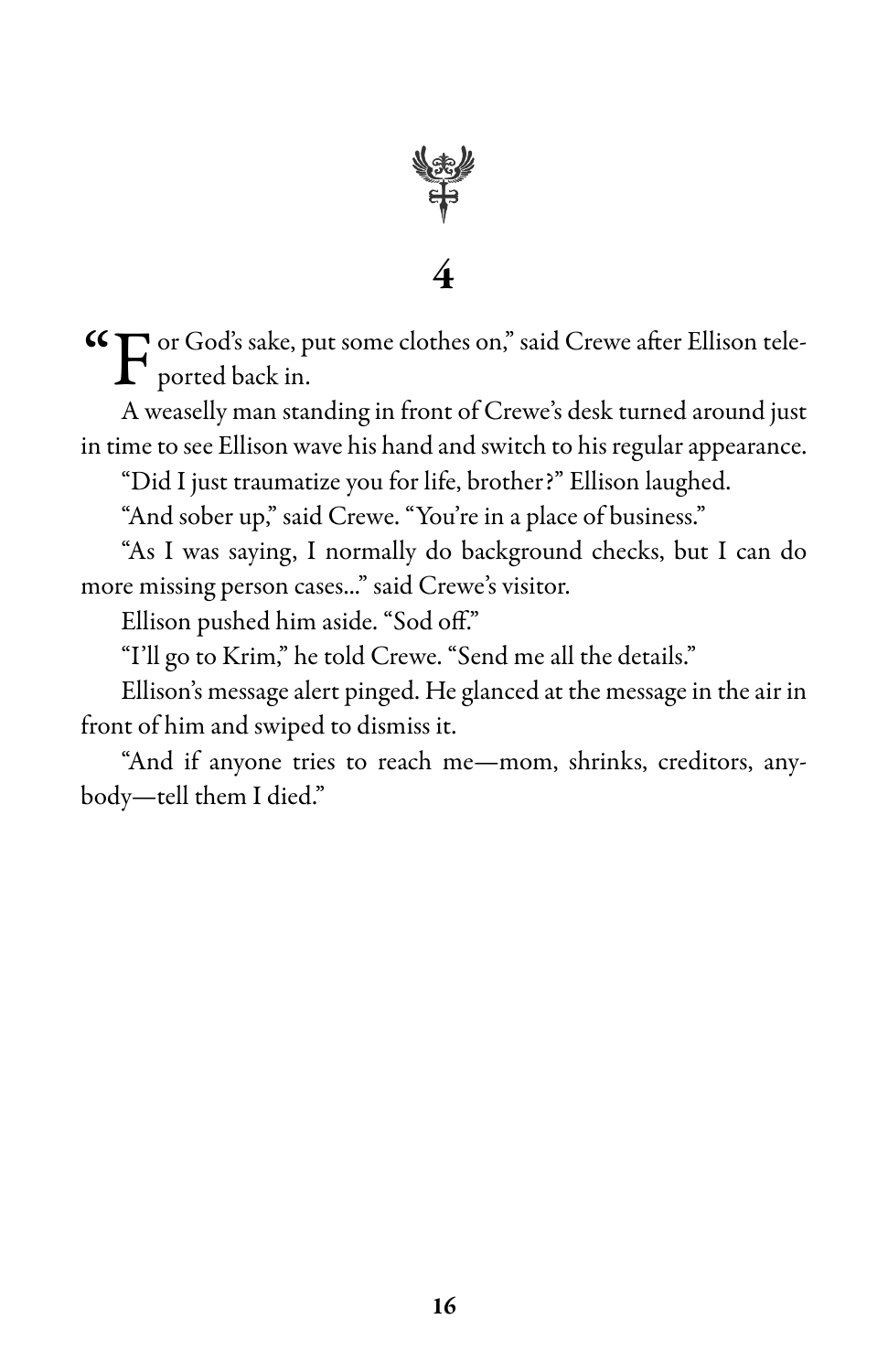# 4

"For God's sake, put some clothes on," said Crewe after Ellison teleported back in.

A weaselly man standing in front of Crewe's desk turned around just in time to see Ellison wave his hand and switch to his regular appearance.

"Did I just traumatize you for life, brother?" Ellison laughed.

"And sober up," said Crewe. "You're in a place of business."

"As I was saying, I normally do background checks, but I can do more missing person cases..." said Crewe's visitor.

Ellison pushed him aside. "Sod off."

"I'll go to Krim," he told Crewe. "Send me all the details."

Ellison's message alert pinged. He glanced at the message in the air in front of him and swiped to dismiss it.

"And if anyone tries to reach me—mom, shrinks, creditors, anybody—tell them I died."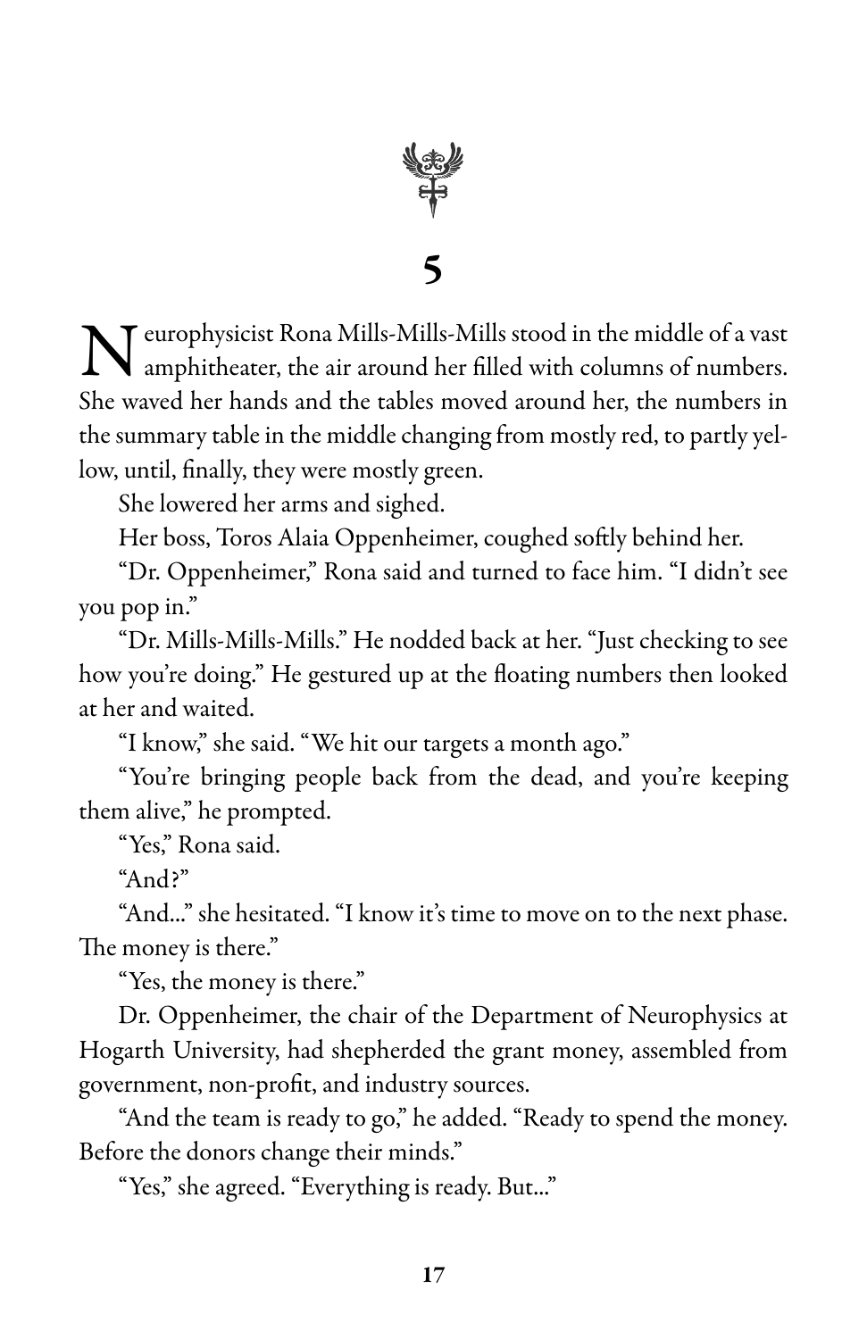# 5

Neurophysicist Rona Mills-Mills-Mills stood in the middle of a vast amphitheater, the air around her filled with columns of numbers. She waved her hands and the tables moved around her, the numbers in the summary table in the middle changing from mostly red, to partly yellow, until, finally, they were mostly green.

She lowered her arms and sighed.

Her boss, Toros Alaia Oppenheimer, coughed softly behind her.

"Dr. Oppenheimer," Rona said and turned to face him. "I didn't see you pop in."

"Dr. Mills-Mills-Mills." He nodded back at her. "Just checking to see how you're doing." He gestured up at the floating numbers then looked at her and waited.

"I know," she said. "We hit our targets a month ago."

"You're bringing people back from the dead, and you're keeping them alive," he prompted.

"Yes," Rona said.

"And?"

"And..." she hesitated. "I know it's time to move on to the next phase. The money is there."

"Yes, the money is there."

Dr. Oppenheimer, the chair of the Department of Neurophysics at Hogarth University, had shepherded the grant money, assembled from government, non-profit, and industry sources.

"And the team is ready to go," he added. "Ready to spend the money. Before the donors change their minds."

"Yes," she agreed. "Everything is ready. But..."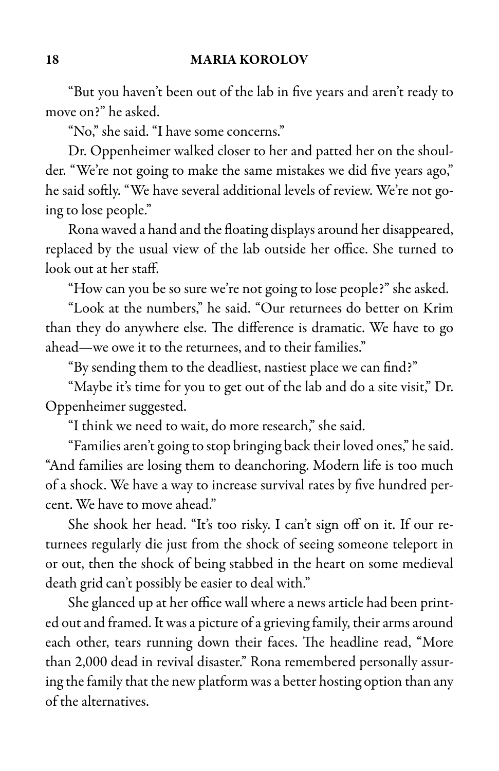"But you haven't been out of the lab in five years and aren't ready to move on?" he asked.

"No," she said. "I have some concerns."

Dr. Oppenheimer walked closer to her and patted her on the shoulder. "We're not going to make the same mistakes we did five years ago," he said softly. "We have several additional levels of review. We're not going to lose people."

Rona waved a hand and the floating displays around her disappeared, replaced by the usual view of the lab outside her office. She turned to look out at her staff.

"How can you be so sure we're not going to lose people?" she asked.

"Look at the numbers," he said. "Our returnees do better on Krim than they do anywhere else. The difference is dramatic. We have to go ahead—we owe it to the returnees, and to their families."

"By sending them to the deadliest, nastiest place we can find?"

"Maybe it's time for you to get out of the lab and do a site visit," Dr. Oppenheimer suggested.

"I think we need to wait, do more research," she said.

"Families aren't going to stop bringing back their loved ones," he said. "And families are losing them to deanchoring. Modern life is too much of a shock. We have a way to increase survival rates by five hundred percent. We have to move ahead."

She shook her head. "It's too risky. I can't sign off on it. If our returnees regularly die just from the shock of seeing someone teleport in or out, then the shock of being stabbed in the heart on some medieval death grid can't possibly be easier to deal with."

She glanced up at her office wall where a news article had been printed out and framed. It was a picture of a grieving family, their arms around each other, tears running down their faces. The headline read, "More than 2,000 dead in revival disaster." Rona remembered personally assuring the family that the new platform was a better hosting option than any of the alternatives.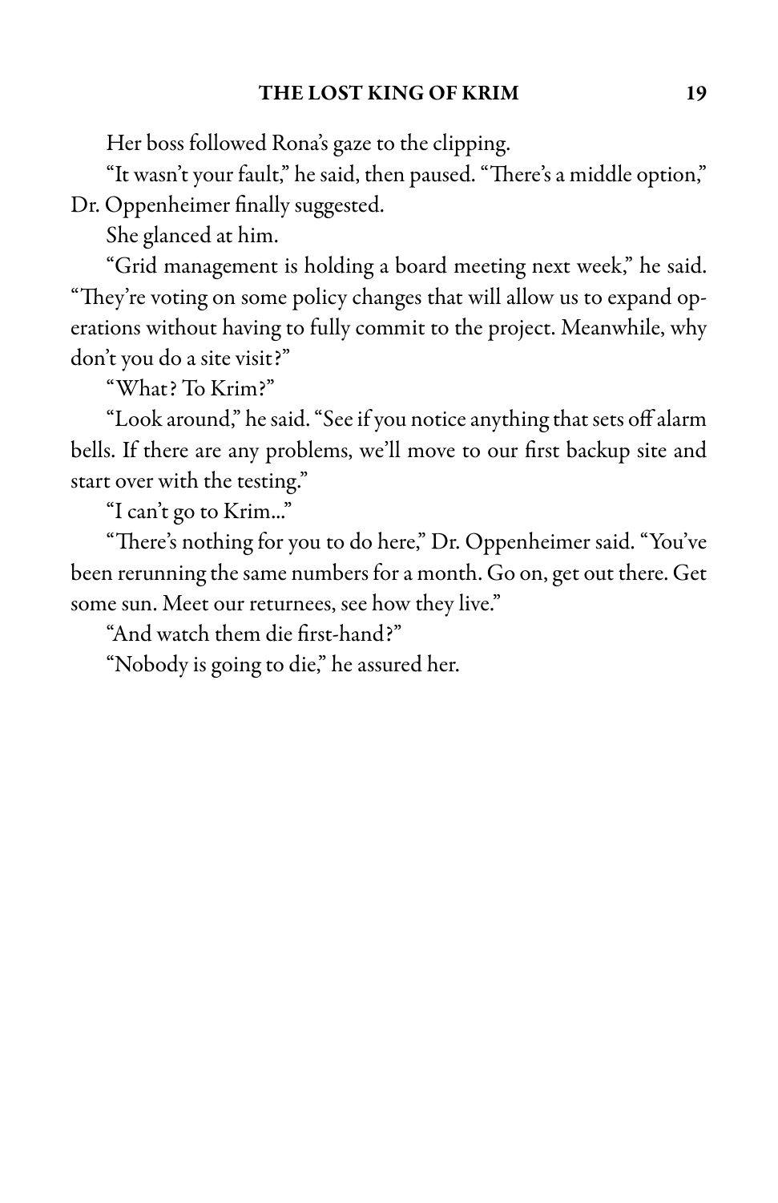Her boss followed Rona's gaze to the clipping.

"It wasn't your fault," he said, then paused. "There's a middle option," Dr. Oppenheimer finally suggested.

She glanced at him.

"Grid management is holding a board meeting next week," he said. "They're voting on some policy changes that will allow us to expand operations without having to fully commit to the project. Meanwhile, why don't you do a site visit?"

"What? To Krim?"

"Look around," he said. "See if you notice anything that sets off alarm bells. If there are any problems, we'll move to our first backup site and start over with the testing."

"I can't go to Krim..."

"There's nothing for you to do here," Dr. Oppenheimer said. "You've been rerunning the same numbers for a month. Go on, get out there. Get some sun. Meet our returnees, see how they live."

"And watch them die first-hand?"

"Nobody is going to die," he assured her.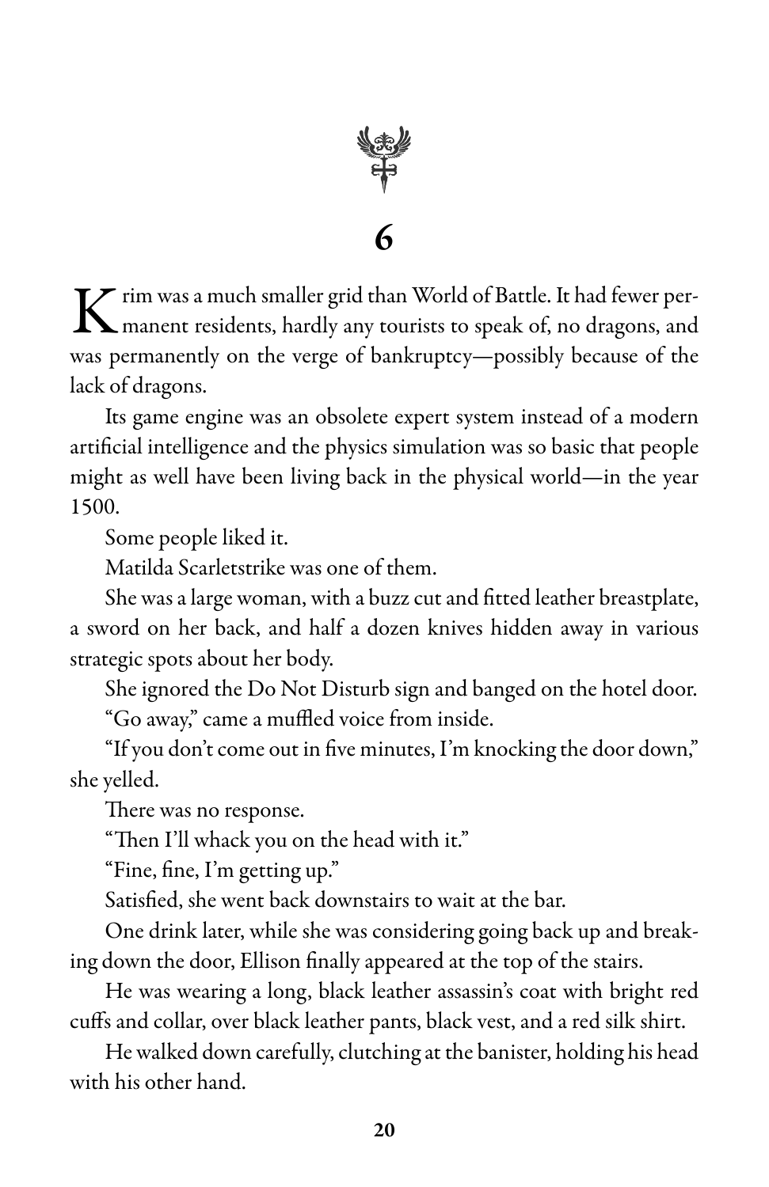# 6

Krim was a much smaller grid than World of Battle. It had fewer permanent residents, hardly any tourists to speak of, no dragons, and was permanently on the verge of bankruptcy—possibly because of the lack of dragons.

Its game engine was an obsolete expert system instead of a modern artificial intelligence and the physics simulation was so basic that people might as well have been living back in the physical world—in the year 1500.

Some people liked it.

Matilda Scarletstrike was one of them.

She was a large woman, with a buzz cut and fitted leather breastplate, a sword on her back, and half a dozen knives hidden away in various strategic spots about her body.

She ignored the Do Not Disturb sign and banged on the hotel door.

"Go away," came a muffled voice from inside.

"If you don't come out in five minutes, I'm knocking the door down," she yelled.

There was no response.

"Then I'll whack you on the head with it."

"Fine, fine, I'm getting up."

Satisfied, she went back downstairs to wait at the bar.

One drink later, while she was considering going back up and breaking down the door, Ellison finally appeared at the top of the stairs.

He was wearing a long, black leather assassin's coat with bright red cuffs and collar, over black leather pants, black vest, and a red silk shirt.

He walked down carefully, clutching at the banister, holding his head with his other hand.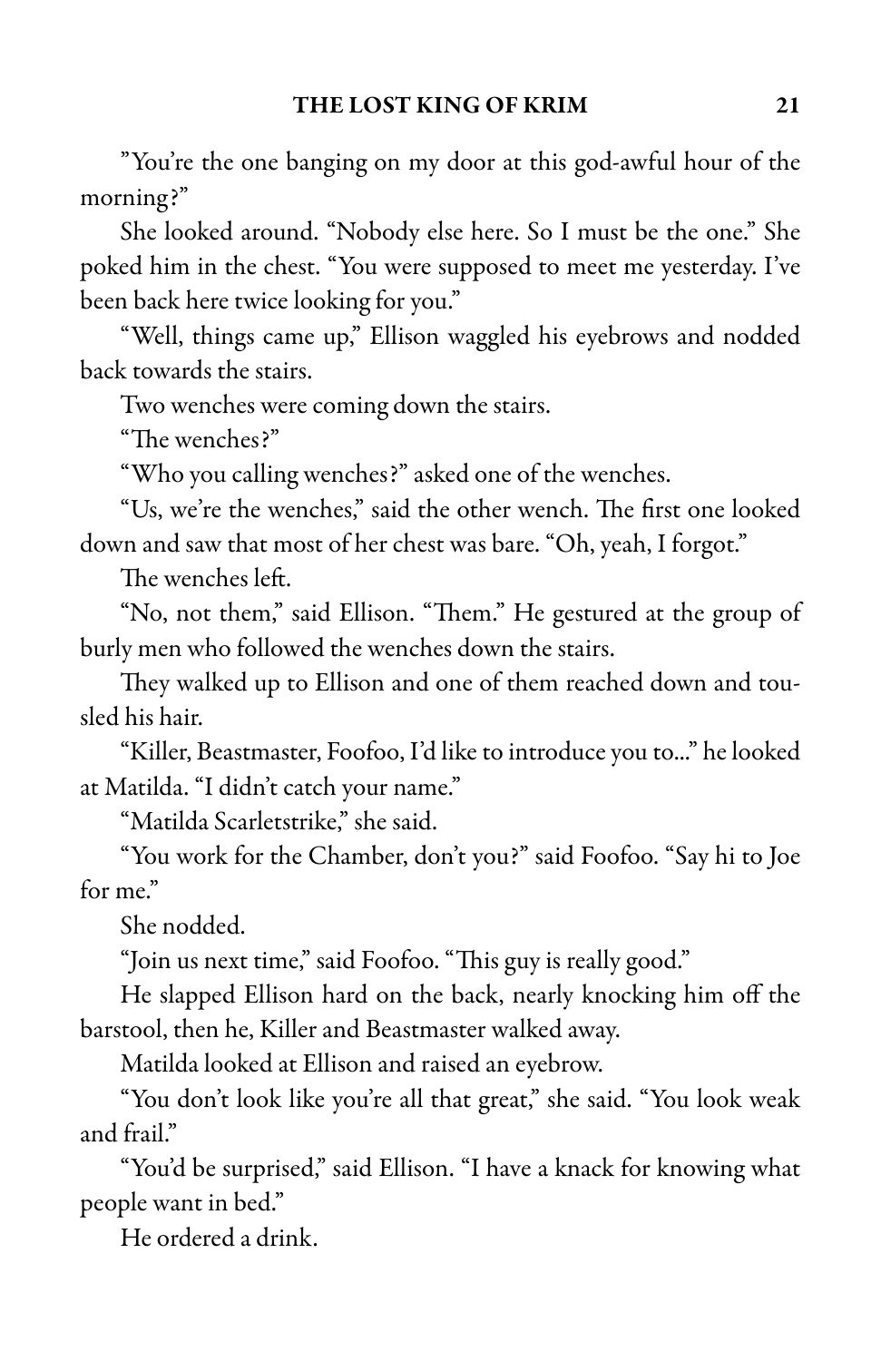"You're the one banging on my door at this god-awful hour of the morning?"

She looked around. "Nobody else here. So I must be the one." She poked him in the chest. "You were supposed to meet me yesterday. I've been back here twice looking for you."

"Well, things came up," Ellison waggled his eyebrows and nodded back towards the stairs.

Two wenches were coming down the stairs.

"The wenches?"

"Who you calling wenches?" asked one of the wenches.

"Us, we're the wenches," said the other wench. The first one looked down and saw that most of her chest was bare. "Oh, yeah, I forgot."

The wenches left.

"No, not them," said Ellison. "Them." He gestured at the group of burly men who followed the wenches down the stairs.

They walked up to Ellison and one of them reached down and tousled his hair.

"Killer, Beastmaster, Foofoo, I'd like to introduce you to..." he looked at Matilda. "I didn't catch your name."

"Matilda Scarletstrike," she said.

"You work for the Chamber, don't you?" said Foofoo. "Say hi to Joe for me."

She nodded.

"Join us next time," said Foofoo. "This guy is really good."

He slapped Ellison hard on the back, nearly knocking him off the barstool, then he, Killer and Beastmaster walked away.

Matilda looked at Ellison and raised an eyebrow.

"You don't look like you're all that great," she said. "You look weak and frail."

"You'd be surprised," said Ellison. "I have a knack for knowing what people want in bed."

He ordered a drink.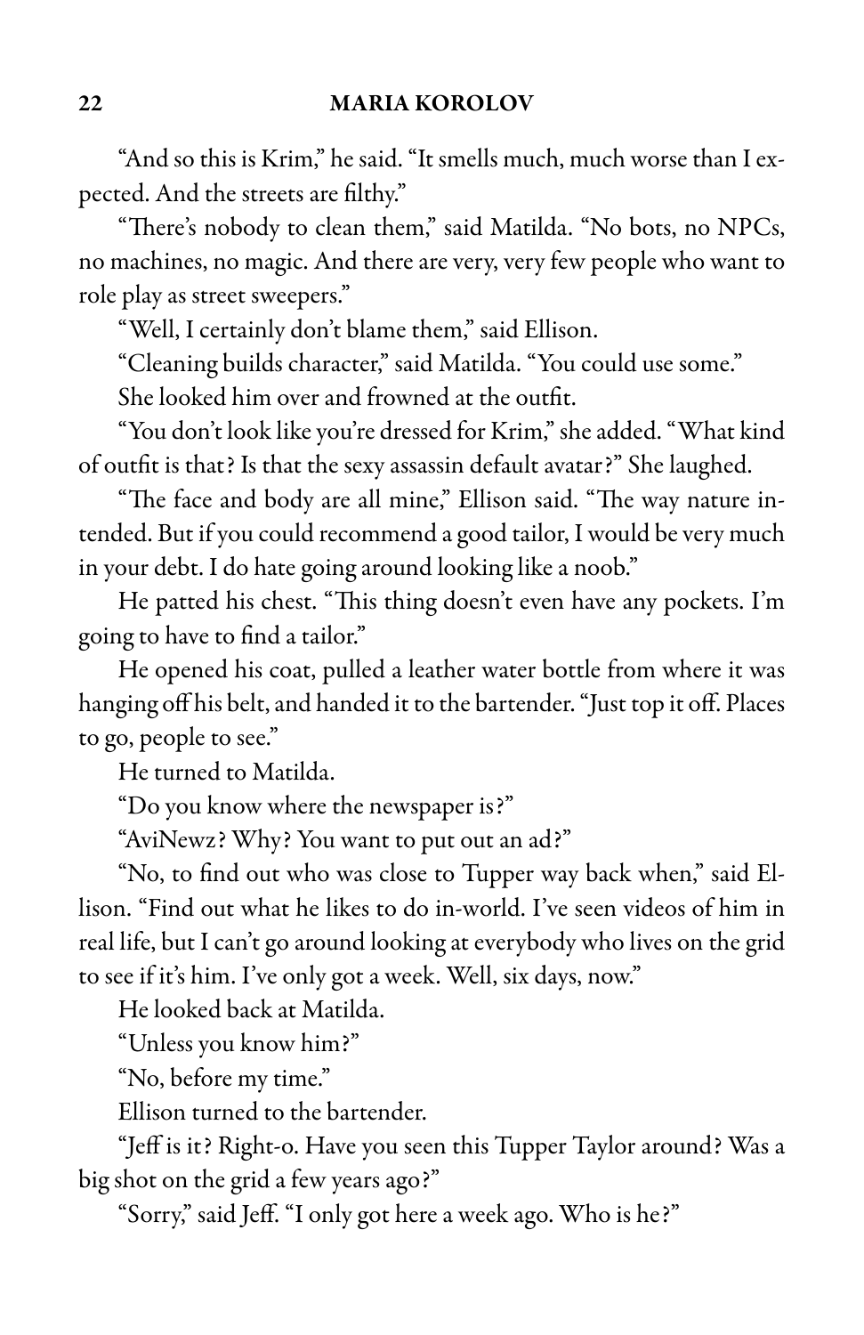"And so this is Krim," he said. "It smells much, much worse than I expected. And the streets are filthy."

"There's nobody to clean them," said Matilda. "No bots, no NPCs, no machines, no magic. And there are very, very few people who want to role play as street sweepers."

"Well, I certainly don't blame them," said Ellison.

"Cleaning builds character," said Matilda. "You could use some."

She looked him over and frowned at the outfit.

"You don't look like you're dressed for Krim," she added. "What kind of outfit is that? Is that the sexy assassin default avatar?" She laughed.

"The face and body are all mine," Ellison said. "The way nature intended. But if you could recommend a good tailor, I would be very much in your debt. I do hate going around looking like a noob."

He patted his chest. "This thing doesn't even have any pockets. I'm going to have to find a tailor."

He opened his coat, pulled a leather water bottle from where it was hanging off his belt, and handed it to the bartender. "Just top it off. Places to go, people to see."

He turned to Matilda.

"Do you know where the newspaper is?"

"AviNewz? Why? You want to put out an ad?"

"No, to find out who was close to Tupper way back when," said Ellison. "Find out what he likes to do in-world. I've seen videos of him in real life, but I can't go around looking at everybody who lives on the grid to see if it's him. I've only got a week. Well, six days, now."

He looked back at Matilda.

"Unless you know him?"

"No, before my time."

Ellison turned to the bartender.

"Jeff is it? Right-o. Have you seen this Tupper Taylor around? Was a big shot on the grid a few years ago?"

"Sorry," said Jeff. "I only got here a week ago. Who is he?"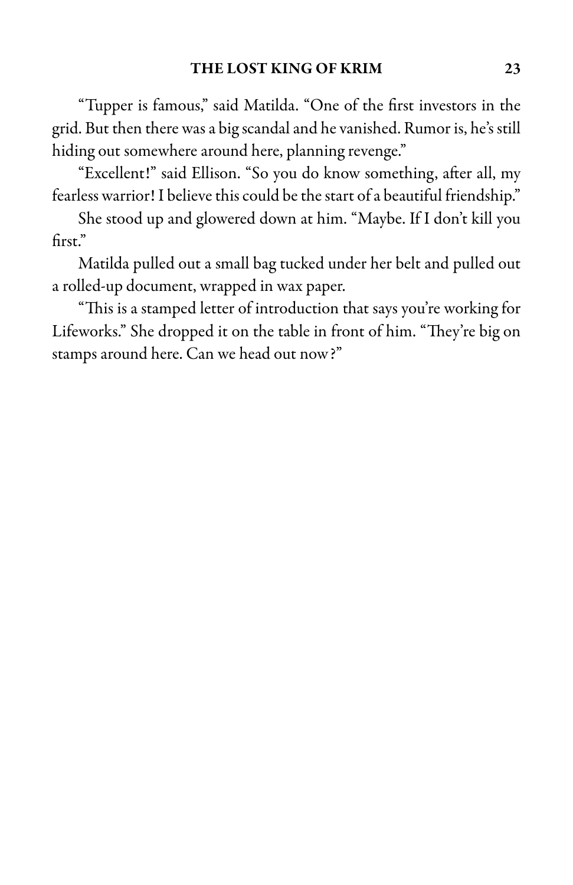"Tupper is famous," said Matilda. "One of the first investors in the grid. But then there was a big scandal and he vanished. Rumor is, he's still hiding out somewhere around here, planning revenge."

"Excellent!" said Ellison. "So you do know something, after all, my fearless warrior! I believe this could be the start of a beautiful friendship."

She stood up and glowered down at him. "Maybe. If I don't kill you first."

Matilda pulled out a small bag tucked under her belt and pulled out a rolled-up document, wrapped in wax paper.

"This is a stamped letter of introduction that says you're working for Lifeworks." She dropped it on the table in front of him. "They're big on stamps around here. Can we head out now?"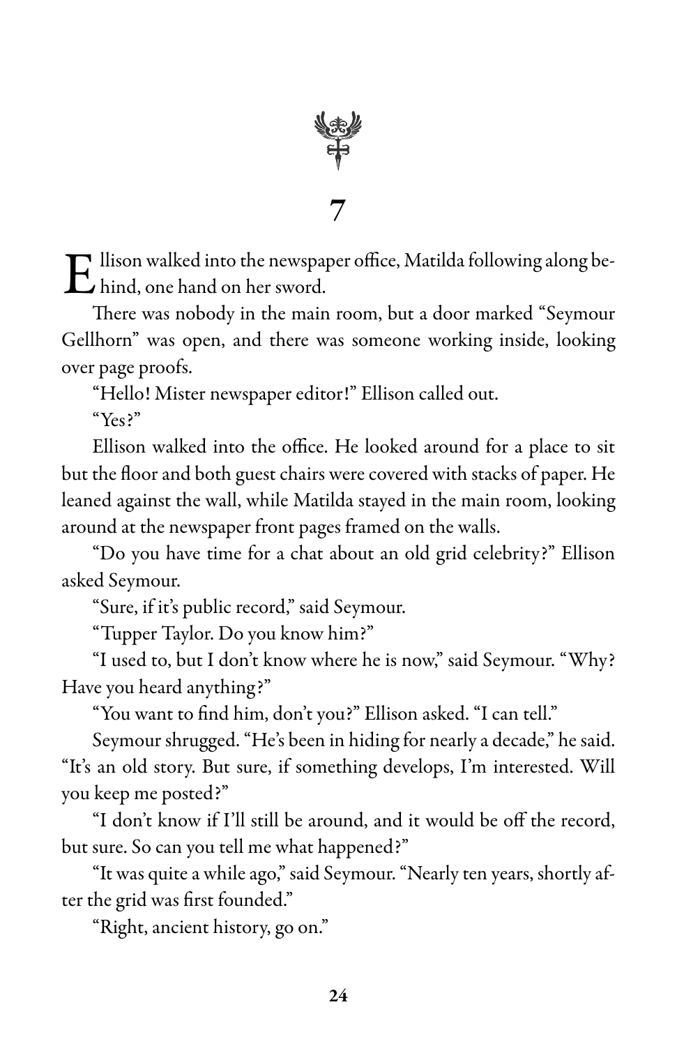# 7

Ellison walked into the newspaper office, Matilda following along behind, one hand on her sword.

There was nobody in the main room, but a door marked "Seymour Gellhorn" was open, and there was someone working inside, looking over page proofs.

"Hello! Mister newspaper editor!" Ellison called out.

"Yes?"

Ellison walked into the office. He looked around for a place to sit but the floor and both guest chairs were covered with stacks of paper. He leaned against the wall, while Matilda stayed in the main room, looking around at the newspaper front pages framed on the walls.

"Do you have time for a chat about an old grid celebrity?" Ellison asked Seymour.

"Sure, if it's public record," said Seymour.

"Tupper Taylor. Do you know him?"

"I used to, but I don't know where he is now," said Seymour. "Why? Have you heard anything?"

"You want to find him, don't you?" Ellison asked. "I can tell."

Seymour shrugged. "He's been in hiding for nearly a decade," he said. "It's an old story. But sure, if something develops, I'm interested. Will you keep me posted?"

"I don't know if I'll still be around, and it would be off the record, but sure. So can you tell me what happened?"

"It was quite a while ago," said Seymour. "Nearly ten years, shortly after the grid was first founded."

"Right, ancient history, go on."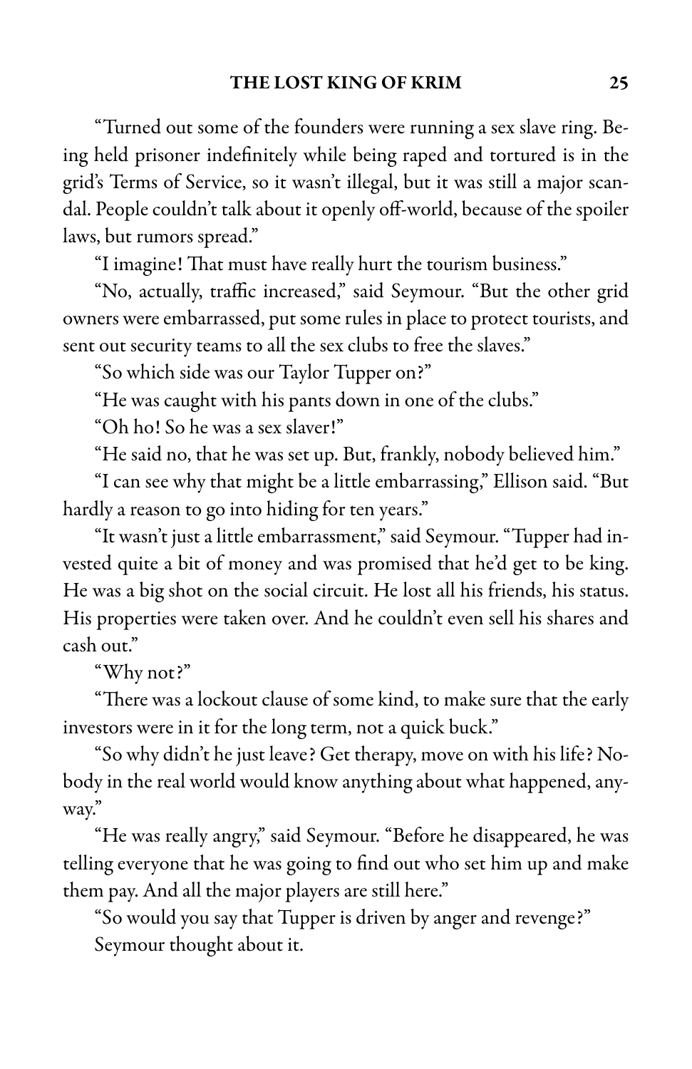"Turned out some of the founders were running a sex slave ring. Being held prisoner indefinitely while being raped and tortured is in the grid's Terms of Service, so it wasn't illegal, but it was still a major scandal. People couldn't talk about it openly off-world, because of the spoiler laws, but rumors spread."

"I imagine! That must have really hurt the tourism business."

"No, actually, traffic increased," said Seymour. "But the other grid owners were embarrassed, put some rules in place to protect tourists, and sent out security teams to all the sex clubs to free the slaves."

"So which side was our Taylor Tupper on?"

"He was caught with his pants down in one of the clubs."

"Oh ho! So he was a sex slaver!"

"He said no, that he was set up. But, frankly, nobody believed him."

"I can see why that might be a little embarrassing," Ellison said. "But hardly a reason to go into hiding for ten years."

"It wasn't just a little embarrassment," said Seymour. "Tupper had invested quite a bit of money and was promised that he'd get to be king. He was a big shot on the social circuit. He lost all his friends, his status. His properties were taken over. And he couldn't even sell his shares and cash out."

"Why not?"

"There was a lockout clause of some kind, to make sure that the early investors were in it for the long term, not a quick buck."

"So why didn't he just leave? Get therapy, move on with his life? Nobody in the real world would know anything about what happened, anyway."

"He was really angry," said Seymour. "Before he disappeared, he was telling everyone that he was going to find out who set him up and make them pay. And all the major players are still here."

"So would you say that Tupper is driven by anger and revenge?"

Seymour thought about it.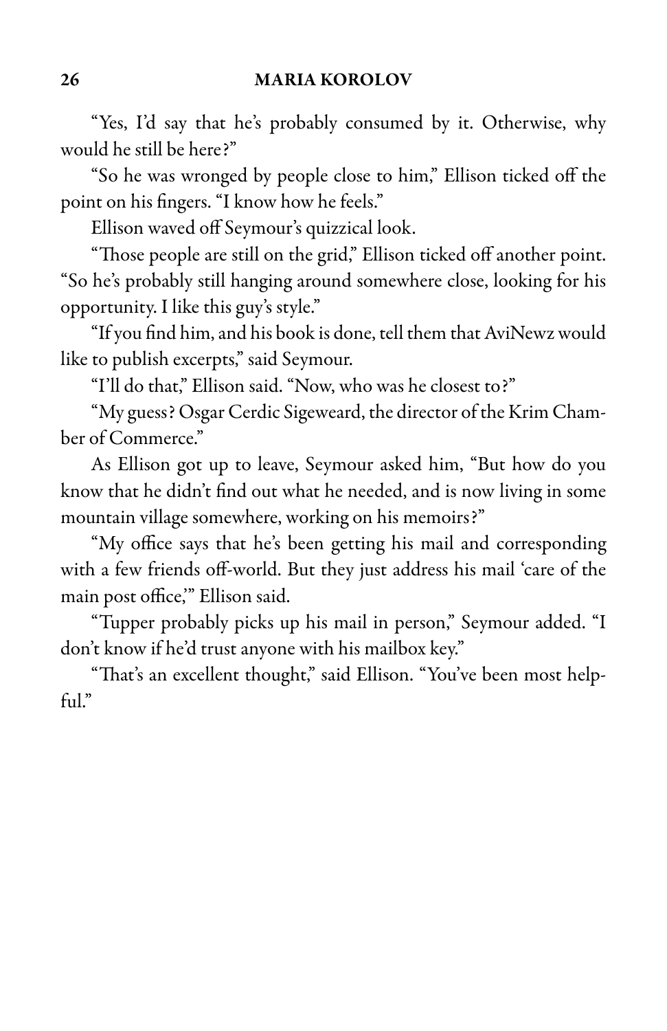"Yes, I'd say that he's probably consumed by it. Otherwise, why would he still be here?"

"So he was wronged by people close to him," Ellison ticked off the point on his fingers. "I know how he feels."

Ellison waved off Seymour's quizzical look.

"Those people are still on the grid," Ellison ticked off another point. "So he's probably still hanging around somewhere close, looking for his opportunity. I like this guy's style."

"If you find him, and his book is done, tell them that AviNewz would like to publish excerpts," said Seymour.

"I'll do that," Ellison said. "Now, who was he closest to?"

"My guess? Osgar Cerdic Sigeweard, the director of the Krim Chamber of Commerce."

As Ellison got up to leave, Seymour asked him, "But how do you know that he didn't find out what he needed, and is now living in some mountain village somewhere, working on his memoirs?"

"My office says that he's been getting his mail and corresponding with a few friends off-world. But they just address his mail 'care of the main post office,'" Ellison said.

"Tupper probably picks up his mail in person," Seymour added. "I don't know if he'd trust anyone with his mailbox key."

"That's an excellent thought," said Ellison. "You've been most helpful."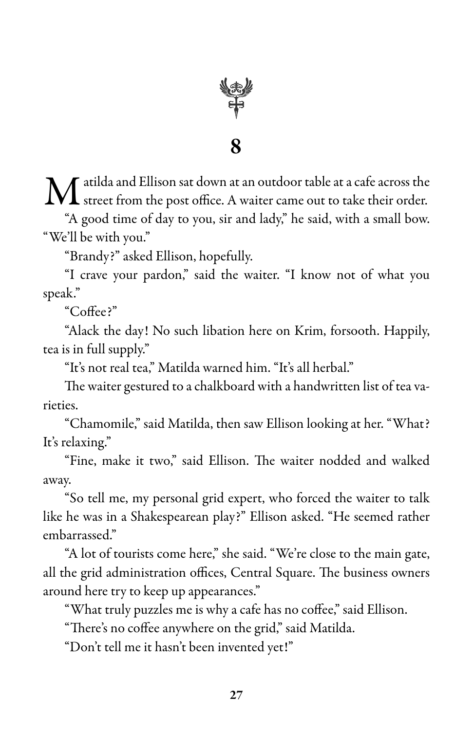# 8

Matilda and Ellison sat down at an outdoor table at a cafe across the street from the post office. A waiter came out to take their order.

"A good time of day to you, sir and lady," he said, with a small bow. "We'll be with you."

"Brandy?" asked Ellison, hopefully.

"I crave your pardon," said the waiter. "I know not of what you speak."

"Coffee?"

"Alack the day! No such libation here on Krim, forsooth. Happily, tea is in full supply."

"It's not real tea," Matilda warned him. "It's all herbal."

The waiter gestured to a chalkboard with a handwritten list of tea varieties.

"Chamomile," said Matilda, then saw Ellison looking at her. "What? It's relaxing."

"Fine, make it two," said Ellison. The waiter nodded and walked away.

"So tell me, my personal grid expert, who forced the waiter to talk like he was in a Shakespearean play?" Ellison asked. "He seemed rather embarrassed."

"A lot of tourists come here," she said. "We're close to the main gate, all the grid administration offices, Central Square. The business owners around here try to keep up appearances."

"What truly puzzles me is why a cafe has no coffee," said Ellison.

"There's no coffee anywhere on the grid," said Matilda.

"Don't tell me it hasn't been invented yet!"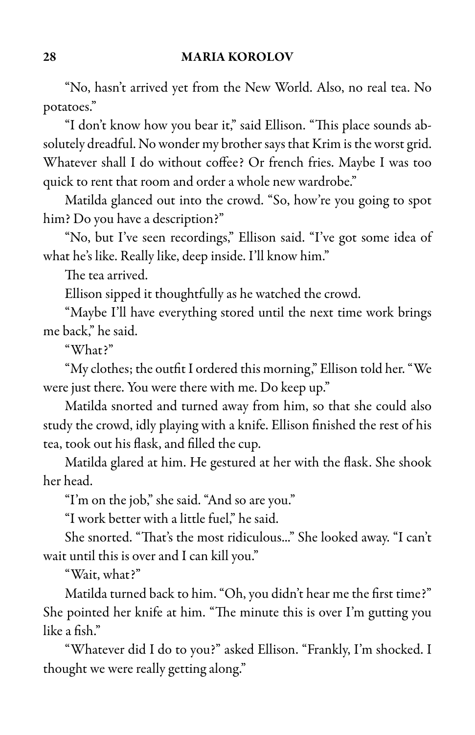"No, hasn't arrived yet from the New World. Also, no real tea. No potatoes."

"I don't know how you bear it," said Ellison. "This place sounds absolutely dreadful. No wonder my brother says that Krim is the worst grid. Whatever shall I do without coffee? Or french fries. Maybe I was too quick to rent that room and order a whole new wardrobe."

Matilda glanced out into the crowd. "So, how're you going to spot him? Do you have a description?"

"No, but I've seen recordings," Ellison said. "I've got some idea of what he's like. Really like, deep inside. I'll know him."

The tea arrived.

Ellison sipped it thoughtfully as he watched the crowd.

"Maybe I'll have everything stored until the next time work brings me back," he said.

"What?"

"My clothes; the outfit I ordered this morning," Ellison told her. "We were just there. You were there with me. Do keep up."

Matilda snorted and turned away from him, so that she could also study the crowd, idly playing with a knife. Ellison finished the rest of his tea, took out his flask, and filled the cup.

Matilda glared at him. He gestured at her with the flask. She shook her head.

"I'm on the job," she said. "And so are you."

"I work better with a little fuel," he said.

She snorted. "That's the most ridiculous..." She looked away. "I can't wait until this is over and I can kill you."

"Wait, what?"

Matilda turned back to him. "Oh, you didn't hear me the first time?" She pointed her knife at him. "The minute this is over I'm gutting you like a fish."

"Whatever did I do to you?" asked Ellison. "Frankly, I'm shocked. I thought we were really getting along."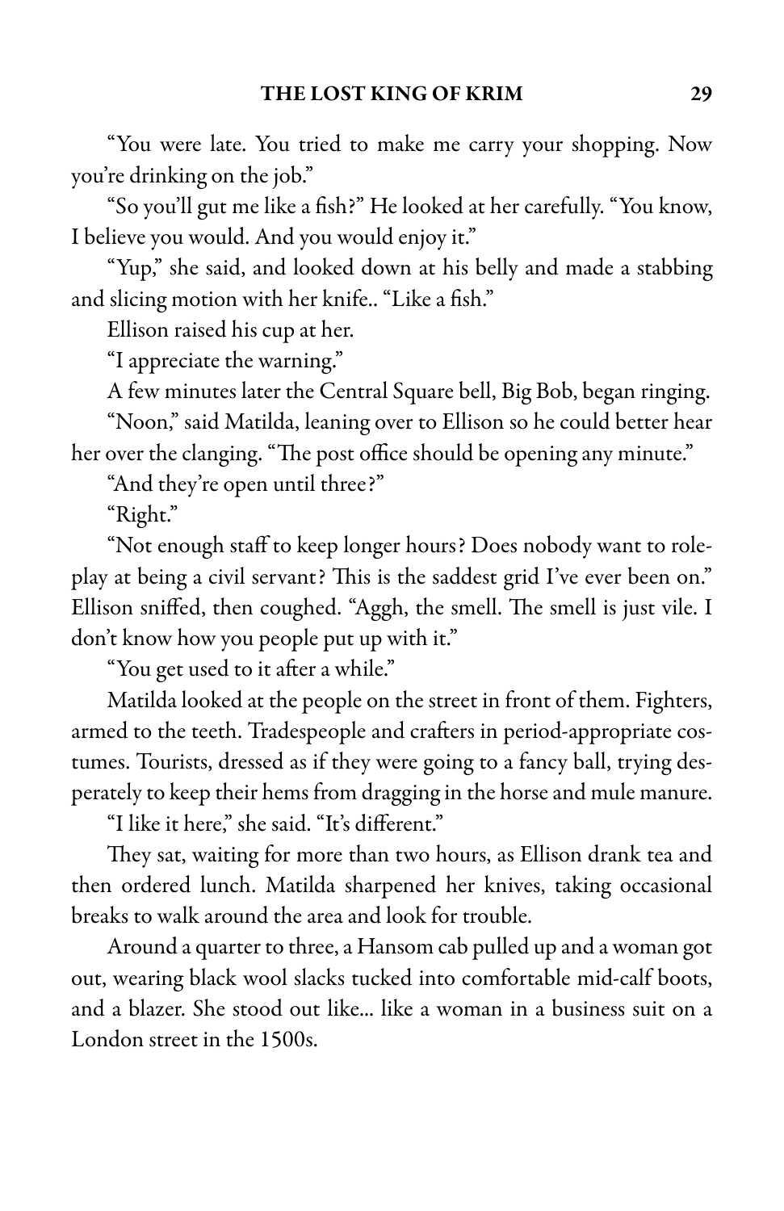"You were late. You tried to make me carry your shopping. Now you're drinking on the job."

"So you'll gut me like a fish?" He looked at her carefully. "You know, I believe you would. And you would enjoy it."

"Yup," she said, and looked down at his belly and made a stabbing and slicing motion with her knife.. "Like a fish."

Ellison raised his cup at her.

"I appreciate the warning."

A few minutes later the Central Square bell, Big Bob, began ringing.

"Noon," said Matilda, leaning over to Ellison so he could better hear her over the clanging. "The post office should be opening any minute."

"And they're open until three?"

"Right."

"Not enough staff to keep longer hours? Does nobody want to role-play at being a civil servant? This is the saddest grid I've ever been on." Ellison sniffed, then coughed. "Aggh, the smell. The smell is just vile. I don't know how you people put up with it."

"You get used to it after a while."

Matilda looked at the people on the street in front of them. Fighters, armed to the teeth. Tradespeople and crafters in period-appropriate costumes. Tourists, dressed as if they were going to a fancy ball, trying desperately to keep their hems from dragging in the horse and mule manure.

"I like it here," she said. "It's different."

They sat, waiting for more than two hours, as Ellison drank tea and then ordered lunch. Matilda sharpened her knives, taking occasional breaks to walk around the area and look for trouble.

Around a quarter to three, a Hansom cab pulled up and a woman got out, wearing black wool slacks tucked into comfortable mid-calf boots, and a blazer. She stood out like... like a woman in a business suit on a London street in the 1500s.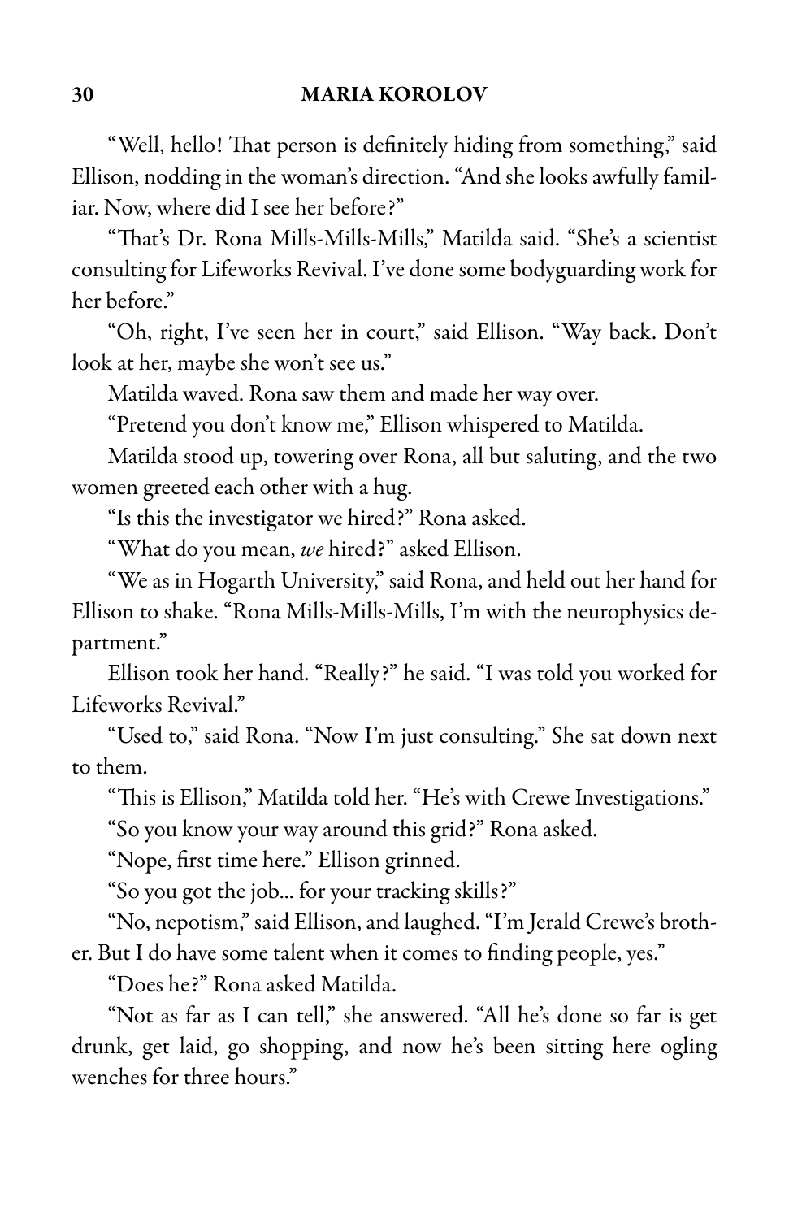"Well, hello! That person is definitely hiding from something," said Ellison, nodding in the woman's direction. "And she looks awfully familiar. Now, where did I see her before?"

"That's Dr. Rona Mills-Mills-Mills," Matilda said. "She's a scientist consulting for Lifeworks Revival. I've done some bodyguarding work for her before."

"Oh, right, I've seen her in court," said Ellison. "Way back. Don't look at her, maybe she won't see us."

Matilda waved. Rona saw them and made her way over.

"Pretend you don't know me," Ellison whispered to Matilda.

Matilda stood up, towering over Rona, all but saluting, and the two women greeted each other with a hug.

"Is this the investigator we hired?" Rona asked.

"What do you mean, *we* hired?" asked Ellison.

"We as in Hogarth University," said Rona, and held out her hand for Ellison to shake. "Rona Mills-Mills-Mills, I'm with the neurophysics department."

Ellison took her hand. "Really?" he said. "I was told you worked for Lifeworks Revival."

"Used to," said Rona. "Now I'm just consulting." She sat down next to them.

"This is Ellison," Matilda told her. "He's with Crewe Investigations."

"So you know your way around this grid?" Rona asked.

"Nope, first time here." Ellison grinned.

"So you got the job… for your tracking skills?"

"No, nepotism," said Ellison, and laughed. "I'm Jerald Crewe's brother. But I do have some talent when it comes to finding people, yes."

"Does he?" Rona asked Matilda.

"Not as far as I can tell," she answered. "All he's done so far is get drunk, get laid, go shopping, and now he's been sitting here ogling wenches for three hours."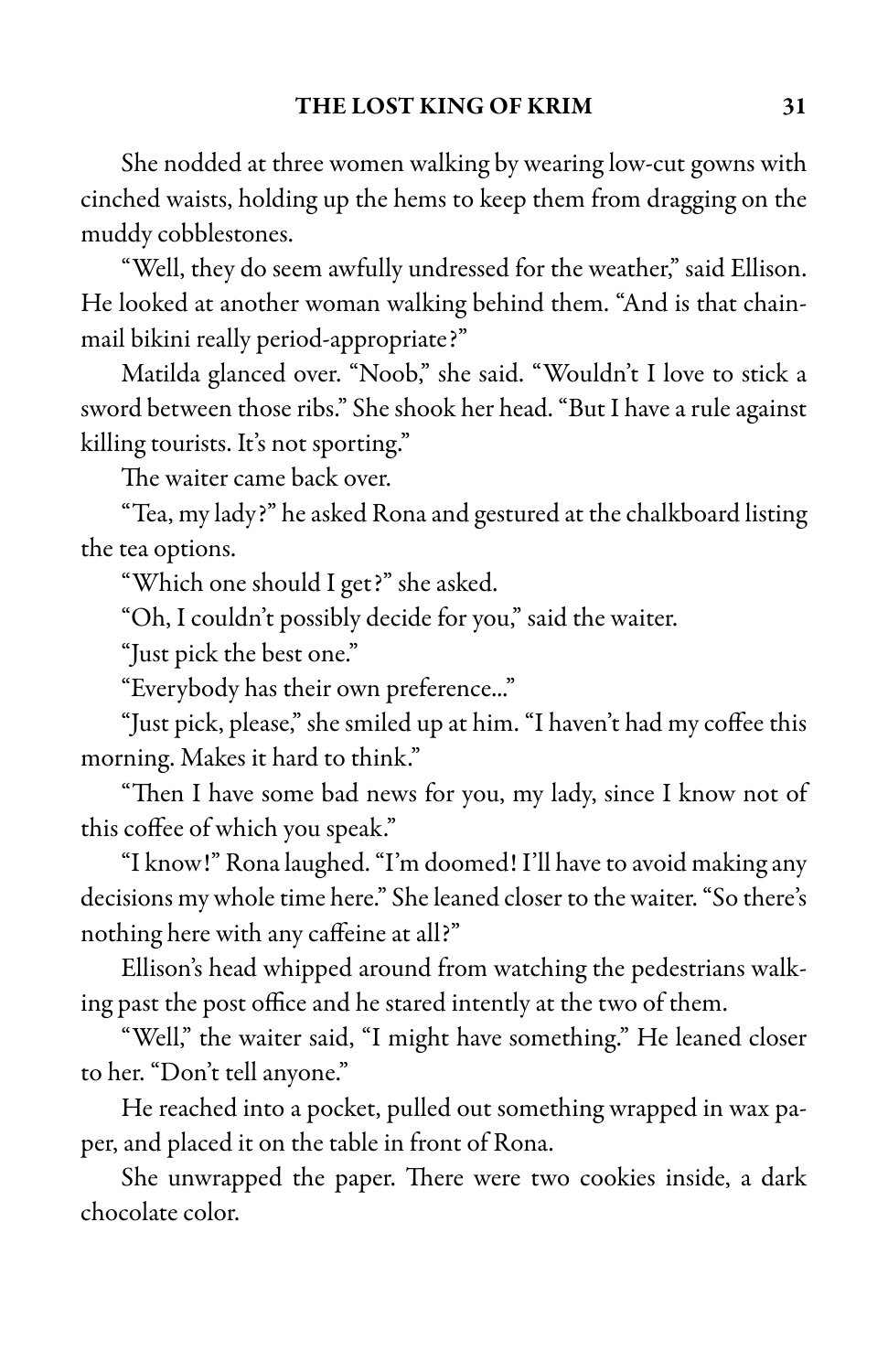She nodded at three women walking by wearing low-cut gowns with cinched waists, holding up the hems to keep them from dragging on the muddy cobblestones.

"Well, they do seem awfully undressed for the weather," said Ellison. He looked at another woman walking behind them. "And is that chain-mail bikini really period-appropriate?"

Matilda glanced over. "Noob," she said. "Wouldn't I love to stick a sword between those ribs." She shook her head. "But I have a rule against killing tourists. It's not sporting."

The waiter came back over.

"Tea, my lady?" he asked Rona and gestured at the chalkboard listing the tea options.

"Which one should I get?" she asked.

"Oh, I couldn't possibly decide for you," said the waiter.

"Just pick the best one."

"Everybody has their own preference..."

"Just pick, please," she smiled up at him. "I haven't had my coffee this morning. Makes it hard to think."

"Then I have some bad news for you, my lady, since I know not of this coffee of which you speak."

"I know!" Rona laughed. "I'm doomed! I'll have to avoid making any decisions my whole time here." She leaned closer to the waiter. "So there's nothing here with any caffeine at all?"

Ellison's head whipped around from watching the pedestrians walking past the post office and he stared intently at the two of them.

"Well," the waiter said, "I might have something." He leaned closer to her. "Don't tell anyone."

He reached into a pocket, pulled out something wrapped in wax paper, and placed it on the table in front of Rona.

She unwrapped the paper. There were two cookies inside, a dark chocolate color.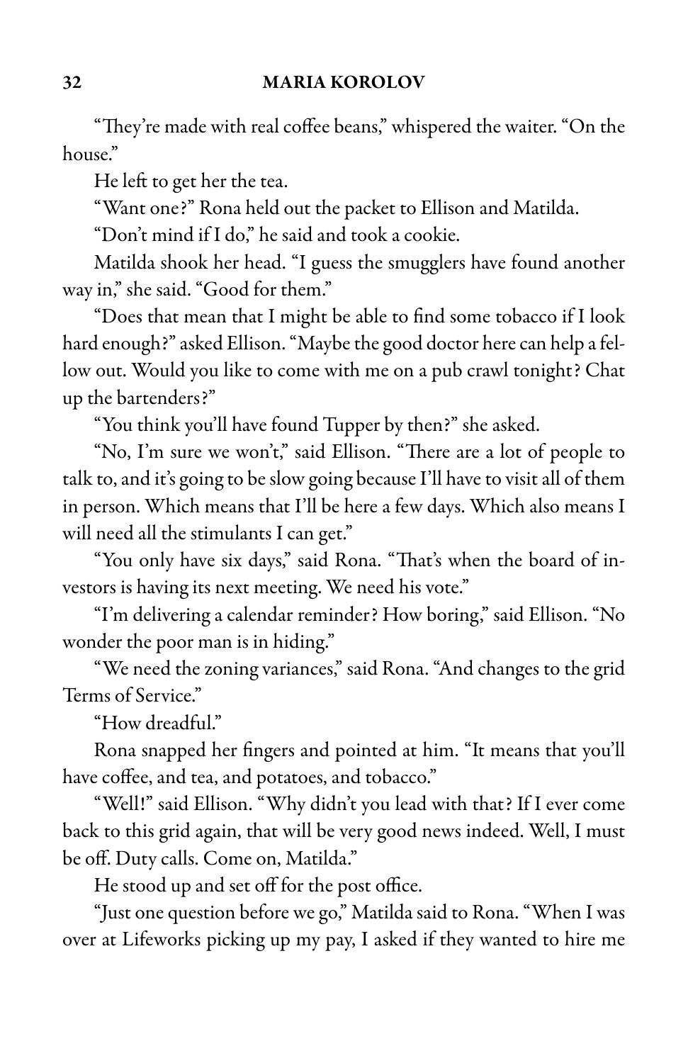"They're made with real coffee beans," whispered the waiter. "On the house."

He left to get her the tea.

"Want one?" Rona held out the packet to Ellison and Matilda.

"Don't mind if I do," he said and took a cookie.

Matilda shook her head. "I guess the smugglers have found another way in," she said. "Good for them."

"Does that mean that I might be able to find some tobacco if I look hard enough?" asked Ellison. "Maybe the good doctor here can help a fellow out. Would you like to come with me on a pub crawl tonight? Chat up the bartenders?"

"You think you'll have found Tupper by then?" she asked.

"No, I'm sure we won't," said Ellison. "There are a lot of people to talk to, and it's going to be slow going because I'll have to visit all of them in person. Which means that I'll be here a few days. Which also means I will need all the stimulants I can get."

"You only have six days," said Rona. "That's when the board of investors is having its next meeting. We need his vote."

"I'm delivering a calendar reminder? How boring," said Ellison. "No wonder the poor man is in hiding."

"We need the zoning variances," said Rona. "And changes to the grid Terms of Service."

"How dreadful."

Rona snapped her fingers and pointed at him. "It means that you'll have coffee, and tea, and potatoes, and tobacco."

"Well!" said Ellison. "Why didn't you lead with that? If I ever come back to this grid again, that will be very good news indeed. Well, I must be off. Duty calls. Come on, Matilda."

He stood up and set off for the post office.

"Just one question before we go," Matilda said to Rona. "When I was over at Lifeworks picking up my pay, I asked if they wanted to hire me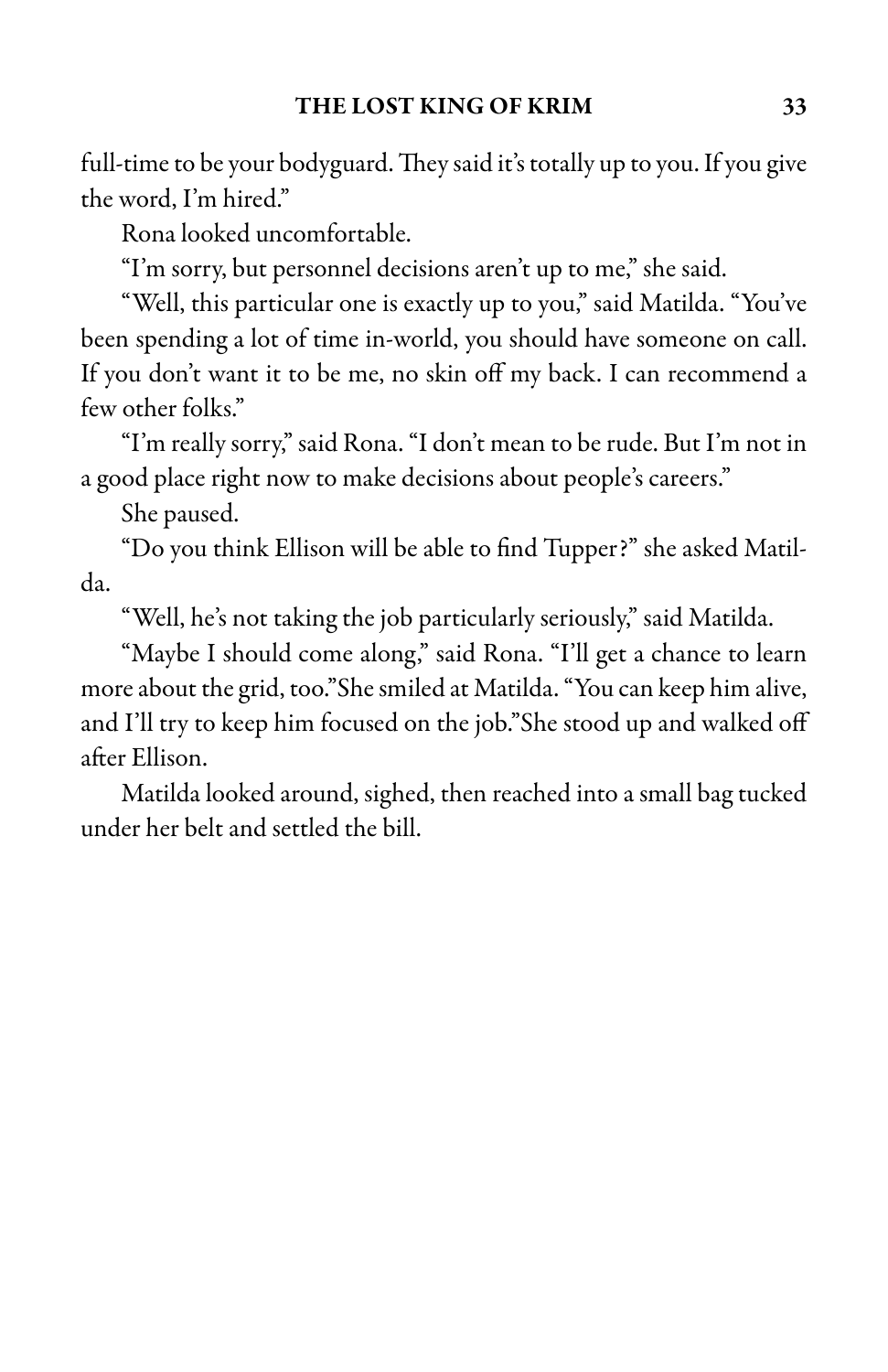full-time to be your bodyguard. They said it's totally up to you. If you give the word, I'm hired."

Rona looked uncomfortable.

"I'm sorry, but personnel decisions aren't up to me," she said.

"Well, this particular one is exactly up to you," said Matilda. "You've been spending a lot of time in-world, you should have someone on call. If you don't want it to be me, no skin off my back. I can recommend a few other folks."

"I'm really sorry," said Rona. "I don't mean to be rude. But I'm not in a good place right now to make decisions about people's careers."

She paused.

"Do you think Ellison will be able to find Tupper?" she asked Matilda.

"Well, he's not taking the job particularly seriously," said Matilda.

"Maybe I should come along," said Rona. "I'll get a chance to learn more about the grid, too." She smiled at Matilda. "You can keep him alive, and I'll try to keep him focused on the job." She stood up and walked off after Ellison.

Matilda looked around, sighed, then reached into a small bag tucked under her belt and settled the bill.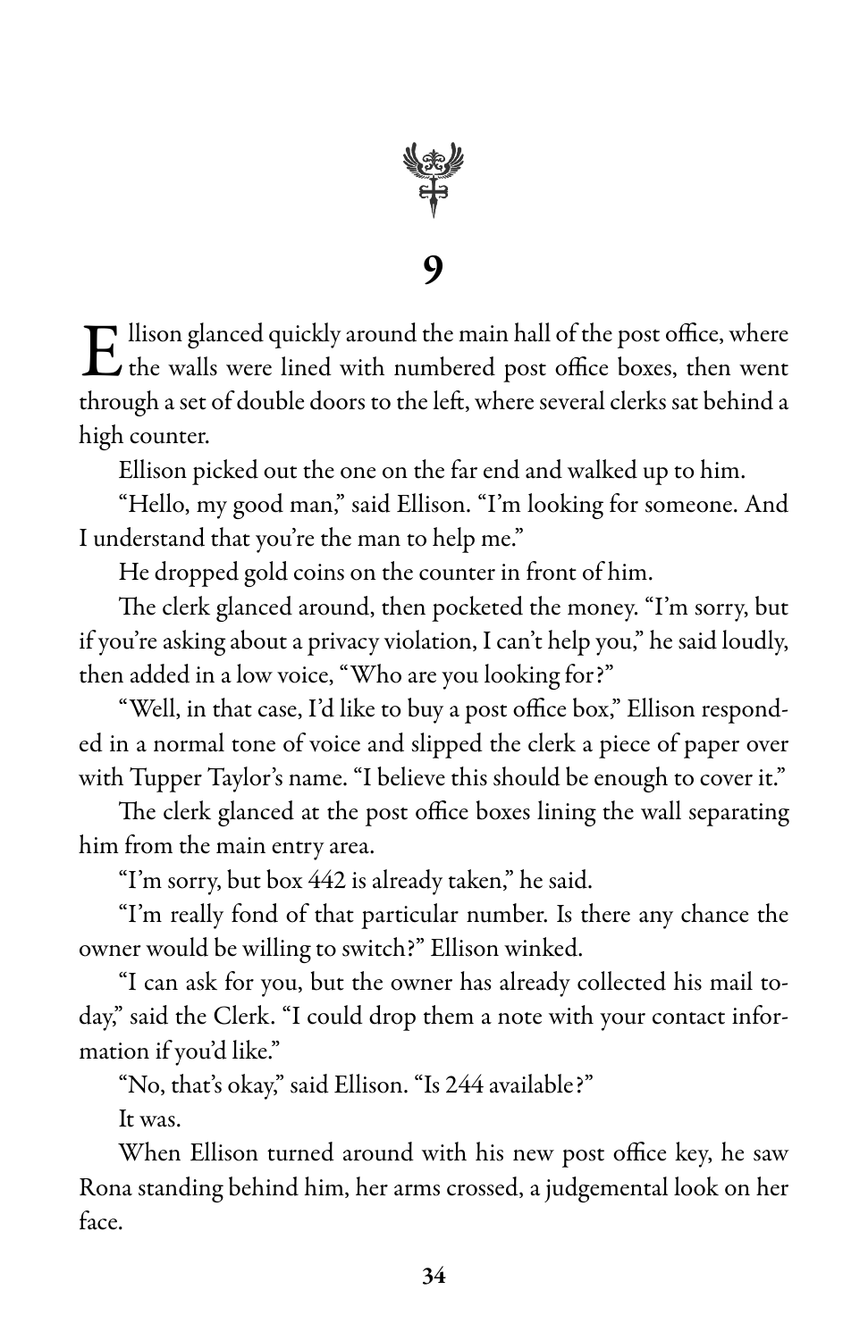# 9

Ellison glanced quickly around the main hall of the post office, where the walls were lined with numbered post office boxes, then went through a set of double doors to the left, where several clerks sat behind a high counter.

Ellison picked out the one on the far end and walked up to him.

"Hello, my good man," said Ellison. "I'm looking for someone. And I understand that you're the man to help me."

He dropped gold coins on the counter in front of him.

The clerk glanced around, then pocketed the money. "I'm sorry, but if you're asking about a privacy violation, I can't help you," he said loudly, then added in a low voice, "Who are you looking for?"

"Well, in that case, I'd like to buy a post office box," Ellison responded in a normal tone of voice and slipped the clerk a piece of paper over with Tupper Taylor's name. "I believe this should be enough to cover it."

The clerk glanced at the post office boxes lining the wall separating him from the main entry area.

"I'm sorry, but box 442 is already taken," he said.

"I'm really fond of that particular number. Is there any chance the owner would be willing to switch?" Ellison winked.

"I can ask for you, but the owner has already collected his mail today," said the Clerk. "I could drop them a note with your contact information if you'd like."

"No, that's okay," said Ellison. "Is 244 available?"

It was.

When Ellison turned around with his new post office key, he saw Rona standing behind him, her arms crossed, a judgemental look on her face.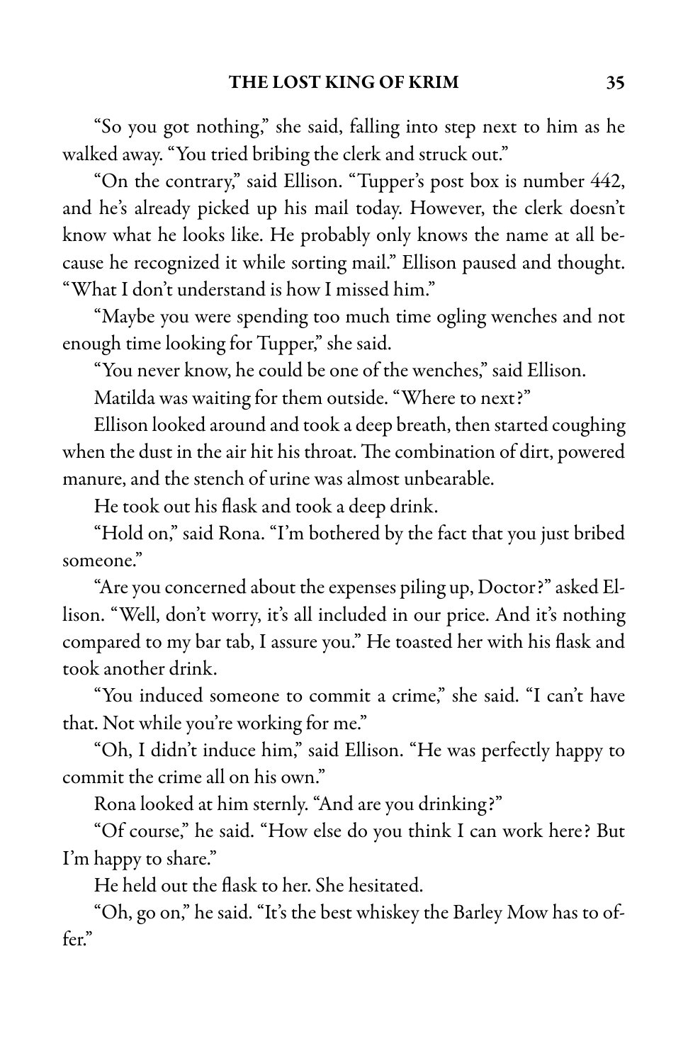"So you got nothing," she said, falling into step next to him as he walked away. "You tried bribing the clerk and struck out."

"On the contrary," said Ellison. "Tupper's post box is number 442, and he's already picked up his mail today. However, the clerk doesn't know what he looks like. He probably only knows the name at all because he recognized it while sorting mail." Ellison paused and thought. "What I don't understand is how I missed him."

"Maybe you were spending too much time ogling wenches and not enough time looking for Tupper," she said.

"You never know, he could be one of the wenches," said Ellison.

Matilda was waiting for them outside. "Where to next?"

Ellison looked around and took a deep breath, then started coughing when the dust in the air hit his throat. The combination of dirt, powered manure, and the stench of urine was almost unbearable.

He took out his flask and took a deep drink.

"Hold on," said Rona. "I'm bothered by the fact that you just bribed someone."

"Are you concerned about the expenses piling up, Doctor?" asked Ellison. "Well, don't worry, it's all included in our price. And it's nothing compared to my bar tab, I assure you." He toasted her with his flask and took another drink.

"You induced someone to commit a crime," she said. "I can't have that. Not while you're working for me."

"Oh, I didn't induce him," said Ellison. "He was perfectly happy to commit the crime all on his own."

Rona looked at him sternly. "And are you drinking?"

"Of course," he said. "How else do you think I can work here? But I'm happy to share."

He held out the flask to her. She hesitated.

"Oh, go on," he said. "It's the best whiskey the Barley Mow has to offer."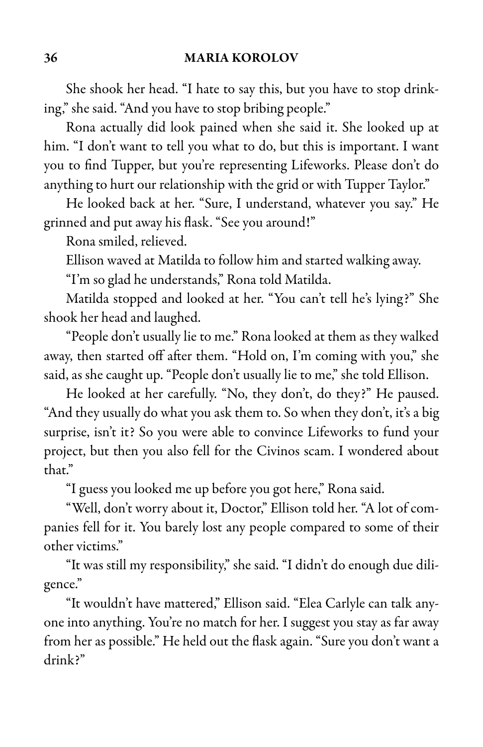She shook her head. "I hate to say this, but you have to stop drinking," she said. "And you have to stop bribing people."

Rona actually did look pained when she said it. She looked up at him. "I don't want to tell you what to do, but this is important. I want you to find Tupper, but you're representing Lifeworks. Please don't do anything to hurt our relationship with the grid or with Tupper Taylor."

He looked back at her. "Sure, I understand, whatever you say." He grinned and put away his flask. "See you around!"

Rona smiled, relieved.

Ellison waved at Matilda to follow him and started walking away.

"I'm so glad he understands," Rona told Matilda.

Matilda stopped and looked at her. "You can't tell he's lying?" She shook her head and laughed.

"People don't usually lie to me." Rona looked at them as they walked away, then started off after them. "Hold on, I'm coming with you," she said, as she caught up. "People don't usually lie to me," she told Ellison.

He looked at her carefully. "No, they don't, do they?" He paused. "And they usually do what you ask them to. So when they don't, it's a big surprise, isn't it? So you were able to convince Lifeworks to fund your project, but then you also fell for the Civinos scam. I wondered about that."

"I guess you looked me up before you got here," Rona said.

"Well, don't worry about it, Doctor," Ellison told her. "A lot of companies fell for it. You barely lost any people compared to some of their other victims."

"It was still my responsibility," she said. "I didn't do enough due diligence."

"It wouldn't have mattered," Ellison said. "Elea Carlyle can talk anyone into anything. You're no match for her. I suggest you stay as far away from her as possible." He held out the flask again. "Sure you don't want a drink?"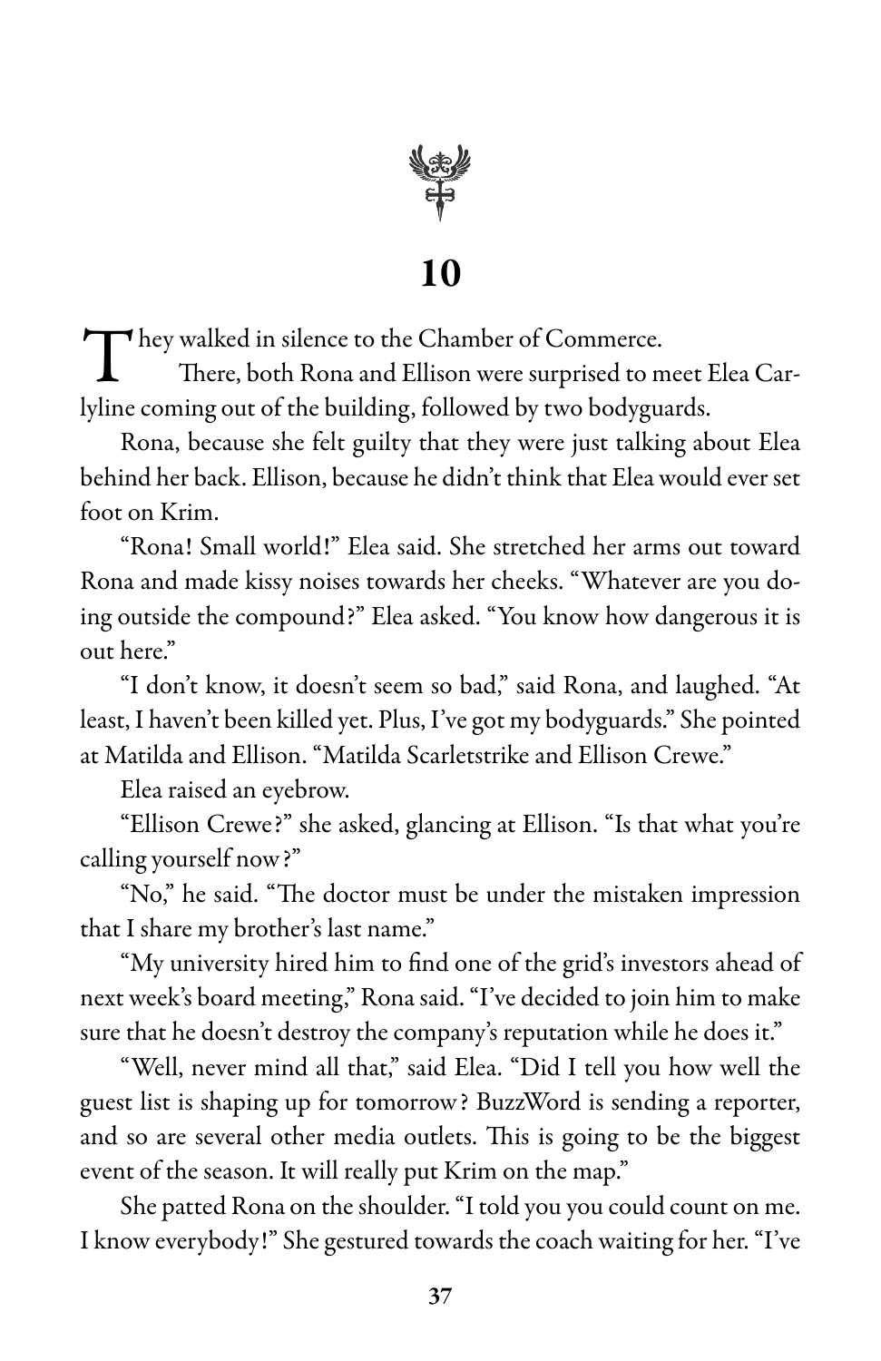# 10

They walked in silence to the Chamber of Commerce.

There, both Rona and Ellison were surprised to meet Elea Carlyline coming out of the building, followed by two bodyguards.

Rona, because she felt guilty that they were just talking about Elea behind her back. Ellison, because he didn't think that Elea would ever set foot on Krim.

"Rona! Small world!" Elea said. She stretched her arms out toward Rona and made kissy noises towards her cheeks. "Whatever are you doing outside the compound?" Elea asked. "You know how dangerous it is out here."

"I don't know, it doesn't seem so bad," said Rona, and laughed. "At least, I haven't been killed yet. Plus, I've got my bodyguards." She pointed at Matilda and Ellison. "Matilda Scarletstrike and Ellison Crewe."

Elea raised an eyebrow.

"Ellison Crewe?" she asked, glancing at Ellison. "Is that what you're calling yourself now?"

"No," he said. "The doctor must be under the mistaken impression that I share my brother's last name."

"My university hired him to find one of the grid's investors ahead of next week's board meeting," Rona said. "I've decided to join him to make sure that he doesn't destroy the company's reputation while he does it."

"Well, never mind all that," said Elea. "Did I tell you how well the guest list is shaping up for tomorrow? BuzzWord is sending a reporter, and so are several other media outlets. This is going to be the biggest event of the season. It will really put Krim on the map."

She patted Rona on the shoulder. "I told you you could count on me. I know everybody!" She gestured towards the coach waiting for her. "I've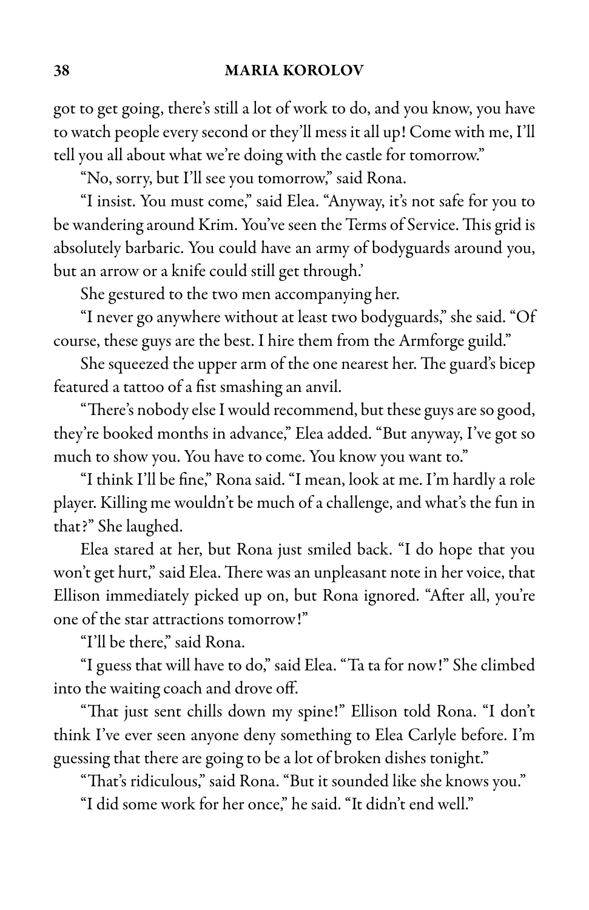got to get going, there's still a lot of work to do, and you know, you have to watch people every second or they'll mess it all up! Come with me, I'll tell you all about what we're doing with the castle for tomorrow."

"No, sorry, but I'll see you tomorrow," said Rona.

"I insist. You must come," said Elea. "Anyway, it's not safe for you to be wandering around Krim. You've seen the Terms of Service. This grid is absolutely barbaric. You could have an army of bodyguards around you, but an arrow or a knife could still get through.'

She gestured to the two men accompanying her.

"I never go anywhere without at least two bodyguards," she said. "Of course, these guys are the best. I hire them from the Armforge guild."

She squeezed the upper arm of the one nearest her. The guard's bicep featured a tattoo of a fist smashing an anvil.

"There's nobody else I would recommend, but these guys are so good, they're booked months in advance," Elea added. "But anyway, I've got so much to show you. You have to come. You know you want to."

"I think I'll be fine," Rona said. "I mean, look at me. I'm hardly a role player. Killing me wouldn't be much of a challenge, and what's the fun in that?" She laughed.

Elea stared at her, but Rona just smiled back. "I do hope that you won't get hurt," said Elea. There was an unpleasant note in her voice, that Ellison immediately picked up on, but Rona ignored. "After all, you're one of the star attractions tomorrow!"

"I'll be there," said Rona.

"I guess that will have to do," said Elea. "Ta ta for now!" She climbed into the waiting coach and drove off.

"That just sent chills down my spine!" Ellison told Rona. "I don't think I've ever seen anyone deny something to Elea Carlyle before. I'm guessing that there are going to be a lot of broken dishes tonight."

"That's ridiculous," said Rona. "But it sounded like she knows you."

"I did some work for her once," he said. "It didn't end well."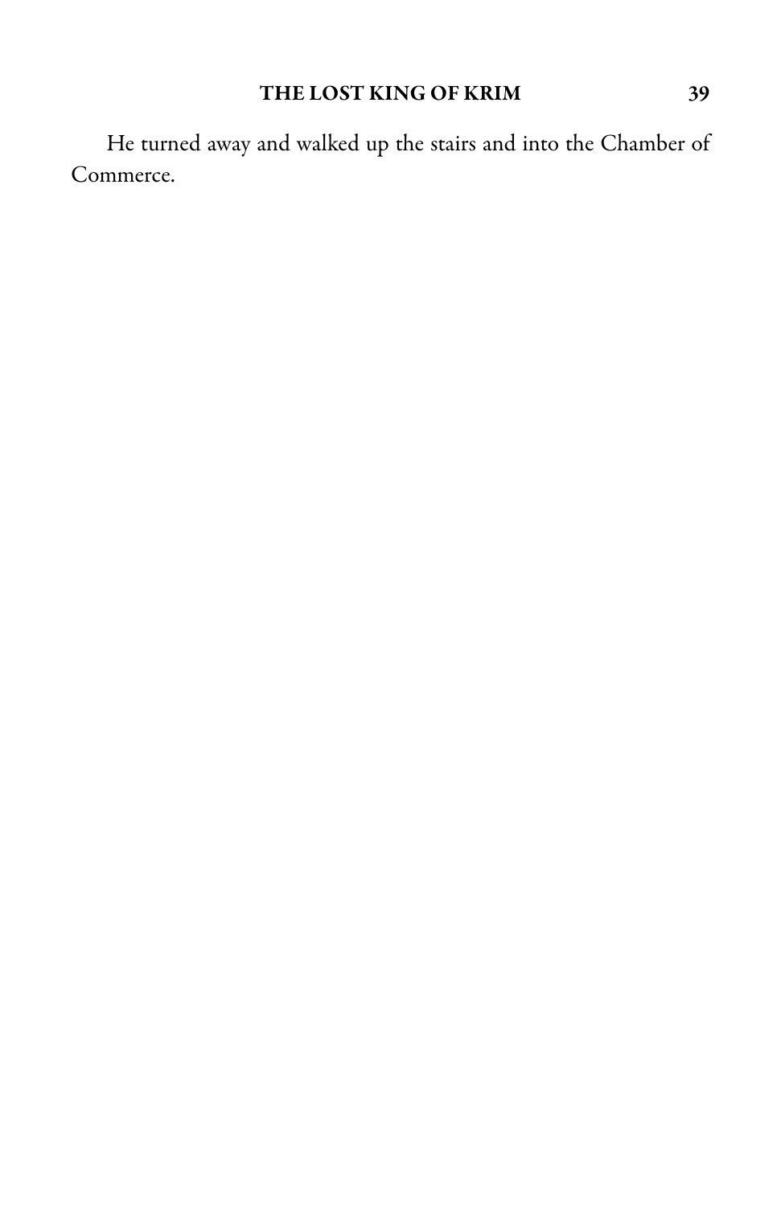He turned away and walked up the stairs and into the Chamber of Commerce.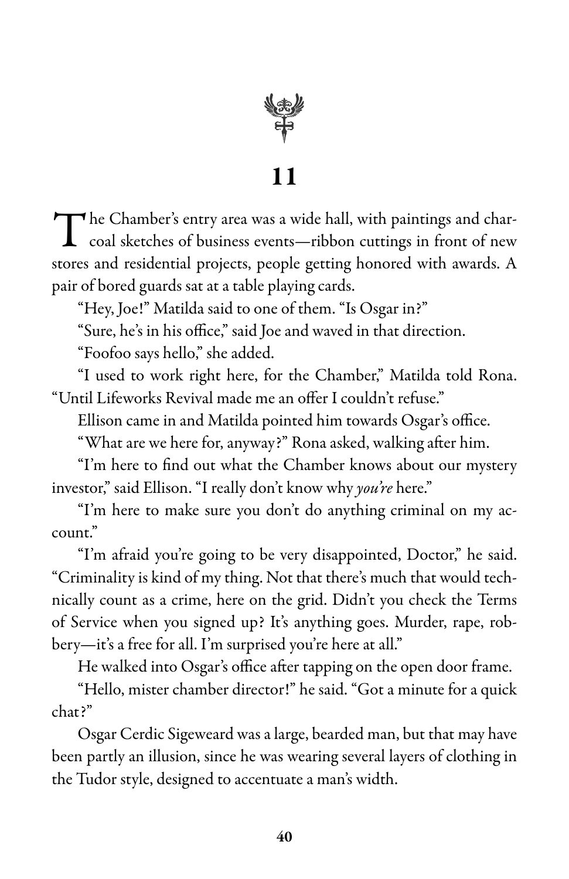# 11

The Chamber's entry area was a wide hall, with paintings and charcoal sketches of business events—ribbon cuttings in front of new stores and residential projects, people getting honored with awards. A pair of bored guards sat at a table playing cards.

"Hey, Joe!" Matilda said to one of them. "Is Osgar in?"

"Sure, he's in his office," said Joe and waved in that direction.

"Foofoo says hello," she added.

"I used to work right here, for the Chamber," Matilda told Rona. "Until Lifeworks Revival made me an offer I couldn't refuse."

Ellison came in and Matilda pointed him towards Osgar's office.

"What are we here for, anyway?" Rona asked, walking after him.

"I'm here to find out what the Chamber knows about our mystery investor," said Ellison. "I really don't know why *you're* here."

"I'm here to make sure you don't do anything criminal on my account."

"I'm afraid you're going to be very disappointed, Doctor," he said. "Criminality is kind of my thing. Not that there's much that would technically count as a crime, here on the grid. Didn't you check the Terms of Service when you signed up? It's anything goes. Murder, rape, robbery—it's a free for all. I'm surprised you're here at all."

He walked into Osgar's office after tapping on the open door frame.

"Hello, mister chamber director!" he said. "Got a minute for a quick chat?"

Osgar Cerdic Sigeweard was a large, bearded man, but that may have been partly an illusion, since he was wearing several layers of clothing in the Tudor style, designed to accentuate a man's width.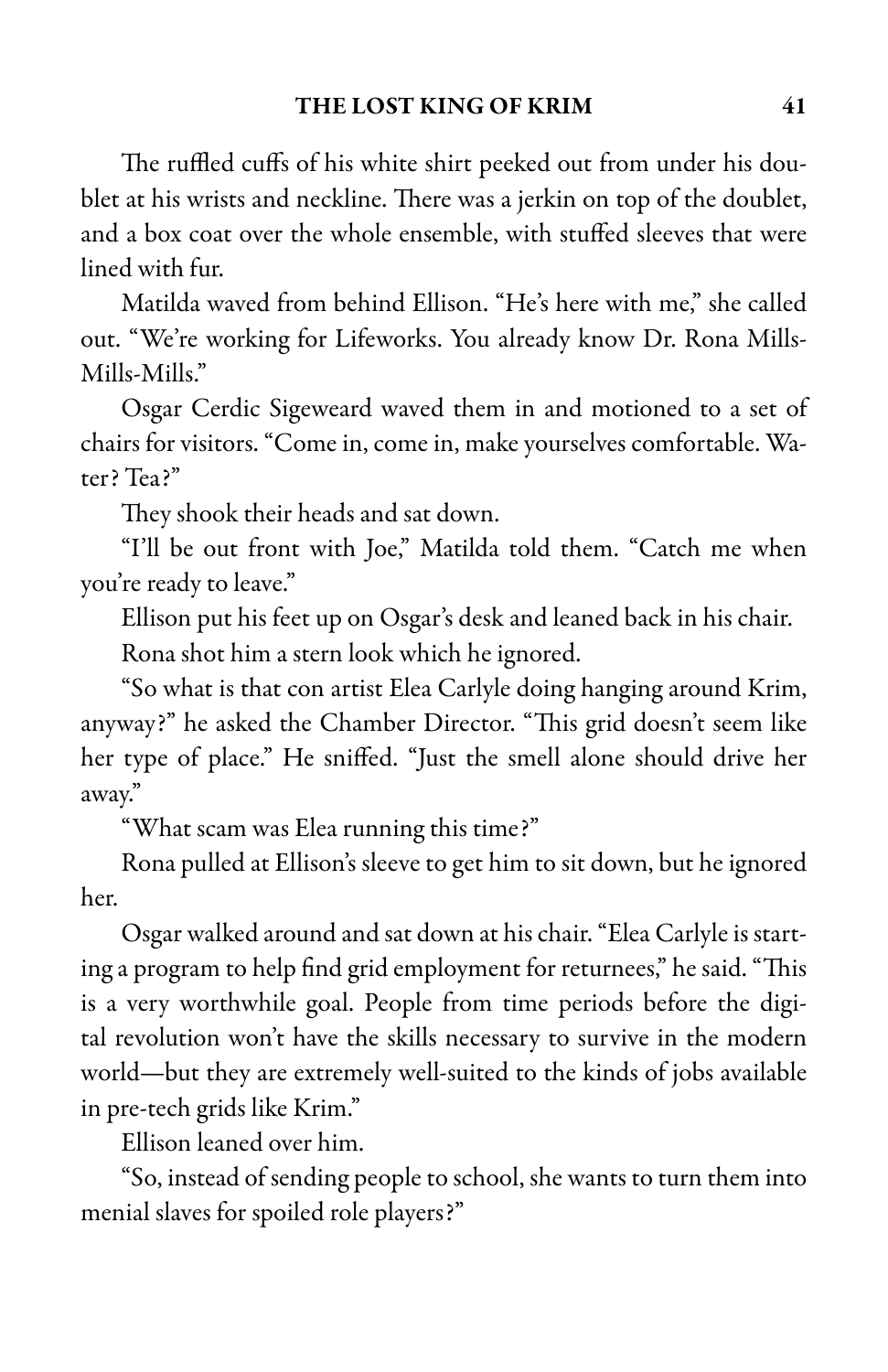The ruffled cuffs of his white shirt peeked out from under his doublet at his wrists and neckline. There was a jerkin on top of the doublet, and a box coat over the whole ensemble, with stuffed sleeves that were lined with fur.

Matilda waved from behind Ellison. "He's here with me," she called out. "We're working for Lifeworks. You already know Dr. Rona Mills-Mills-Mills."

Osgar Cerdic Sigeweard waved them in and motioned to a set of chairs for visitors. "Come in, come in, make yourselves comfortable. Water? Tea?"

They shook their heads and sat down.

"I'll be out front with Joe," Matilda told them. "Catch me when you're ready to leave."

Ellison put his feet up on Osgar's desk and leaned back in his chair.

Rona shot him a stern look which he ignored.

"So what is that con artist Elea Carlyle doing hanging around Krim, anyway?" he asked the Chamber Director. "This grid doesn't seem like her type of place." He sniffed. "Just the smell alone should drive her away."

"What scam was Elea running this time?"

Rona pulled at Ellison's sleeve to get him to sit down, but he ignored her.

Osgar walked around and sat down at his chair. "Elea Carlyle is starting a program to help find grid employment for returnees," he said. "This is a very worthwhile goal. People from time periods before the digital revolution won't have the skills necessary to survive in the modern world—but they are extremely well-suited to the kinds of jobs available in pre-tech grids like Krim."

Ellison leaned over him.

"So, instead of sending people to school, she wants to turn them into menial slaves for spoiled role players?"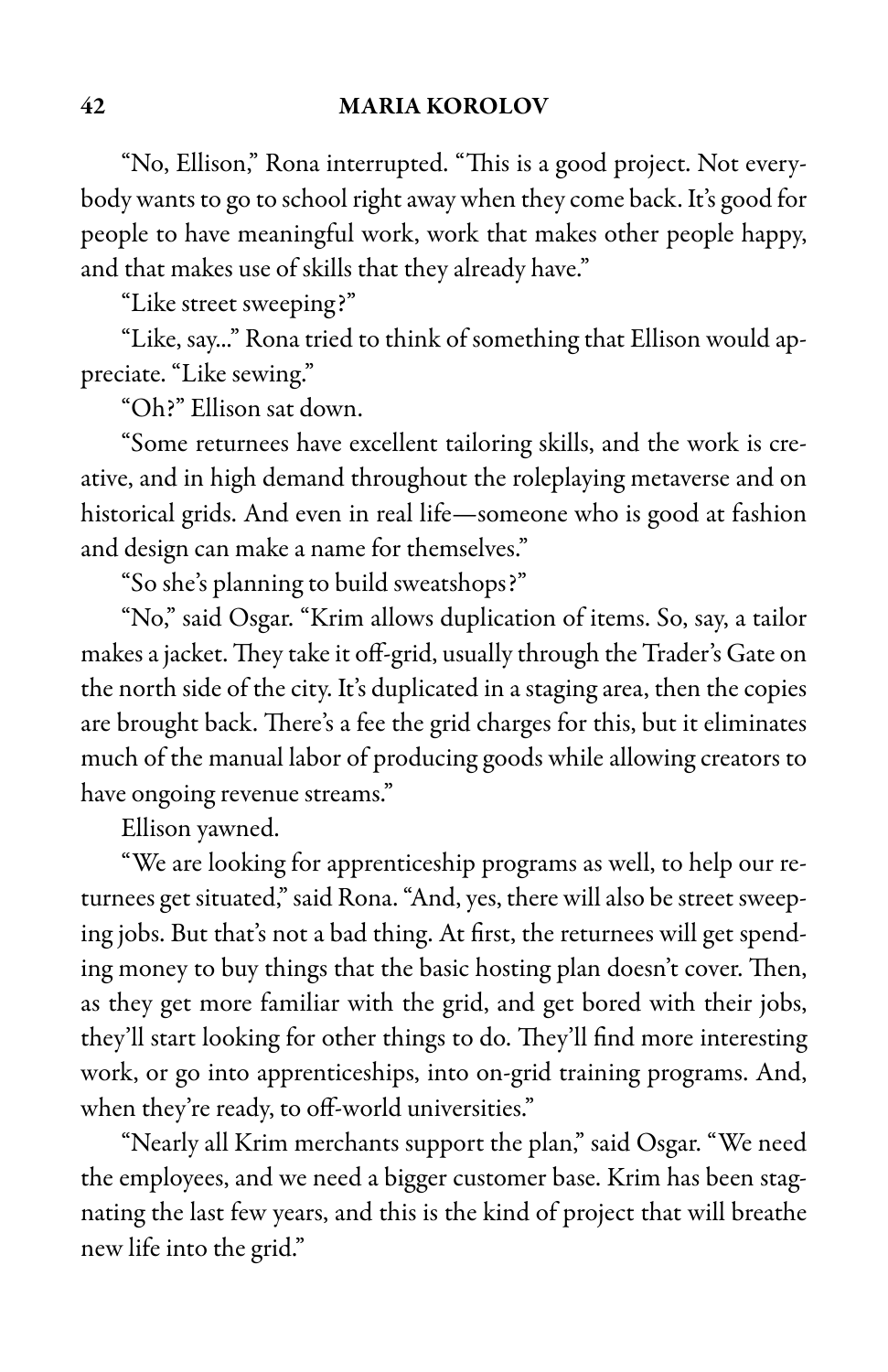"No, Ellison," Rona interrupted. "This is a good project. Not everybody wants to go to school right away when they come back. It's good for people to have meaningful work, work that makes other people happy, and that makes use of skills that they already have."

"Like street sweeping?"

"Like, say..." Rona tried to think of something that Ellison would appreciate. "Like sewing."

"Oh?" Ellison sat down.

"Some returnees have excellent tailoring skills, and the work is creative, and in high demand throughout the roleplaying metaverse and on historical grids. And even in real life—someone who is good at fashion and design can make a name for themselves."

"So she's planning to build sweatshops?"

"No," said Osgar. "Krim allows duplication of items. So, say, a tailor makes a jacket. They take it off-grid, usually through the Trader's Gate on the north side of the city. It's duplicated in a staging area, then the copies are brought back. There's a fee the grid charges for this, but it eliminates much of the manual labor of producing goods while allowing creators to have ongoing revenue streams."

Ellison yawned.

"We are looking for apprenticeship programs as well, to help our returnees get situated," said Rona. "And, yes, there will also be street sweeping jobs. But that's not a bad thing. At first, the returnees will get spending money to buy things that the basic hosting plan doesn't cover. Then, as they get more familiar with the grid, and get bored with their jobs, they'll start looking for other things to do. They'll find more interesting work, or go into apprenticeships, into on-grid training programs. And, when they're ready, to off-world universities."

"Nearly all Krim merchants support the plan," said Osgar. "We need the employees, and we need a bigger customer base. Krim has been stagnating the last few years, and this is the kind of project that will breathe new life into the grid."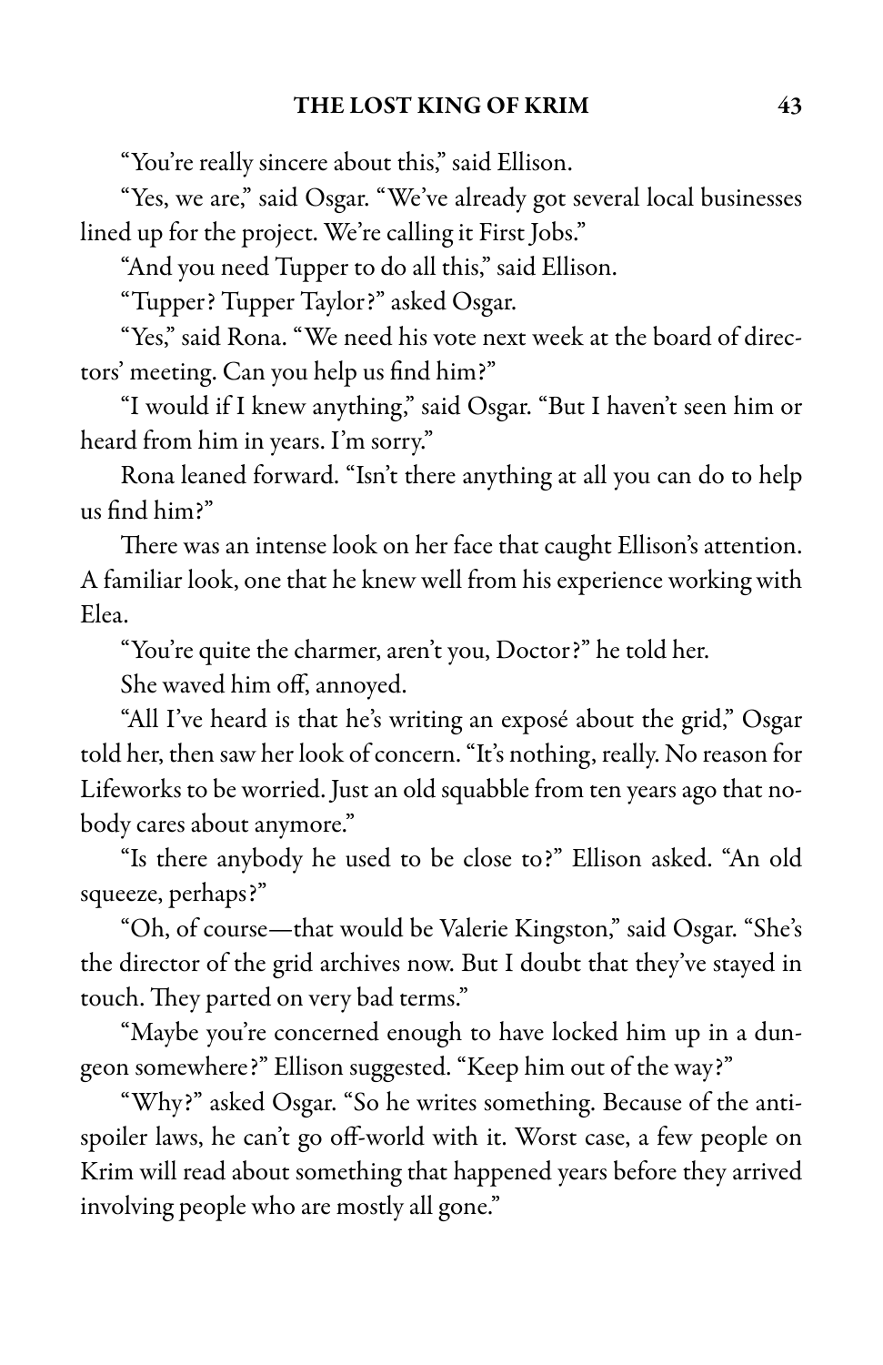"You're really sincere about this," said Ellison.

"Yes, we are," said Osgar. "We've already got several local businesses lined up for the project. We're calling it First Jobs."

"And you need Tupper to do all this," said Ellison.

"Tupper? Tupper Taylor?" asked Osgar.

"Yes," said Rona. "We need his vote next week at the board of directors' meeting. Can you help us find him?"

"I would if I knew anything," said Osgar. "But I haven't seen him or heard from him in years. I'm sorry."

Rona leaned forward. "Isn't there anything at all you can do to help us find him?"

There was an intense look on her face that caught Ellison's attention. A familiar look, one that he knew well from his experience working with Elea.

"You're quite the charmer, aren't you, Doctor?" he told her.

She waved him off, annoyed.

"All I've heard is that he's writing an exposé about the grid," Osgar told her, then saw her look of concern. "It's nothing, really. No reason for Lifeworks to be worried. Just an old squabble from ten years ago that nobody cares about anymore."

"Is there anybody he used to be close to?" Ellison asked. "An old squeeze, perhaps?"

"Oh, of course—that would be Valerie Kingston," said Osgar. "She's the director of the grid archives now. But I doubt that they've stayed in touch. They parted on very bad terms."

"Maybe you're concerned enough to have locked him up in a dungeon somewhere?" Ellison suggested. "Keep him out of the way?"

"Why?" asked Osgar. "So he writes something. Because of the anti-spoiler laws, he can't go off-world with it. Worst case, a few people on Krim will read about something that happened years before they arrived involving people who are mostly all gone."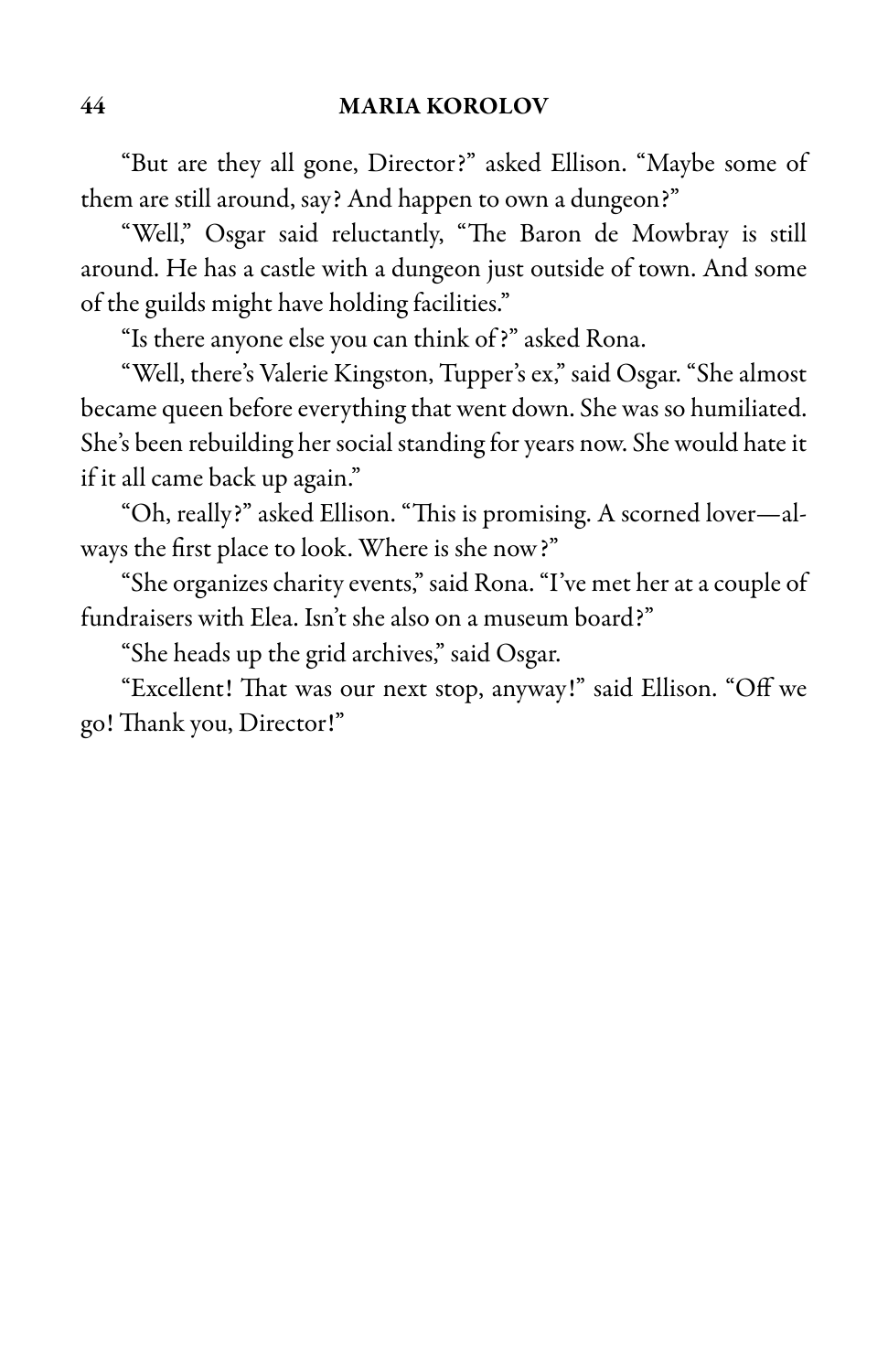"But are they all gone, Director?" asked Ellison. "Maybe some of them are still around, say? And happen to own a dungeon?"

"Well," Osgar said reluctantly, "The Baron de Mowbray is still around. He has a castle with a dungeon just outside of town. And some of the guilds might have holding facilities."

"Is there anyone else you can think of?" asked Rona.

"Well, there's Valerie Kingston, Tupper's ex," said Osgar. "She almost became queen before everything that went down. She was so humiliated. She's been rebuilding her social standing for years now. She would hate it if it all came back up again."

"Oh, really?" asked Ellison. "This is promising. A scorned lover—always the first place to look. Where is she now?"

"She organizes charity events," said Rona. "I've met her at a couple of fundraisers with Elea. Isn't she also on a museum board?"

"She heads up the grid archives," said Osgar.

"Excellent! That was our next stop, anyway!" said Ellison. "Off we go! Thank you, Director!"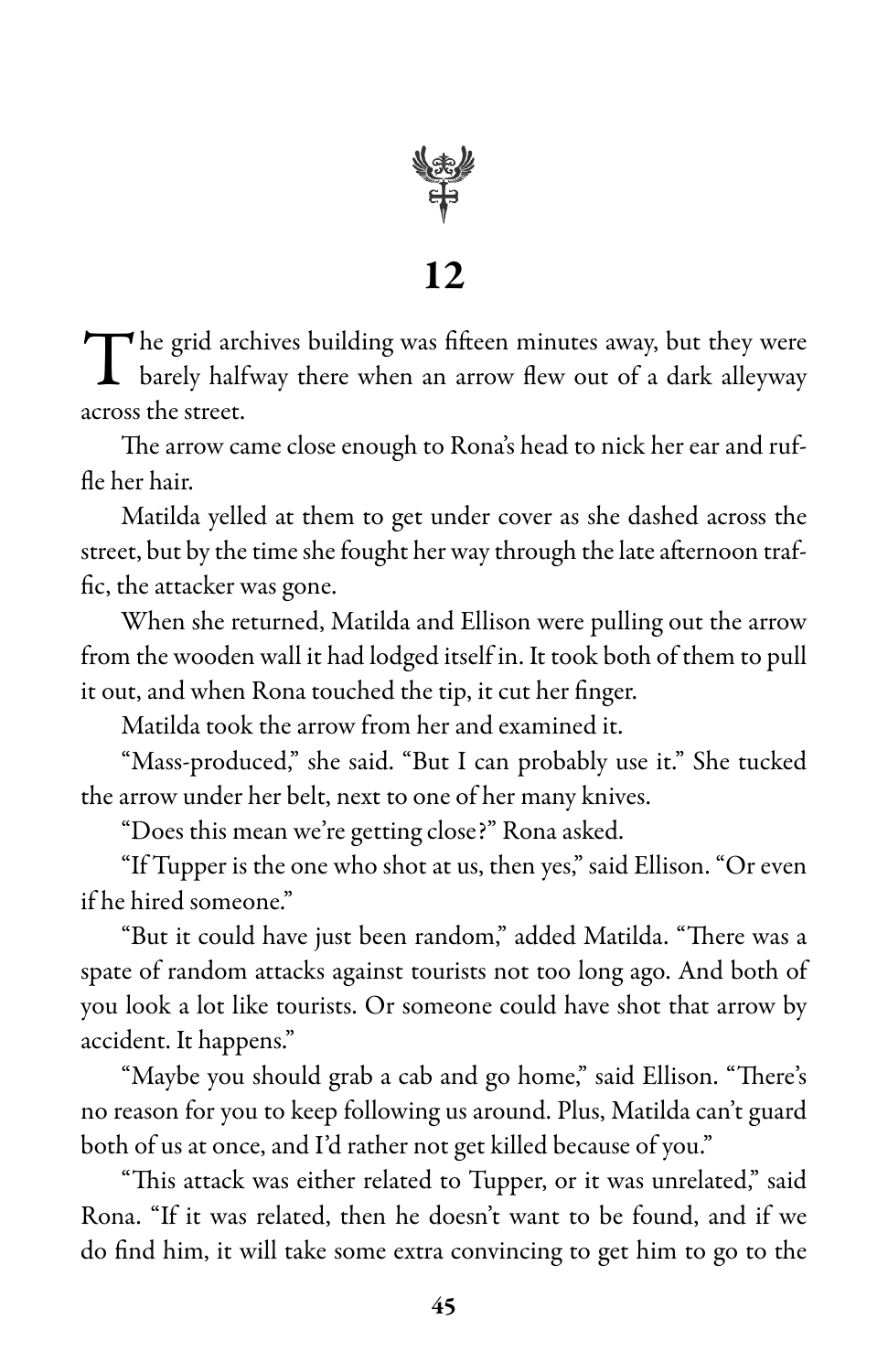# 12

The grid archives building was fifteen minutes away, but they were barely halfway there when an arrow flew out of a dark alleyway across the street.

The arrow came close enough to Rona's head to nick her ear and ruffle her hair.

Matilda yelled at them to get under cover as she dashed across the street, but by the time she fought her way through the late afternoon traffic, the attacker was gone.

When she returned, Matilda and Ellison were pulling out the arrow from the wooden wall it had lodged itself in. It took both of them to pull it out, and when Rona touched the tip, it cut her finger.

Matilda took the arrow from her and examined it.

"Mass-produced," she said. "But I can probably use it." She tucked the arrow under her belt, next to one of her many knives.

"Does this mean we're getting close?" Rona asked.

"If Tupper is the one who shot at us, then yes," said Ellison. "Or even if he hired someone."

"But it could have just been random," added Matilda. "There was a spate of random attacks against tourists not too long ago. And both of you look a lot like tourists. Or someone could have shot that arrow by accident. It happens."

"Maybe you should grab a cab and go home," said Ellison. "There's no reason for you to keep following us around. Plus, Matilda can't guard both of us at once, and I'd rather not get killed because of you."

"This attack was either related to Tupper, or it was unrelated," said Rona. "If it was related, then he doesn't want to be found, and if we do find him, it will take some extra convincing to get him to go to the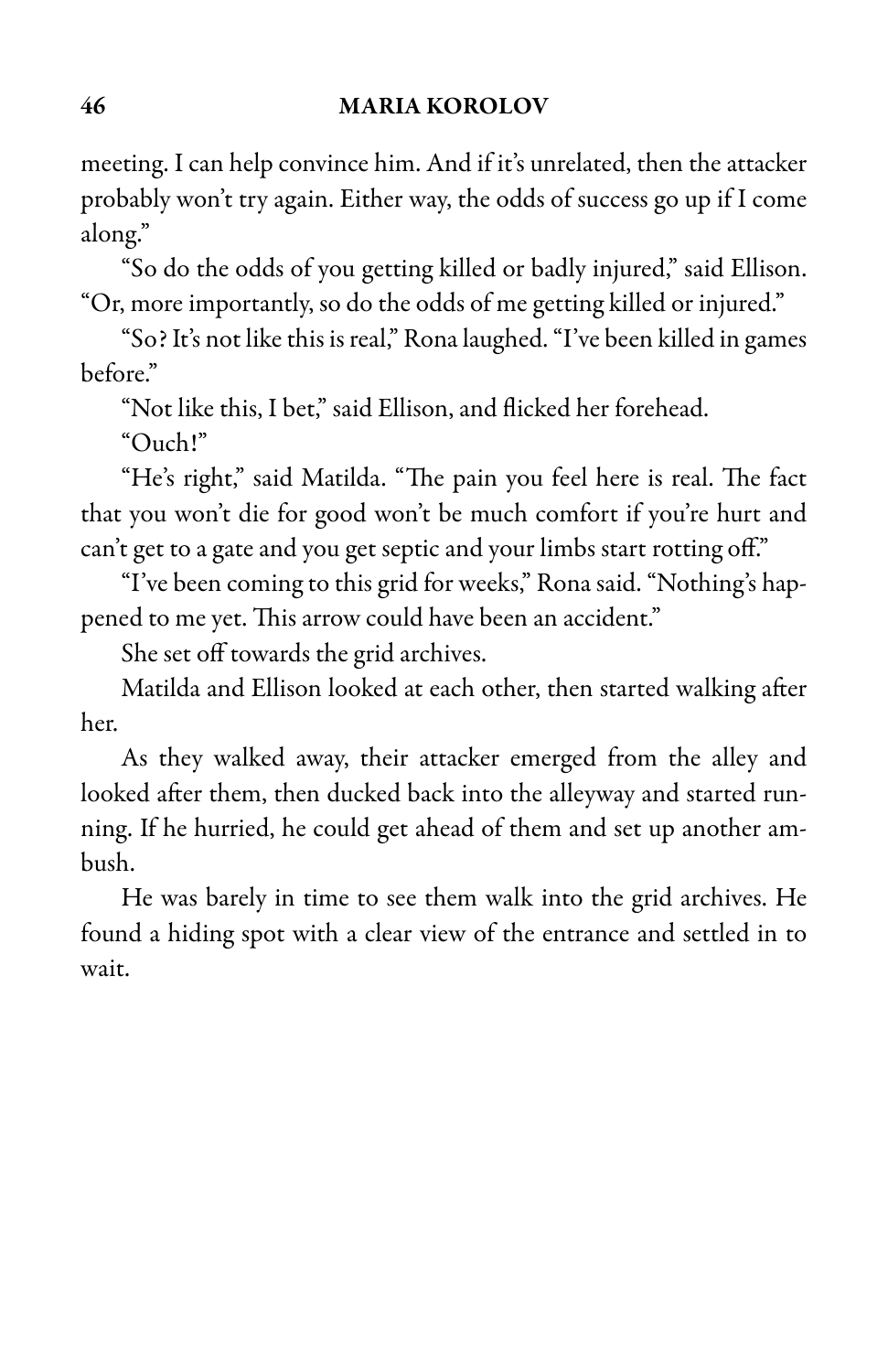meeting. I can help convince him. And if it's unrelated, then the attacker probably won't try again. Either way, the odds of success go up if I come along."

"So do the odds of you getting killed or badly injured," said Ellison. "Or, more importantly, so do the odds of me getting killed or injured."

"So? It's not like this is real," Rona laughed. "I've been killed in games before."

"Not like this, I bet," said Ellison, and flicked her forehead.

"Ouch!"

"He's right," said Matilda. "The pain you feel here is real. The fact that you won't die for good won't be much comfort if you're hurt and can't get to a gate and you get septic and your limbs start rotting off."

"I've been coming to this grid for weeks," Rona said. "Nothing's happened to me yet. This arrow could have been an accident."

She set off towards the grid archives.

Matilda and Ellison looked at each other, then started walking after her.

As they walked away, their attacker emerged from the alley and looked after them, then ducked back into the alleyway and started running. If he hurried, he could get ahead of them and set up another ambush.

He was barely in time to see them walk into the grid archives. He found a hiding spot with a clear view of the entrance and settled in to wait.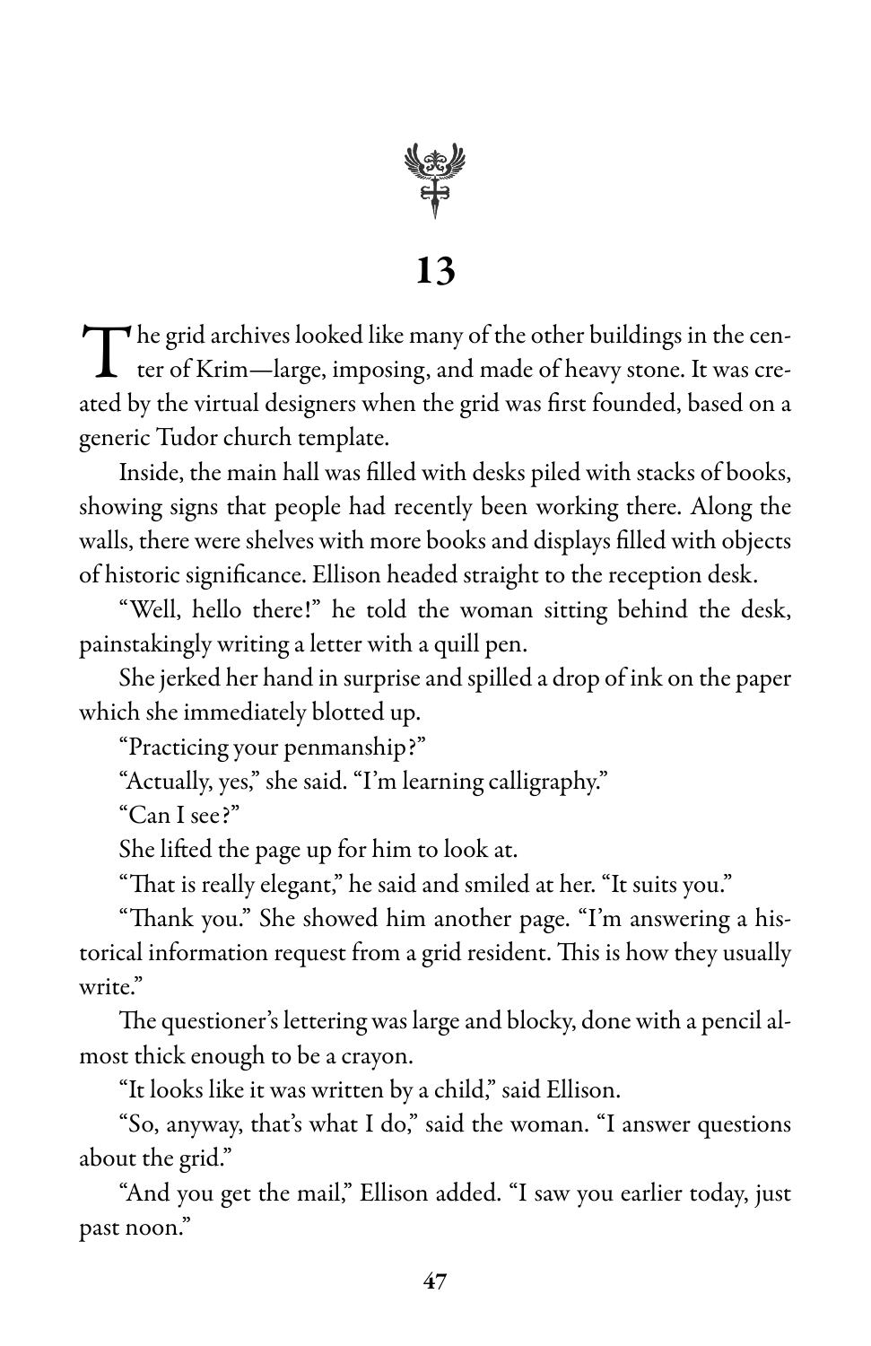# 13

The grid archives looked like many of the other buildings in the center of Krim—large, imposing, and made of heavy stone. It was created by the virtual designers when the grid was first founded, based on a generic Tudor church template.

Inside, the main hall was filled with desks piled with stacks of books, showing signs that people had recently been working there. Along the walls, there were shelves with more books and displays filled with objects of historic significance. Ellison headed straight to the reception desk.

"Well, hello there!" he told the woman sitting behind the desk, painstakingly writing a letter with a quill pen.

She jerked her hand in surprise and spilled a drop of ink on the paper which she immediately blotted up.

"Practicing your penmanship?"

"Actually, yes," she said. "I'm learning calligraphy."

"Can I see?"

She lifted the page up for him to look at.

"That is really elegant," he said and smiled at her. "It suits you."

"Thank you." She showed him another page. "I'm answering a historical information request from a grid resident. This is how they usually write."

The questioner's lettering was large and blocky, done with a pencil almost thick enough to be a crayon.

"It looks like it was written by a child," said Ellison.

"So, anyway, that's what I do," said the woman. "I answer questions about the grid."

"And you get the mail," Ellison added. "I saw you earlier today, just past noon."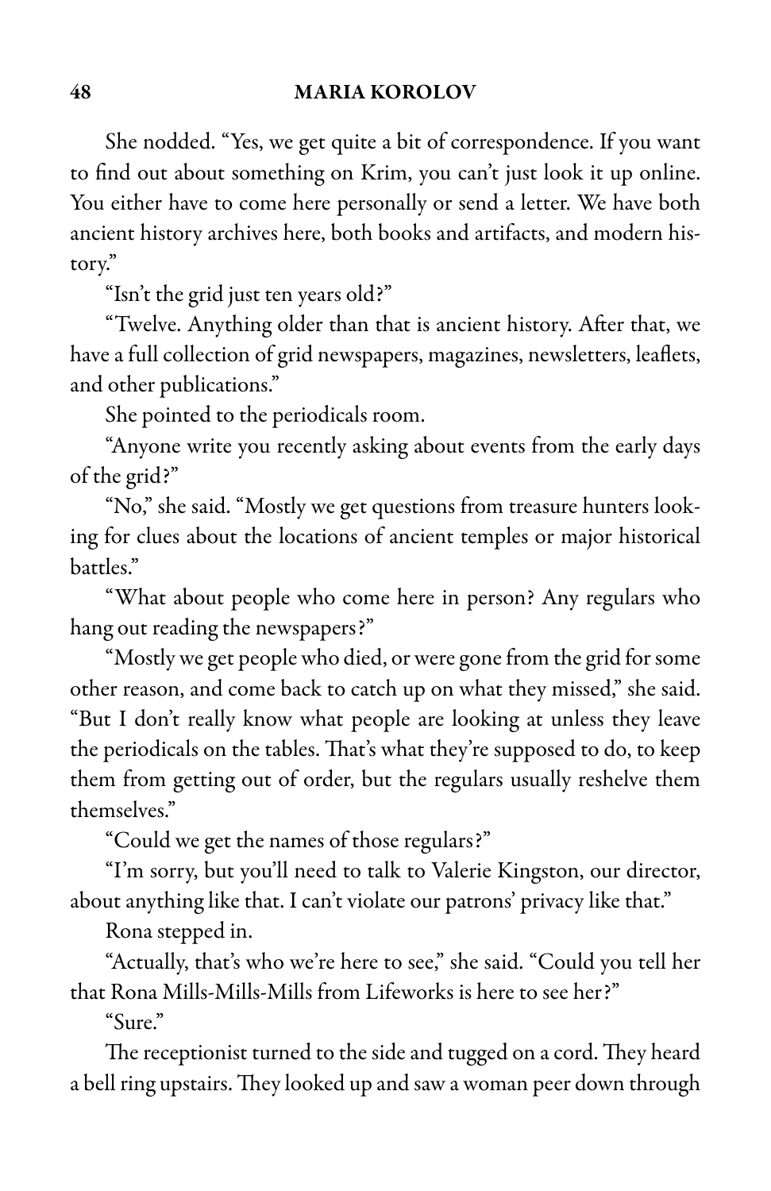She nodded. "Yes, we get quite a bit of correspondence. If you want to find out about something on Krim, you can't just look it up online. You either have to come here personally or send a letter. We have both ancient history archives here, both books and artifacts, and modern history."

"Isn't the grid just ten years old?"

"Twelve. Anything older than that is ancient history. After that, we have a full collection of grid newspapers, magazines, newsletters, leaflets, and other publications."

She pointed to the periodicals room.

"Anyone write you recently asking about events from the early days of the grid?"

"No," she said. "Mostly we get questions from treasure hunters looking for clues about the locations of ancient temples or major historical battles."

"What about people who come here in person? Any regulars who hang out reading the newspapers?"

"Mostly we get people who died, or were gone from the grid for some other reason, and come back to catch up on what they missed," she said. "But I don't really know what people are looking at unless they leave the periodicals on the tables. That's what they're supposed to do, to keep them from getting out of order, but the regulars usually reshelve them themselves."

"Could we get the names of those regulars?"

"I'm sorry, but you'll need to talk to Valerie Kingston, our director, about anything like that. I can't violate our patrons' privacy like that."

Rona stepped in.

"Actually, that's who we're here to see," she said. "Could you tell her that Rona Mills-Mills-Mills from Lifeworks is here to see her?"

"Sure."

The receptionist turned to the side and tugged on a cord. They heard a bell ring upstairs. They looked up and saw a woman peer down through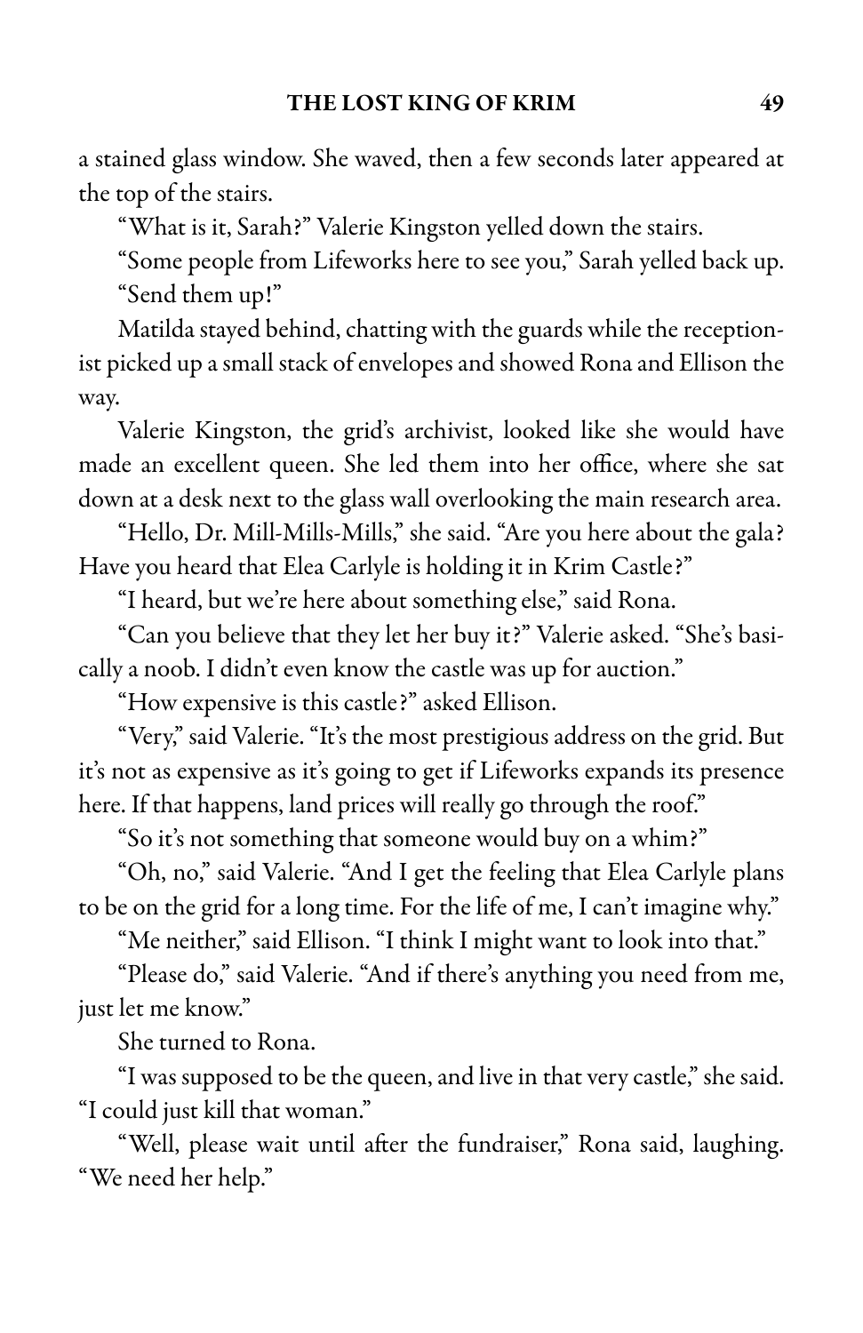a stained glass window. She waved, then a few seconds later appeared at the top of the stairs.

"What is it, Sarah?" Valerie Kingston yelled down the stairs.

"Some people from Lifeworks here to see you," Sarah yelled back up.

"Send them up!"

Matilda stayed behind, chatting with the guards while the receptionist picked up a small stack of envelopes and showed Rona and Ellison the way.

Valerie Kingston, the grid's archivist, looked like she would have made an excellent queen. She led them into her office, where she sat down at a desk next to the glass wall overlooking the main research area.

"Hello, Dr. Mill-Mills-Mills," she said. "Are you here about the gala? Have you heard that Elea Carlyle is holding it in Krim Castle?"

"I heard, but we're here about something else," said Rona.

"Can you believe that they let her buy it?" Valerie asked. "She's basically a noob. I didn't even know the castle was up for auction."

"How expensive is this castle?" asked Ellison.

"Very," said Valerie. "It's the most prestigious address on the grid. But it's not as expensive as it's going to get if Lifeworks expands its presence here. If that happens, land prices will really go through the roof."

"So it's not something that someone would buy on a whim?"

"Oh, no," said Valerie. "And I get the feeling that Elea Carlyle plans to be on the grid for a long time. For the life of me, I can't imagine why."

"Me neither," said Ellison. "I think I might want to look into that."

"Please do," said Valerie. "And if there's anything you need from me, just let me know."

She turned to Rona.

"I was supposed to be the queen, and live in that very castle," she said. "I could just kill that woman."

"Well, please wait until after the fundraiser," Rona said, laughing. "We need her help."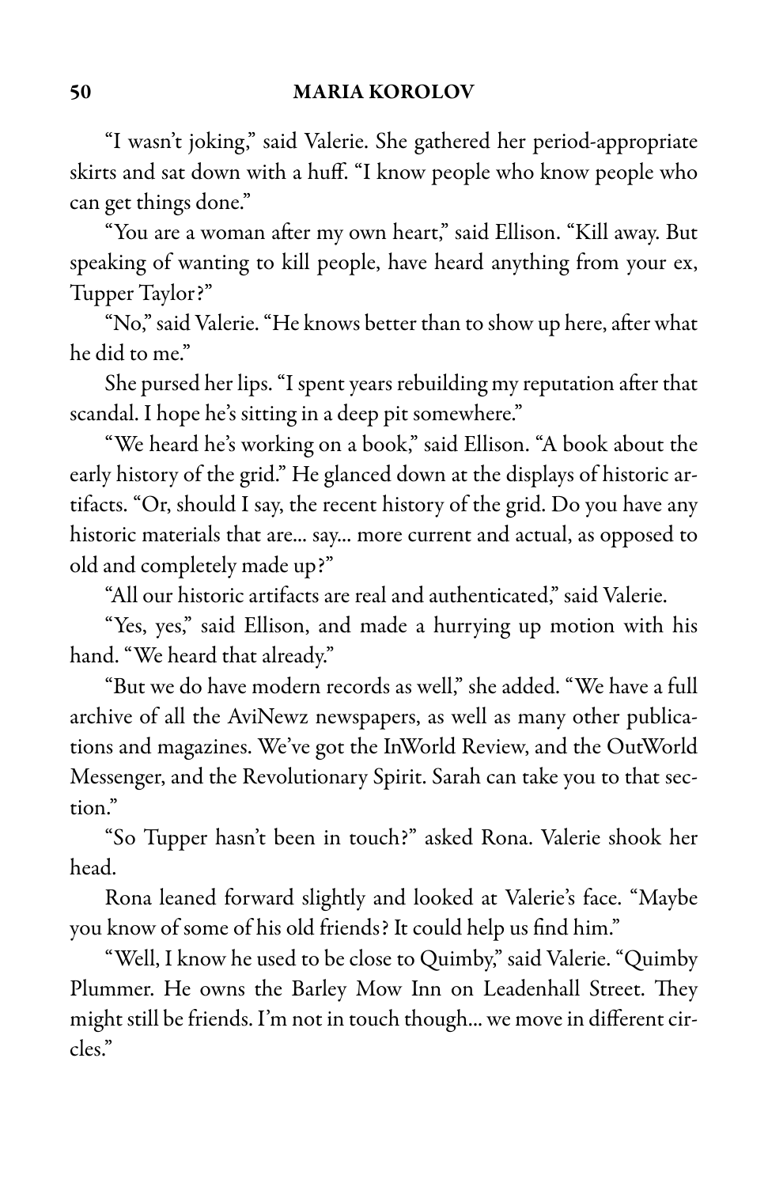"I wasn't joking," said Valerie. She gathered her period-appropriate skirts and sat down with a huff. "I know people who know people who can get things done."

"You are a woman after my own heart," said Ellison. "Kill away. But speaking of wanting to kill people, have heard anything from your ex, Tupper Taylor?"

"No," said Valerie. "He knows better than to show up here, after what he did to me."

She pursed her lips. "I spent years rebuilding my reputation after that scandal. I hope he's sitting in a deep pit somewhere."

"We heard he's working on a book," said Ellison. "A book about the early history of the grid." He glanced down at the displays of historic artifacts. "Or, should I say, the recent history of the grid. Do you have any historic materials that are... say... more current and actual, as opposed to old and completely made up?"

"All our historic artifacts are real and authenticated," said Valerie.

"Yes, yes," said Ellison, and made a hurrying up motion with his hand. "We heard that already."

"But we do have modern records as well," she added. "We have a full archive of all the AviNewz newspapers, as well as many other publications and magazines. We've got the InWorld Review, and the OutWorld Messenger, and the Revolutionary Spirit. Sarah can take you to that section."

"So Tupper hasn't been in touch?" asked Rona. Valerie shook her head.

Rona leaned forward slightly and looked at Valerie's face. "Maybe you know of some of his old friends? It could help us find him."

"Well, I know he used to be close to Quimby," said Valerie. "Quimby Plummer. He owns the Barley Mow Inn on Leadenhall Street. They might still be friends. I'm not in touch though... we move in different circles."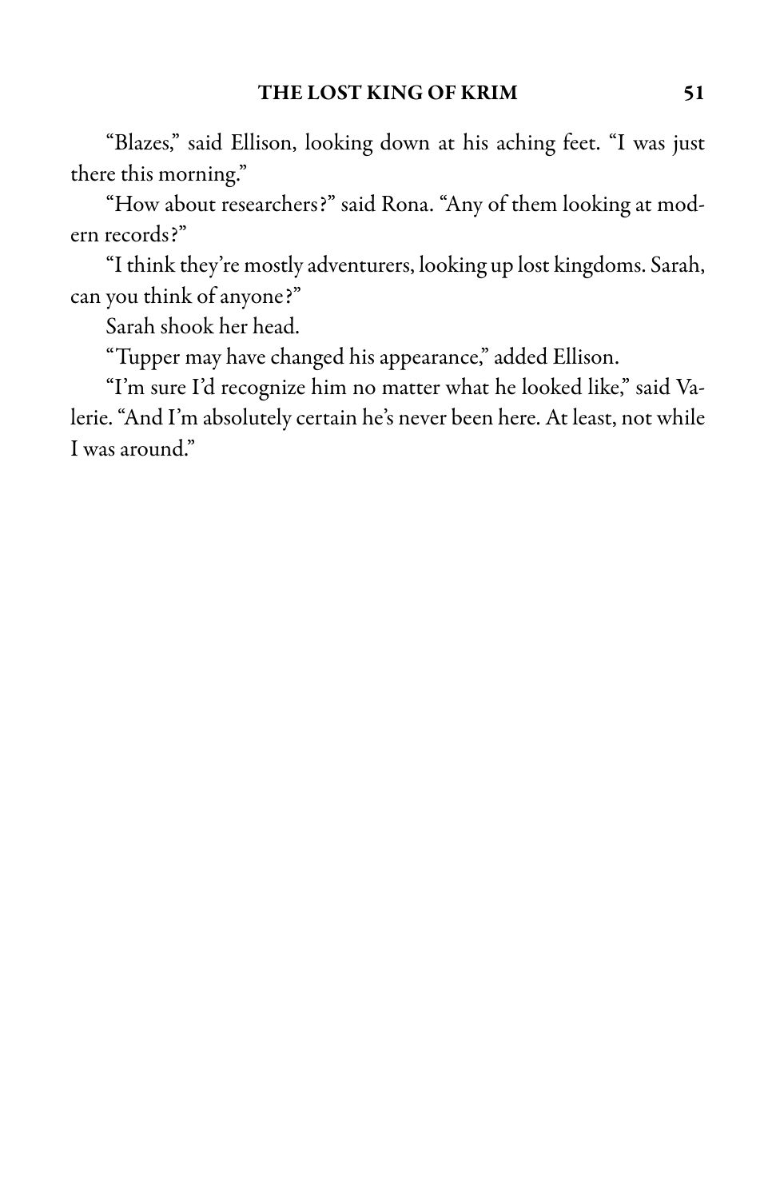"Blazes," said Ellison, looking down at his aching feet. "I was just there this morning."

"How about researchers?" said Rona. "Any of them looking at modern records?"

"I think they're mostly adventurers, looking up lost kingdoms. Sarah, can you think of anyone?"

Sarah shook her head.

"Tupper may have changed his appearance," added Ellison.

"I'm sure I'd recognize him no matter what he looked like," said Valerie. "And I'm absolutely certain he's never been here. At least, not while I was around."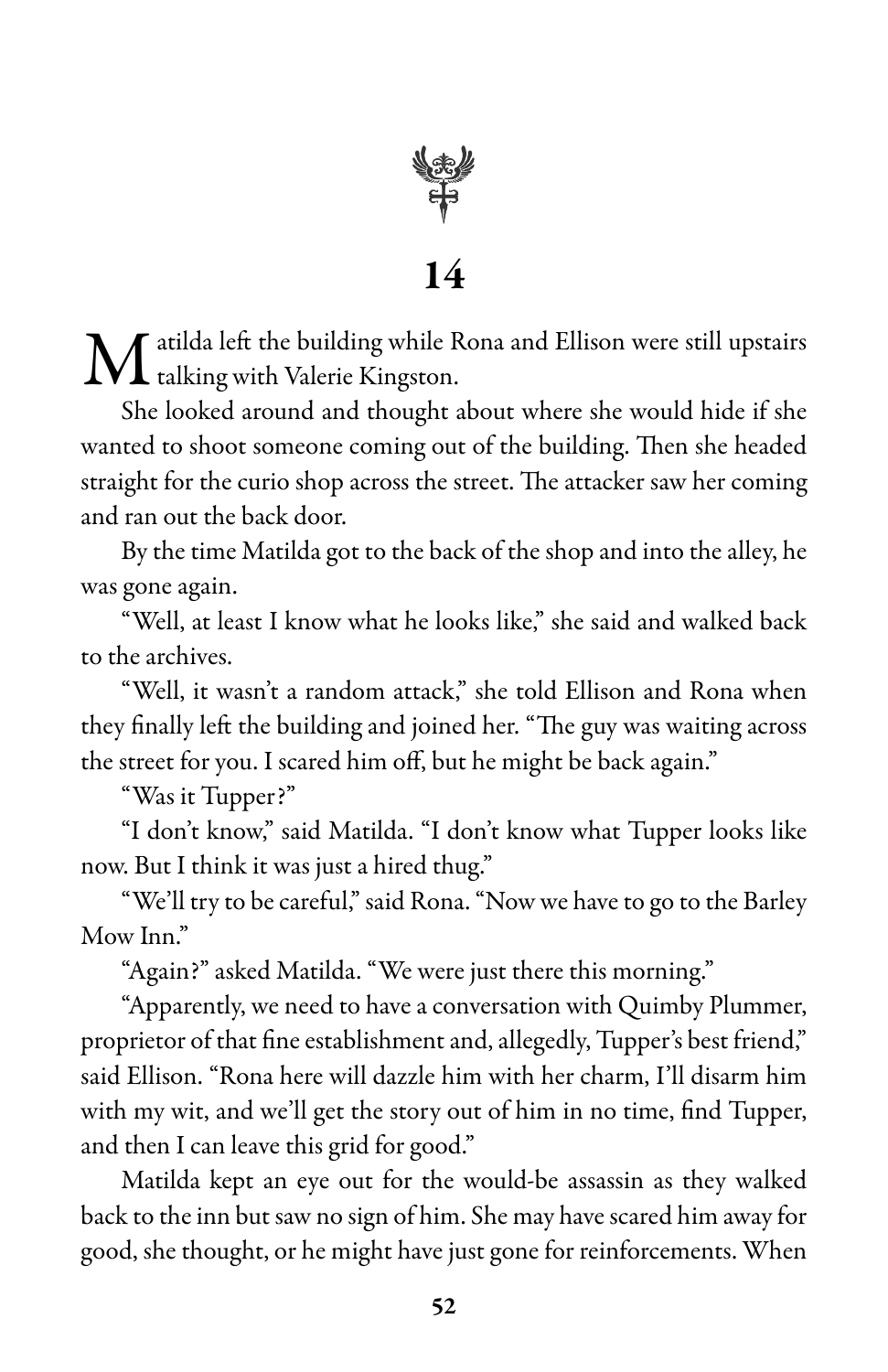# 14

Matilda left the building while Rona and Ellison were still upstairs talking with Valerie Kingston.

She looked around and thought about where she would hide if she wanted to shoot someone coming out of the building. Then she headed straight for the curio shop across the street. The attacker saw her coming and ran out the back door.

By the time Matilda got to the back of the shop and into the alley, he was gone again.

"Well, at least I know what he looks like," she said and walked back to the archives.

"Well, it wasn't a random attack," she told Ellison and Rona when they finally left the building and joined her. "The guy was waiting across the street for you. I scared him off, but he might be back again."

"Was it Tupper?"

"I don't know," said Matilda. "I don't know what Tupper looks like now. But I think it was just a hired thug."

"We'll try to be careful," said Rona. "Now we have to go to the Barley Mow Inn."

"Again?" asked Matilda. "We were just there this morning."

"Apparently, we need to have a conversation with Quimby Plummer, proprietor of that fine establishment and, allegedly, Tupper's best friend," said Ellison. "Rona here will dazzle him with her charm, I'll disarm him with my wit, and we'll get the story out of him in no time, find Tupper, and then I can leave this grid for good."

Matilda kept an eye out for the would-be assassin as they walked back to the inn but saw no sign of him. She may have scared him away for good, she thought, or he might have just gone for reinforcements. When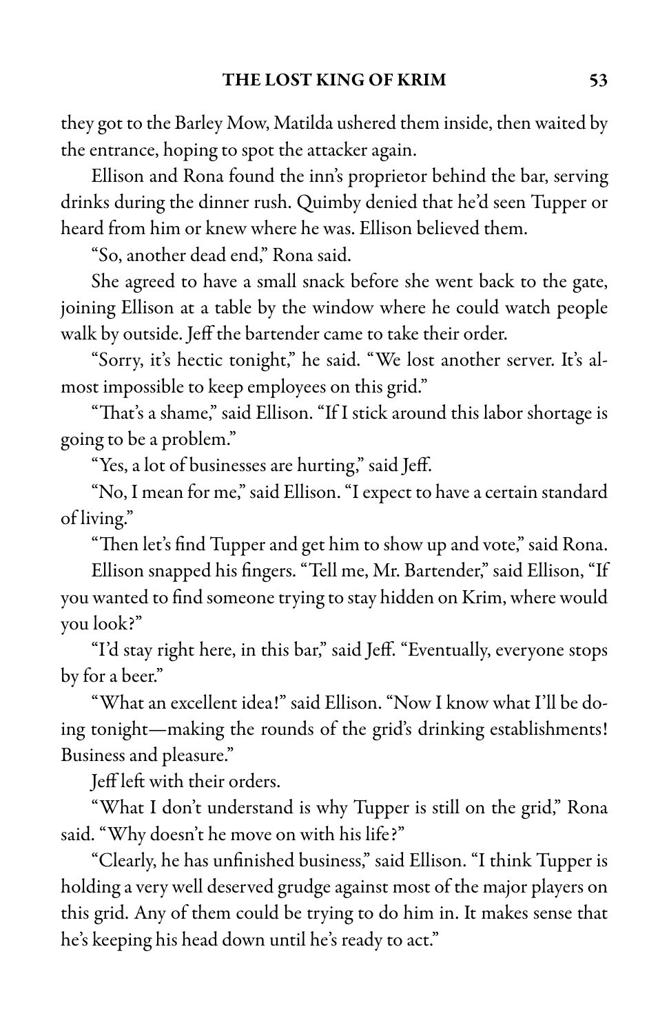they got to the Barley Mow, Matilda ushered them inside, then waited by the entrance, hoping to spot the attacker again.

Ellison and Rona found the inn's proprietor behind the bar, serving drinks during the dinner rush. Quimby denied that he'd seen Tupper or heard from him or knew where he was. Ellison believed them.

"So, another dead end," Rona said.

She agreed to have a small snack before she went back to the gate, joining Ellison at a table by the window where he could watch people walk by outside. Jeff the bartender came to take their order.

"Sorry, it's hectic tonight," he said. "We lost another server. It's almost impossible to keep employees on this grid."

"That's a shame," said Ellison. "If I stick around this labor shortage is going to be a problem."

"Yes, a lot of businesses are hurting," said Jeff.

"No, I mean for me," said Ellison. "I expect to have a certain standard of living."

"Then let's find Tupper and get him to show up and vote," said Rona.

Ellison snapped his fingers. "Tell me, Mr. Bartender," said Ellison, "If you wanted to find someone trying to stay hidden on Krim, where would you look?"

"I'd stay right here, in this bar," said Jeff. "Eventually, everyone stops by for a beer."

"What an excellent idea!" said Ellison. "Now I know what I'll be doing tonight—making the rounds of the grid's drinking establishments! Business and pleasure."

Jeff left with their orders.

"What I don't understand is why Tupper is still on the grid," Rona said. "Why doesn't he move on with his life?"

"Clearly, he has unfinished business," said Ellison. "I think Tupper is holding a very well deserved grudge against most of the major players on this grid. Any of them could be trying to do him in. It makes sense that he's keeping his head down until he's ready to act."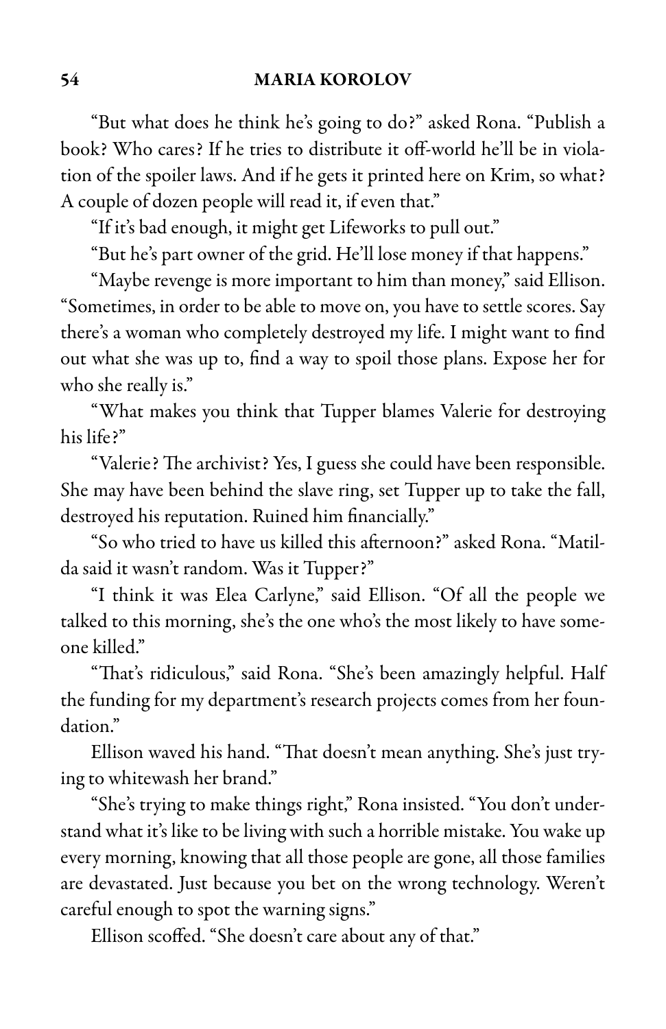"But what does he think he's going to do?" asked Rona. "Publish a book? Who cares? If he tries to distribute it off-world he'll be in violation of the spoiler laws. And if he gets it printed here on Krim, so what? A couple of dozen people will read it, if even that."

"If it's bad enough, it might get Lifeworks to pull out."

"But he's part owner of the grid. He'll lose money if that happens."

"Maybe revenge is more important to him than money," said Ellison. "Sometimes, in order to be able to move on, you have to settle scores. Say there's a woman who completely destroyed my life. I might want to find out what she was up to, find a way to spoil those plans. Expose her for who she really is."

"What makes you think that Tupper blames Valerie for destroying his life?"

"Valerie? The archivist? Yes, I guess she could have been responsible. She may have been behind the slave ring, set Tupper up to take the fall, destroyed his reputation. Ruined him financially."

"So who tried to have us killed this afternoon?" asked Rona. "Matilda said it wasn't random. Was it Tupper?"

"I think it was Elea Carlyne," said Ellison. "Of all the people we talked to this morning, she's the one who's the most likely to have someone killed."

"That's ridiculous," said Rona. "She's been amazingly helpful. Half the funding for my department's research projects comes from her foundation."

Ellison waved his hand. "That doesn't mean anything. She's just trying to whitewash her brand."

"She's trying to make things right," Rona insisted. "You don't understand what it's like to be living with such a horrible mistake. You wake up every morning, knowing that all those people are gone, all those families are devastated. Just because you bet on the wrong technology. Weren't careful enough to spot the warning signs."

Ellison scoffed. "She doesn't care about any of that."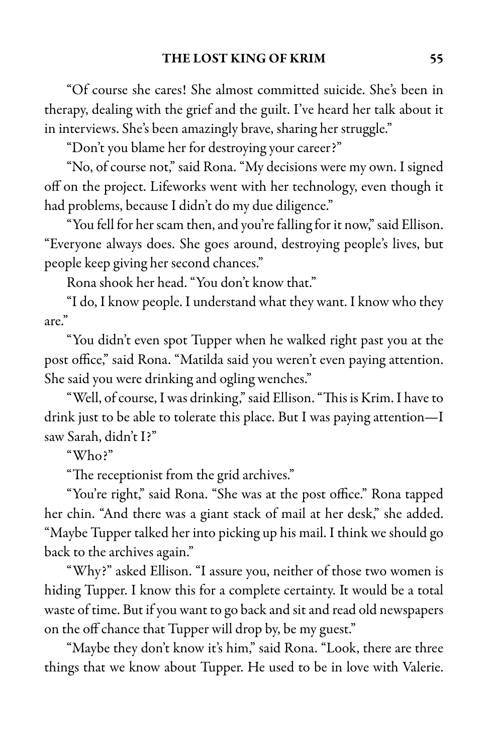"Of course she cares! She almost committed suicide. She's been in therapy, dealing with the grief and the guilt. I've heard her talk about it in interviews. She's been amazingly brave, sharing her struggle."

"Don't you blame her for destroying your career?"

"No, of course not," said Rona. "My decisions were my own. I signed off on the project. Lifeworks went with her technology, even though it had problems, because I didn't do my due diligence."

"You fell for her scam then, and you're falling for it now," said Ellison. "Everyone always does. She goes around, destroying people's lives, but people keep giving her second chances."

Rona shook her head. "You don't know that."

"I do, I know people. I understand what they want. I know who they are."

"You didn't even spot Tupper when he walked right past you at the post office," said Rona. "Matilda said you weren't even paying attention. She said you were drinking and ogling wenches."

"Well, of course, I was drinking," said Ellison. "This is Krim. I have to drink just to be able to tolerate this place. But I was paying attention—I saw Sarah, didn't I?"

"Who?"

"The receptionist from the grid archives."

"You're right," said Rona. "She was at the post office." Rona tapped her chin. "And there was a giant stack of mail at her desk," she added. "Maybe Tupper talked her into picking up his mail. I think we should go back to the archives again."

"Why?" asked Ellison. "I assure you, neither of those two women is hiding Tupper. I know this for a complete certainty. It would be a total waste of time. But if you want to go back and sit and read old newspapers on the off chance that Tupper will drop by, be my guest."

"Maybe they don't know it's him," said Rona. "Look, there are three things that we know about Tupper. He used to be in love with Valerie.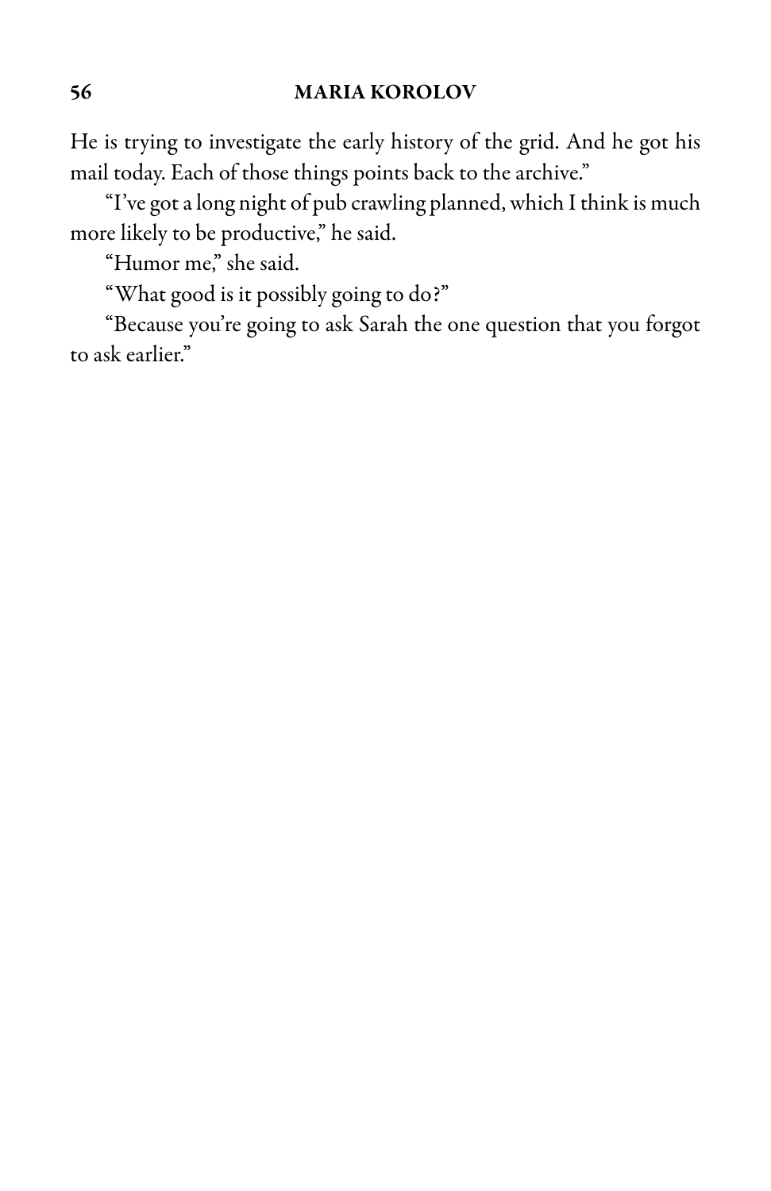He is trying to investigate the early history of the grid. And he got his mail today. Each of those things points back to the archive."

"I've got a long night of pub crawling planned, which I think is much more likely to be productive," he said.

"Humor me," she said.

"What good is it possibly going to do?"

"Because you're going to ask Sarah the one question that you forgot to ask earlier."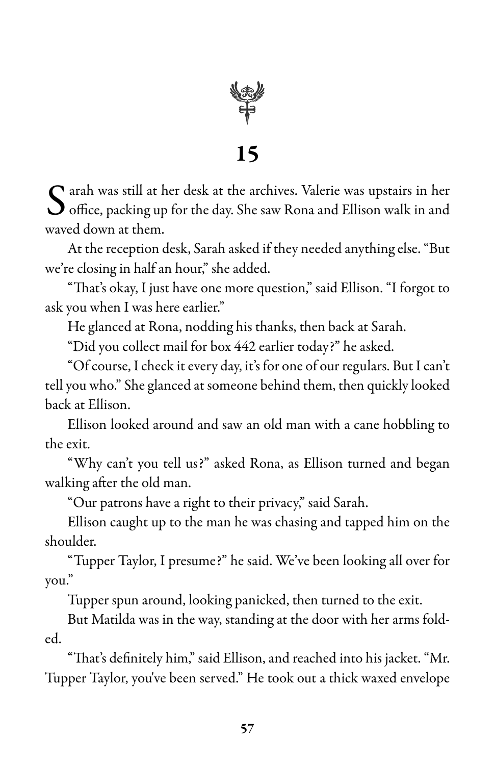# 15

Sarah was still at her desk at the archives. Valerie was upstairs in her office, packing up for the day. She saw Rona and Ellison walk in and waved down at them.

At the reception desk, Sarah asked if they needed anything else. "But we're closing in half an hour," she added.

"That's okay, I just have one more question," said Ellison. "I forgot to ask you when I was here earlier."

He glanced at Rona, nodding his thanks, then back at Sarah.

"Did you collect mail for box 442 earlier today?" he asked.

"Of course, I check it every day, it's for one of our regulars. But I can't tell you who." She glanced at someone behind them, then quickly looked back at Ellison.

Ellison looked around and saw an old man with a cane hobbling to the exit.

"Why can't you tell us?" asked Rona, as Ellison turned and began walking after the old man.

"Our patrons have a right to their privacy," said Sarah.

Ellison caught up to the man he was chasing and tapped him on the shoulder.

"Tupper Taylor, I presume?" he said. We've been looking all over for you."

Tupper spun around, looking panicked, then turned to the exit.

But Matilda was in the way, standing at the door with her arms folded.

"That's definitely him," said Ellison, and reached into his jacket. "Mr. Tupper Taylor, you've been served." He took out a thick waxed envelope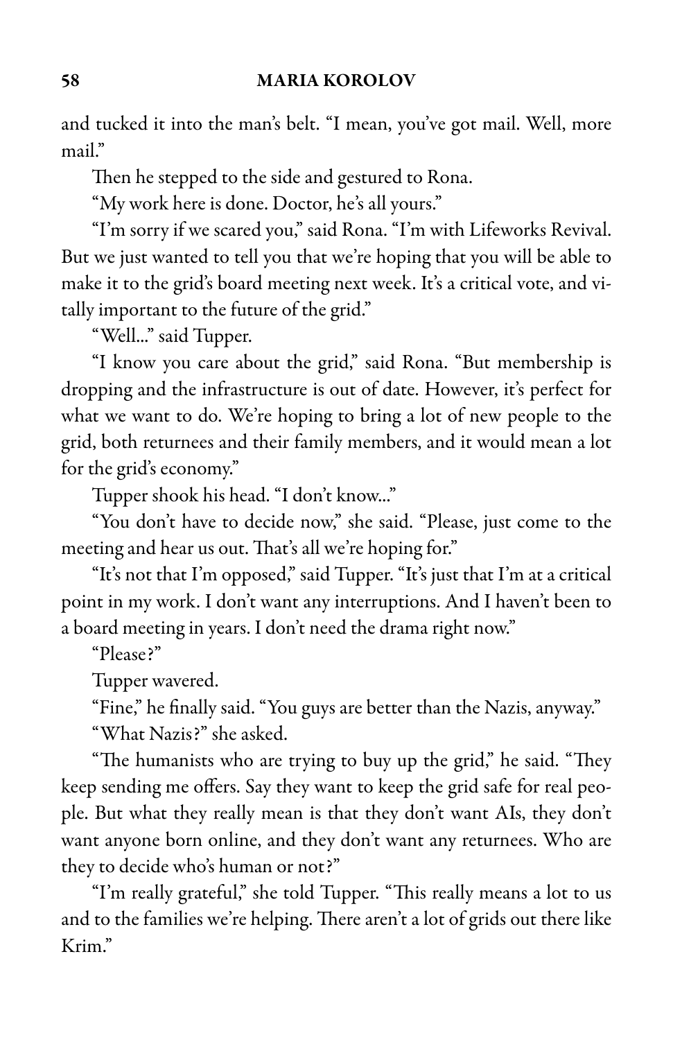and tucked it into the man's belt. "I mean, you've got mail. Well, more mail."

Then he stepped to the side and gestured to Rona.

"My work here is done. Doctor, he's all yours."

"I'm sorry if we scared you," said Rona. "I'm with Lifeworks Revival. But we just wanted to tell you that we're hoping that you will be able to make it to the grid's board meeting next week. It's a critical vote, and vitally important to the future of the grid."

"Well..." said Tupper.

"I know you care about the grid," said Rona. "But membership is dropping and the infrastructure is out of date. However, it's perfect for what we want to do. We're hoping to bring a lot of new people to the grid, both returnees and their family members, and it would mean a lot for the grid's economy."

Tupper shook his head. "I don't know..."

"You don't have to decide now," she said. "Please, just come to the meeting and hear us out. That's all we're hoping for."

"It's not that I'm opposed," said Tupper. "It's just that I'm at a critical point in my work. I don't want any interruptions. And I haven't been to a board meeting in years. I don't need the drama right now."

"Please?"

Tupper wavered.

"Fine," he finally said. "You guys are better than the Nazis, anyway."

"What Nazis?" she asked.

"The humanists who are trying to buy up the grid," he said. "They keep sending me offers. Say they want to keep the grid safe for real people. But what they really mean is that they don't want AIs, they don't want anyone born online, and they don't want any returnees. Who are they to decide who's human or not?"

"I'm really grateful," she told Tupper. "This really means a lot to us and to the families we're helping. There aren't a lot of grids out there like Krim."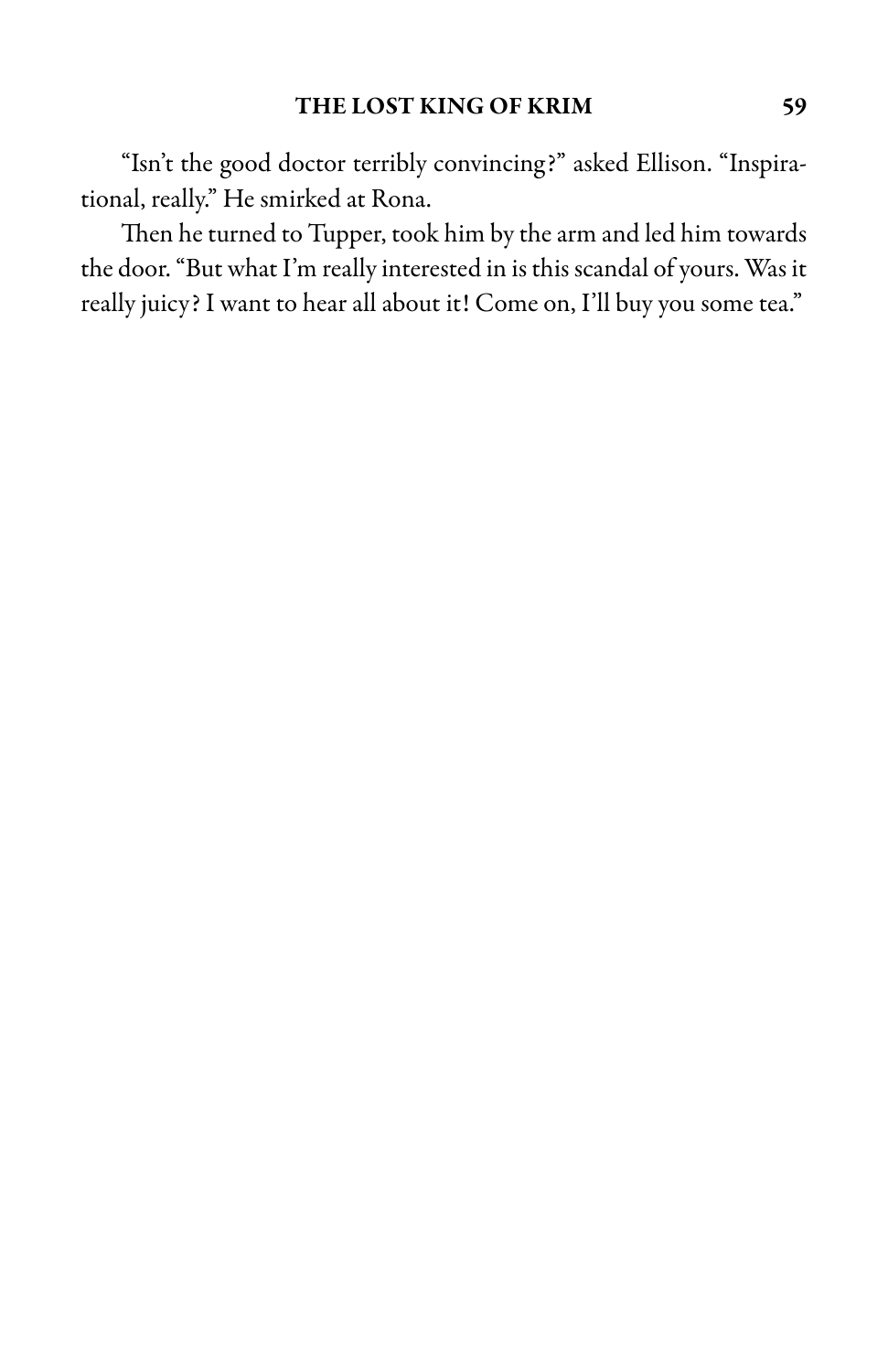"Isn't the good doctor terribly convincing?" asked Ellison. "Inspirational, really." He smirked at Rona.

Then he turned to Tupper, took him by the arm and led him towards the door. "But what I'm really interested in is this scandal of yours. Was it really juicy? I want to hear all about it! Come on, I'll buy you some tea."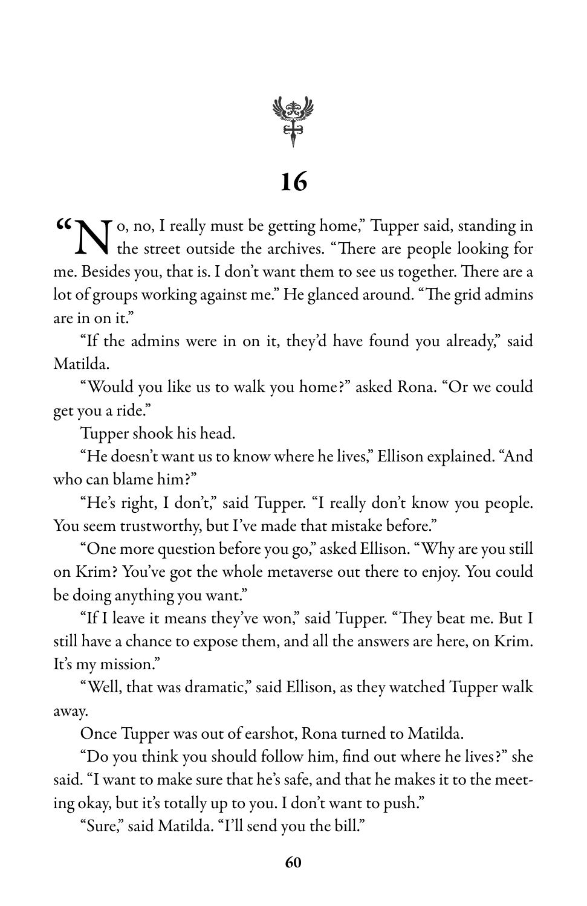# 16

"No, no, I really must be getting home," Tupper said, standing in the street outside the archives. "There are people looking for me. Besides you, that is. I don't want them to see us together. There are a lot of groups working against me." He glanced around. "The grid admins are in on it."

"If the admins were in on it, they'd have found you already," said Matilda.

"Would you like us to walk you home?" asked Rona. "Or we could get you a ride."

Tupper shook his head.

"He doesn't want us to know where he lives," Ellison explained. "And who can blame him?"

"He's right, I don't," said Tupper. "I really don't know you people. You seem trustworthy, but I've made that mistake before."

"One more question before you go," asked Ellison. "Why are you still on Krim? You've got the whole metaverse out there to enjoy. You could be doing anything you want."

"If I leave it means they've won," said Tupper. "They beat me. But I still have a chance to expose them, and all the answers are here, on Krim. It's my mission."

"Well, that was dramatic," said Ellison, as they watched Tupper walk away.

Once Tupper was out of earshot, Rona turned to Matilda.

"Do you think you should follow him, find out where he lives?" she said. "I want to make sure that he's safe, and that he makes it to the meeting okay, but it's totally up to you. I don't want to push."

"Sure," said Matilda. "I'll send you the bill."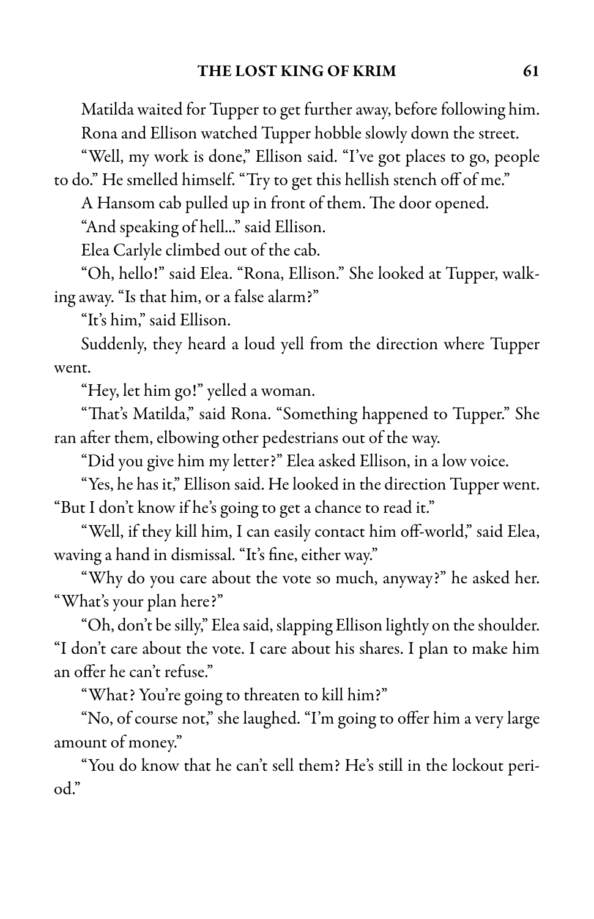Matilda waited for Tupper to get further away, before following him.

Rona and Ellison watched Tupper hobble slowly down the street.

"Well, my work is done," Ellison said. "I've got places to go, people to do." He smelled himself. "Try to get this hellish stench off of me."

A Hansom cab pulled up in front of them. The door opened.

"And speaking of hell…" said Ellison.

Elea Carlyle climbed out of the cab.

"Oh, hello!" said Elea. "Rona, Ellison." She looked at Tupper, walking away. "Is that him, or a false alarm?"

"It's him," said Ellison.

Suddenly, they heard a loud yell from the direction where Tupper went.

"Hey, let him go!" yelled a woman.

"That's Matilda," said Rona. "Something happened to Tupper." She ran after them, elbowing other pedestrians out of the way.

"Did you give him my letter?" Elea asked Ellison, in a low voice.

"Yes, he has it," Ellison said. He looked in the direction Tupper went. "But I don't know if he's going to get a chance to read it."

"Well, if they kill him, I can easily contact him off-world," said Elea, waving a hand in dismissal. "It's fine, either way."

"Why do you care about the vote so much, anyway?" he asked her. "What's your plan here?"

"Oh, don't be silly," Elea said, slapping Ellison lightly on the shoulder. "I don't care about the vote. I care about his shares. I plan to make him an offer he can't refuse."

"What? You're going to threaten to kill him?"

"No, of course not," she laughed. "I'm going to offer him a very large amount of money."

"You do know that he can't sell them? He's still in the lockout period."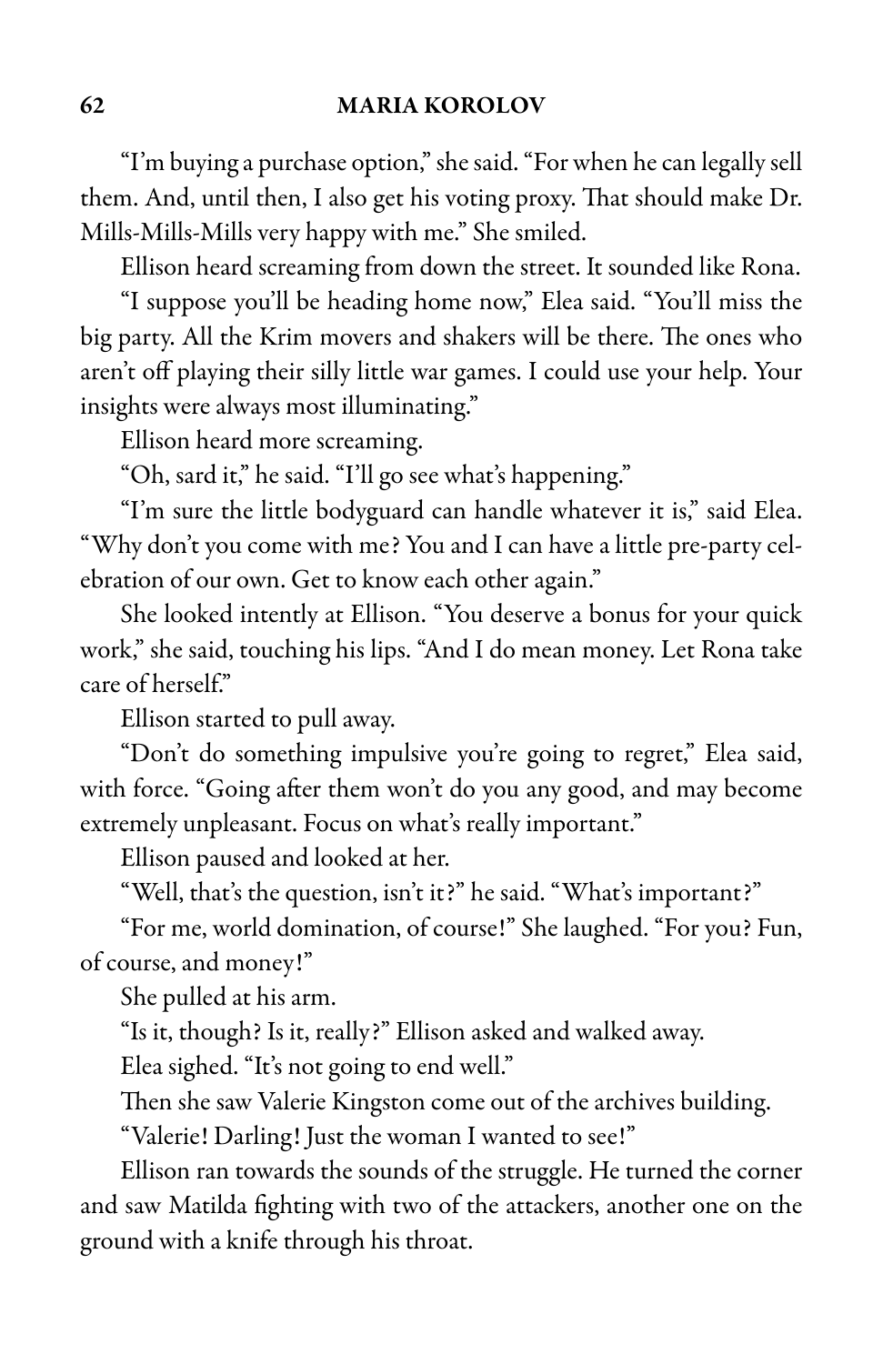"I'm buying a purchase option," she said. "For when he can legally sell them. And, until then, I also get his voting proxy. That should make Dr. Mills-Mills-Mills very happy with me." She smiled.

Ellison heard screaming from down the street. It sounded like Rona.

"I suppose you'll be heading home now," Elea said. "You'll miss the big party. All the Krim movers and shakers will be there. The ones who aren't off playing their silly little war games. I could use your help. Your insights were always most illuminating."

Ellison heard more screaming.

"Oh, sard it," he said. "I'll go see what's happening."

"I'm sure the little bodyguard can handle whatever it is," said Elea. "Why don't you come with me? You and I can have a little pre-party celebration of our own. Get to know each other again."

She looked intently at Ellison. "You deserve a bonus for your quick work," she said, touching his lips. "And I do mean money. Let Rona take care of herself."

Ellison started to pull away.

"Don't do something impulsive you're going to regret," Elea said, with force. "Going after them won't do you any good, and may become extremely unpleasant. Focus on what's really important."

Ellison paused and looked at her.

"Well, that's the question, isn't it?" he said. "What's important?"

"For me, world domination, of course!" She laughed. "For you? Fun, of course, and money!"

She pulled at his arm.

"Is it, though? Is it, really?" Ellison asked and walked away.

Elea sighed. "It's not going to end well."

Then she saw Valerie Kingston come out of the archives building.

"Valerie! Darling! Just the woman I wanted to see!"

Ellison ran towards the sounds of the struggle. He turned the corner and saw Matilda fighting with two of the attackers, another one on the ground with a knife through his throat.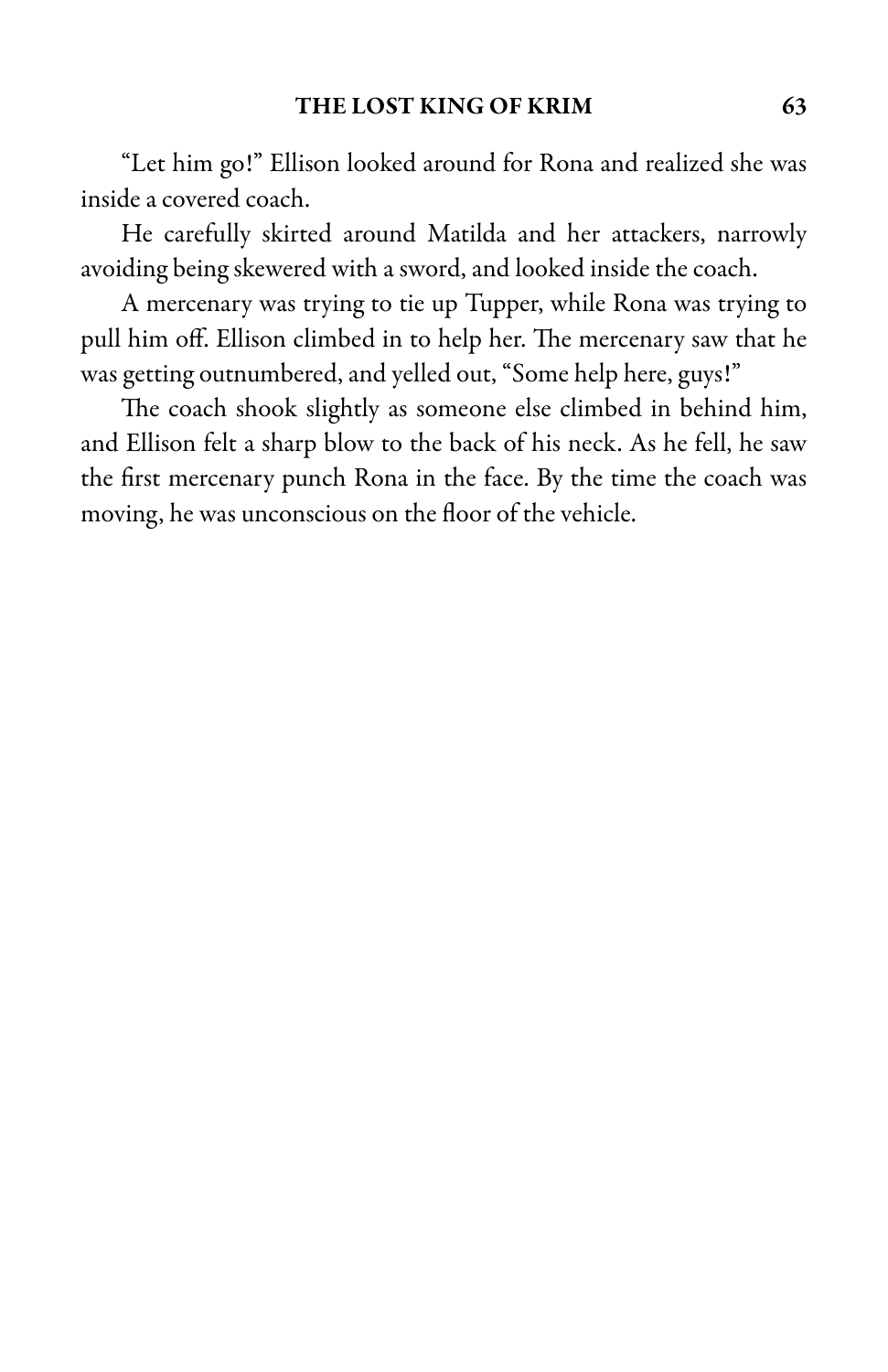"Let him go!" Ellison looked around for Rona and realized she was inside a covered coach.

He carefully skirted around Matilda and her attackers, narrowly avoiding being skewered with a sword, and looked inside the coach.

A mercenary was trying to tie up Tupper, while Rona was trying to pull him off. Ellison climbed in to help her. The mercenary saw that he was getting outnumbered, and yelled out, "Some help here, guys!"

The coach shook slightly as someone else climbed in behind him, and Ellison felt a sharp blow to the back of his neck. As he fell, he saw the first mercenary punch Rona in the face. By the time the coach was moving, he was unconscious on the floor of the vehicle.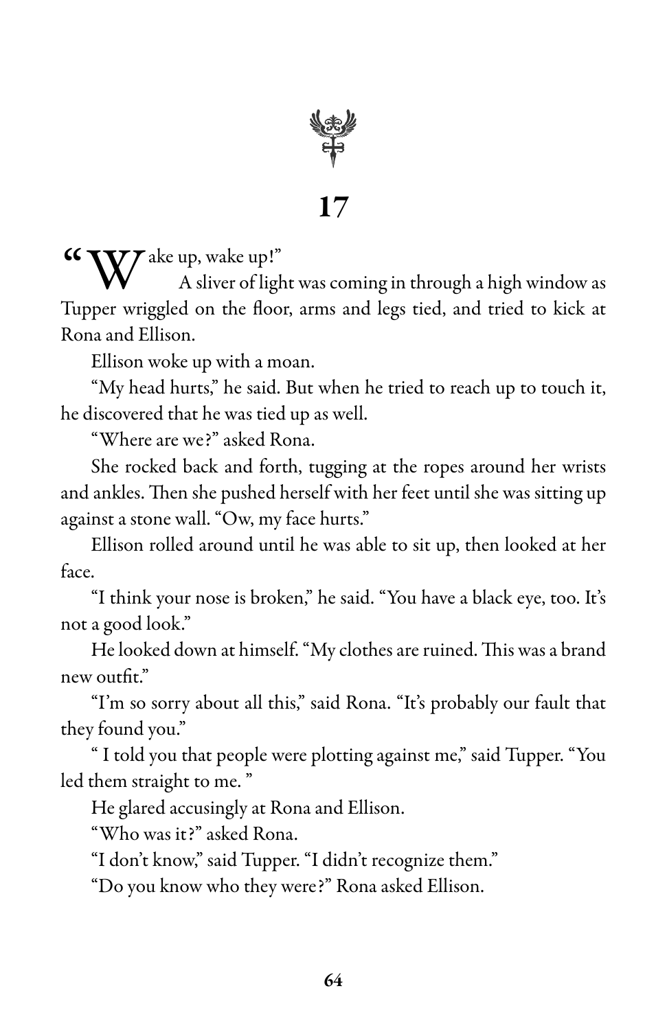# 17

"Wake up, wake up!"

A sliver of light was coming in through a high window as Tupper wriggled on the floor, arms and legs tied, and tried to kick at Rona and Ellison.

Ellison woke up with a moan.

"My head hurts," he said. But when he tried to reach up to touch it, he discovered that he was tied up as well.

"Where are we?" asked Rona.

She rocked back and forth, tugging at the ropes around her wrists and ankles. Then she pushed herself with her feet until she was sitting up against a stone wall. "Ow, my face hurts."

Ellison rolled around until he was able to sit up, then looked at her face.

"I think your nose is broken," he said. "You have a black eye, too. It's not a good look."

He looked down at himself. "My clothes are ruined. This was a brand new outfit."

"I'm so sorry about all this," said Rona. "It's probably our fault that they found you."

"I told you that people were plotting against me," said Tupper. "You led them straight to me."

He glared accusingly at Rona and Ellison.

"Who was it?" asked Rona.

"I don't know," said Tupper. "I didn't recognize them."

"Do you know who they were?" Rona asked Ellison.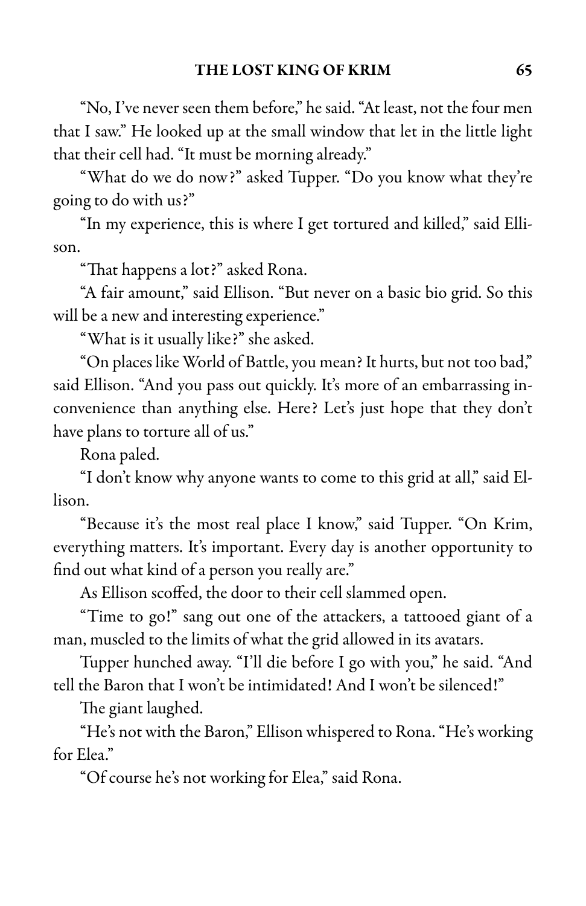"No, I've never seen them before," he said. "At least, not the four men that I saw." He looked up at the small window that let in the little light that their cell had. "It must be morning already."

"What do we do now?" asked Tupper. "Do you know what they're going to do with us?"

"In my experience, this is where I get tortured and killed," said Ellison.

"That happens a lot?" asked Rona.

"A fair amount," said Ellison. "But never on a basic bio grid. So this will be a new and interesting experience."

"What is it usually like?" she asked.

"On places like World of Battle, you mean? It hurts, but not too bad," said Ellison. "And you pass out quickly. It's more of an embarrassing inconvenience than anything else. Here? Let's just hope that they don't have plans to torture all of us."

Rona paled.

"I don't know why anyone wants to come to this grid at all," said Ellison.

"Because it's the most real place I know," said Tupper. "On Krim, everything matters. It's important. Every day is another opportunity to find out what kind of a person you really are."

As Ellison scoffed, the door to their cell slammed open.

"Time to go!" sang out one of the attackers, a tattooed giant of a man, muscled to the limits of what the grid allowed in its avatars.

Tupper hunched away. "I'll die before I go with you," he said. "And tell the Baron that I won't be intimidated! And I won't be silenced!"

The giant laughed.

"He's not with the Baron," Ellison whispered to Rona. "He's working for Elea."

"Of course he's not working for Elea," said Rona.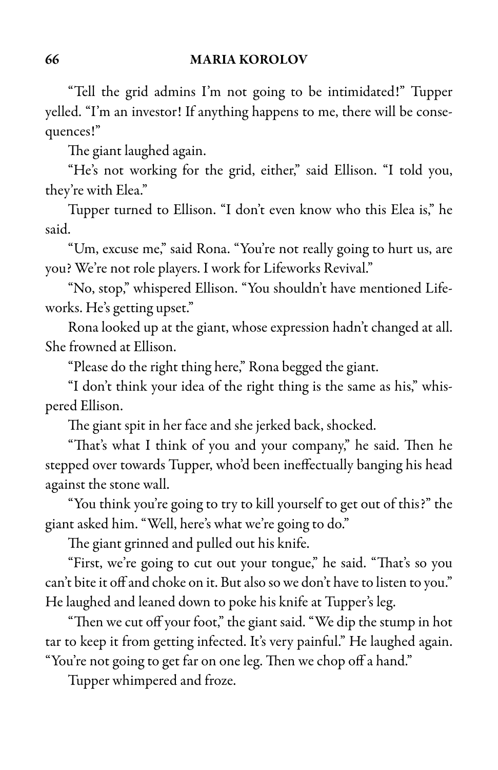"Tell the grid admins I'm not going to be intimidated!" Tupper yelled. "I'm an investor! If anything happens to me, there will be consequences!"

The giant laughed again.

"He's not working for the grid, either," said Ellison. "I told you, they're with Elea."

Tupper turned to Ellison. "I don't even know who this Elea is," he said.

"Um, excuse me," said Rona. "You're not really going to hurt us, are you? We're not role players. I work for Lifeworks Revival."

"No, stop," whispered Ellison. "You shouldn't have mentioned Lifeworks. He's getting upset."

Rona looked up at the giant, whose expression hadn't changed at all. She frowned at Ellison.

"Please do the right thing here," Rona begged the giant.

"I don't think your idea of the right thing is the same as his," whispered Ellison.

The giant spit in her face and she jerked back, shocked.

"That's what I think of you and your company," he said. Then he stepped over towards Tupper, who'd been ineffectually banging his head against the stone wall.

"You think you're going to try to kill yourself to get out of this?" the giant asked him. "Well, here's what we're going to do."

The giant grinned and pulled out his knife.

"First, we're going to cut out your tongue," he said. "That's so you can't bite it off and choke on it. But also so we don't have to listen to you." He laughed and leaned down to poke his knife at Tupper's leg.

"Then we cut off your foot," the giant said. "We dip the stump in hot tar to keep it from getting infected. It's very painful." He laughed again. "You're not going to get far on one leg. Then we chop off a hand."

Tupper whimpered and froze.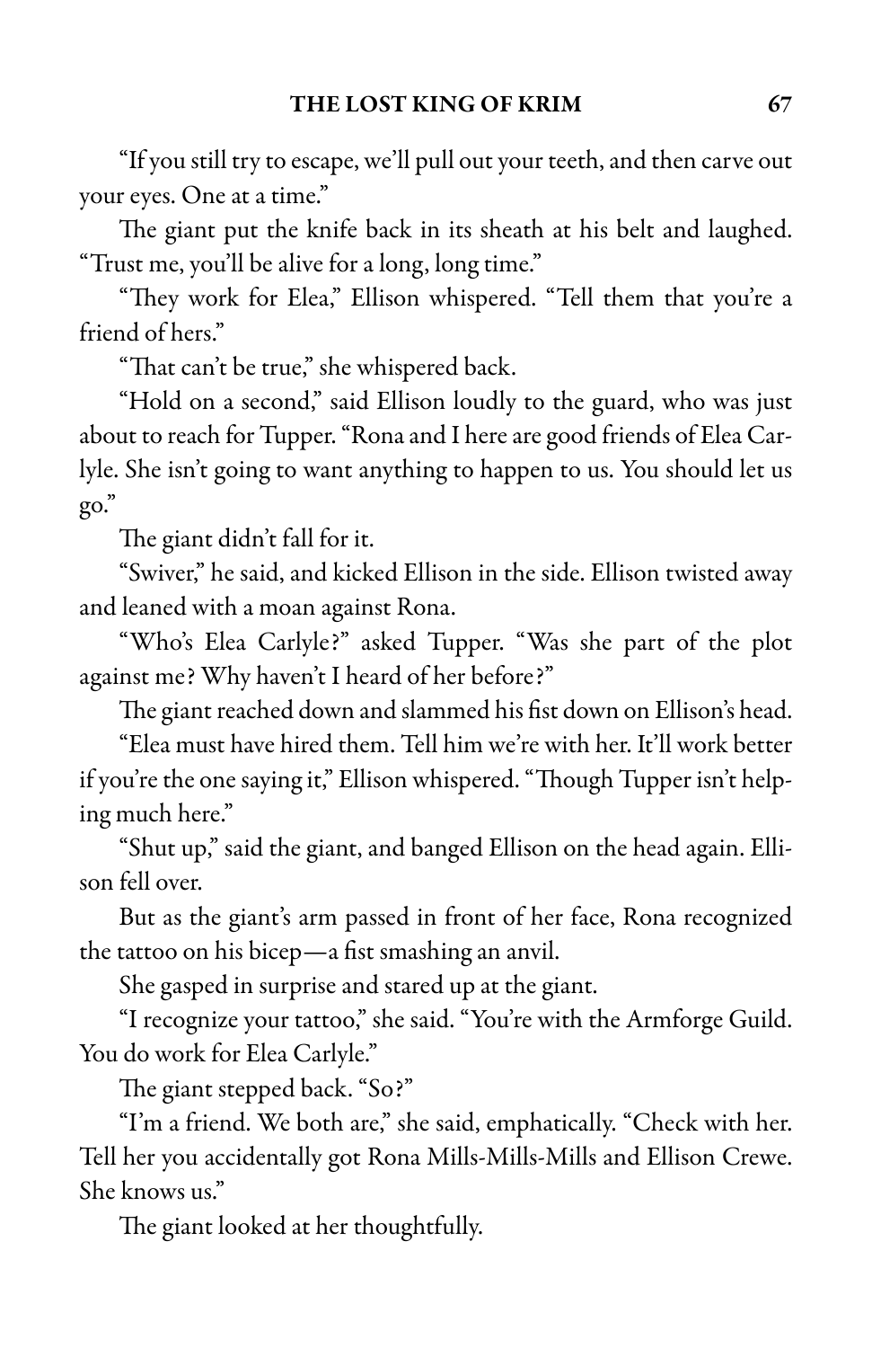"If you still try to escape, we'll pull out your teeth, and then carve out your eyes. One at a time."

The giant put the knife back in its sheath at his belt and laughed. "Trust me, you'll be alive for a long, long time."

"They work for Elea," Ellison whispered. "Tell them that you're a friend of hers."

"That can't be true," she whispered back.

"Hold on a second," said Ellison loudly to the guard, who was just about to reach for Tupper. "Rona and I here are good friends of Elea Carlyle. She isn't going to want anything to happen to us. You should let us go."

The giant didn't fall for it.

"Swiver," he said, and kicked Ellison in the side. Ellison twisted away and leaned with a moan against Rona.

"Who's Elea Carlyle?" asked Tupper. "Was she part of the plot against me? Why haven't I heard of her before?"

The giant reached down and slammed his fist down on Ellison's head.

"Elea must have hired them. Tell him we're with her. It'll work better if you're the one saying it," Ellison whispered. "Though Tupper isn't helping much here."

"Shut up," said the giant, and banged Ellison on the head again. Ellison fell over.

But as the giant's arm passed in front of her face, Rona recognized the tattoo on his bicep—a fist smashing an anvil.

She gasped in surprise and stared up at the giant.

"I recognize your tattoo," she said. "You're with the Armforge Guild. You do work for Elea Carlyle."

The giant stepped back. "So?"

"I'm a friend. We both are," she said, emphatically. "Check with her. Tell her you accidentally got Rona Mills-Mills-Mills and Ellison Crewe. She knows us."

The giant looked at her thoughtfully.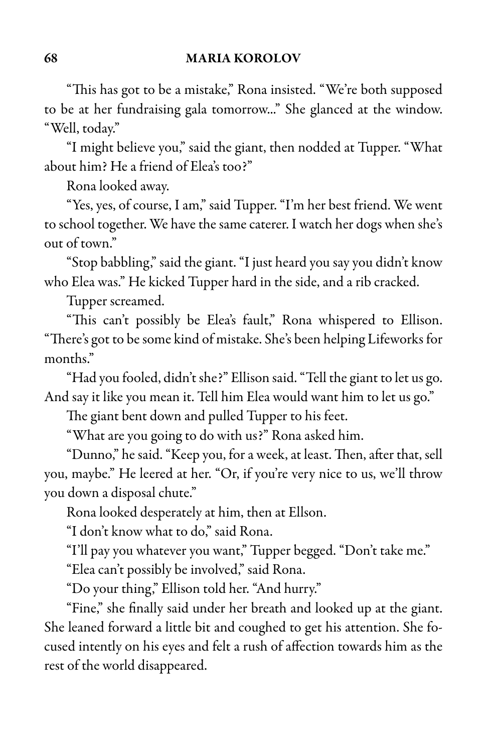"This has got to be a mistake," Rona insisted. "We're both supposed to be at her fundraising gala tomorrow..." She glanced at the window. "Well, today."

"I might believe you," said the giant, then nodded at Tupper. "What about him? He a friend of Elea's too?"

Rona looked away.

"Yes, yes, of course, I am," said Tupper. "I'm her best friend. We went to school together. We have the same caterer. I watch her dogs when she's out of town."

"Stop babbling," said the giant. "I just heard you say you didn't know who Elea was." He kicked Tupper hard in the side, and a rib cracked.

Tupper screamed.

"This can't possibly be Elea's fault," Rona whispered to Ellison. "There's got to be some kind of mistake. She's been helping Lifeworks for months."

"Had you fooled, didn't she?" Ellison said. "Tell the giant to let us go. And say it like you mean it. Tell him Elea would want him to let us go."

The giant bent down and pulled Tupper to his feet.

"What are you going to do with us?" Rona asked him.

"Dunno," he said. "Keep you, for a week, at least. Then, after that, sell you, maybe." He leered at her. "Or, if you're very nice to us, we'll throw you down a disposal chute."

Rona looked desperately at him, then at Ellson.

"I don't know what to do," said Rona.

"I'll pay you whatever you want," Tupper begged. "Don't take me."

"Elea can't possibly be involved," said Rona.

"Do your thing," Ellison told her. "And hurry."

"Fine," she finally said under her breath and looked up at the giant. She leaned forward a little bit and coughed to get his attention. She focused intently on his eyes and felt a rush of affection towards him as the rest of the world disappeared.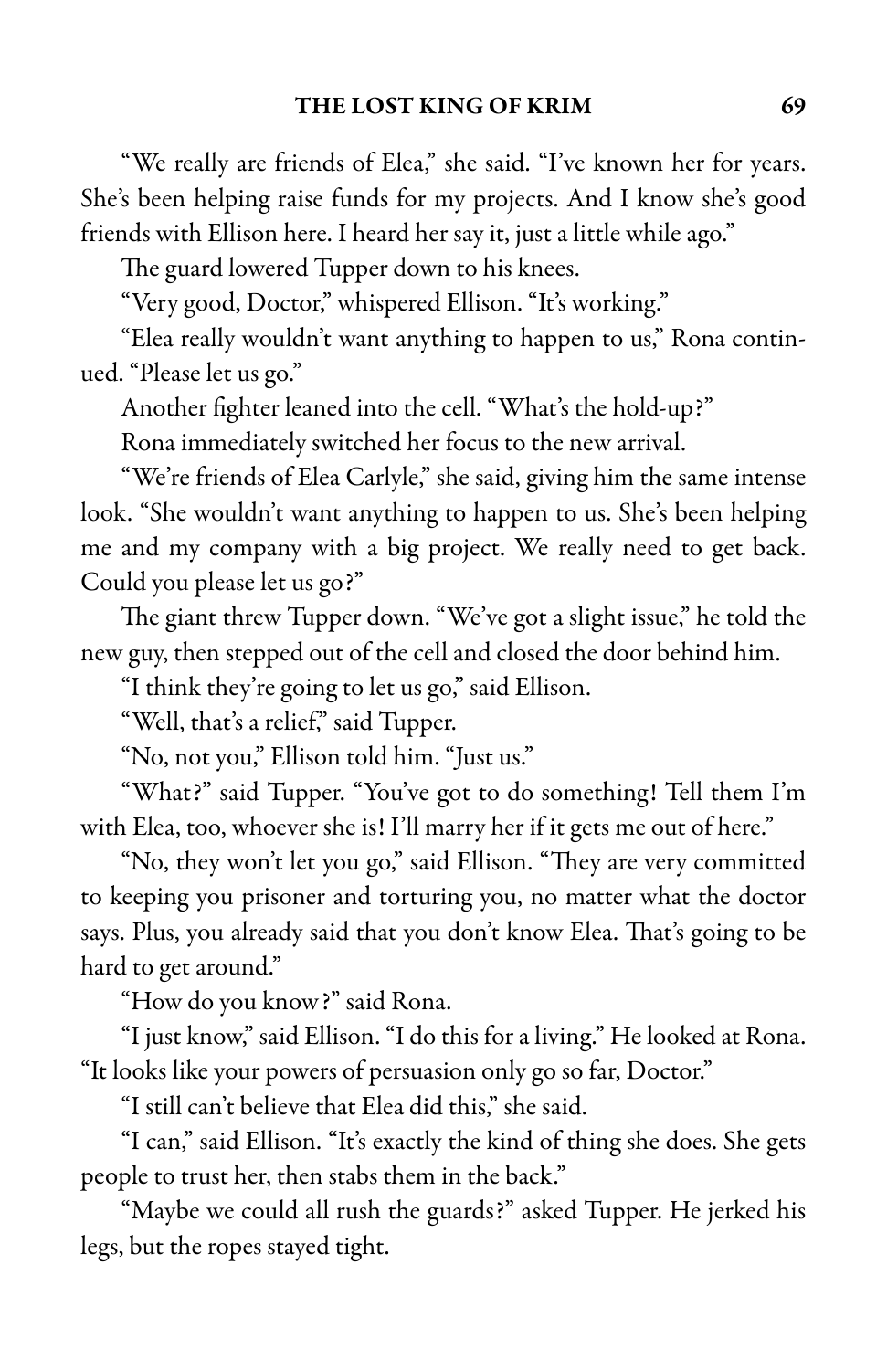"We really are friends of Elea," she said. "I've known her for years. She's been helping raise funds for my projects. And I know she's good friends with Ellison here. I heard her say it, just a little while ago."

The guard lowered Tupper down to his knees.

"Very good, Doctor," whispered Ellison. "It's working."

"Elea really wouldn't want anything to happen to us," Rona continued. "Please let us go."

Another fighter leaned into the cell. "What's the hold-up?"

Rona immediately switched her focus to the new arrival.

"We're friends of Elea Carlyle," she said, giving him the same intense look. "She wouldn't want anything to happen to us. She's been helping me and my company with a big project. We really need to get back. Could you please let us go?"

The giant threw Tupper down. "We've got a slight issue," he told the new guy, then stepped out of the cell and closed the door behind him.

"I think they're going to let us go," said Ellison.

"Well, that's a relief," said Tupper.

"No, not you," Ellison told him. "Just us."

"What?" said Tupper. "You've got to do something! Tell them I'm with Elea, too, whoever she is! I'll marry her if it gets me out of here."

"No, they won't let you go," said Ellison. "They are very committed to keeping you prisoner and torturing you, no matter what the doctor says. Plus, you already said that you don't know Elea. That's going to be hard to get around."

"How do you know?" said Rona.

"I just know," said Ellison. "I do this for a living." He looked at Rona. "It looks like your powers of persuasion only go so far, Doctor."

"I still can't believe that Elea did this," she said.

"I can," said Ellison. "It's exactly the kind of thing she does. She gets people to trust her, then stabs them in the back."

"Maybe we could all rush the guards?" asked Tupper. He jerked his legs, but the ropes stayed tight.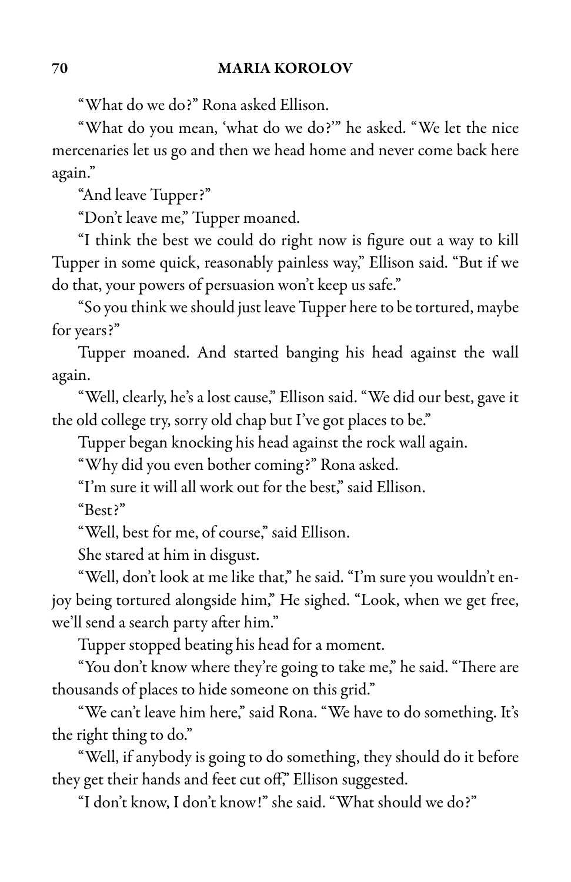"What do we do?" Rona asked Ellison.

"What do you mean, 'what do we do?'" he asked. "We let the nice mercenaries let us go and then we head home and never come back here again."

"And leave Tupper?"

"Don't leave me," Tupper moaned.

"I think the best we could do right now is figure out a way to kill Tupper in some quick, reasonably painless way," Ellison said. "But if we do that, your powers of persuasion won't keep us safe."

"So you think we should just leave Tupper here to be tortured, maybe for years?"

Tupper moaned. And started banging his head against the wall again.

"Well, clearly, he's a lost cause," Ellison said. "We did our best, gave it the old college try, sorry old chap but I've got places to be."

Tupper began knocking his head against the rock wall again.

"Why did you even bother coming?" Rona asked.

"I'm sure it will all work out for the best," said Ellison.

"Best?"

"Well, best for me, of course," said Ellison.

She stared at him in disgust.

"Well, don't look at me like that," he said. "I'm sure you wouldn't enjoy being tortured alongside him," He sighed. "Look, when we get free, we'll send a search party after him."

Tupper stopped beating his head for a moment.

"You don't know where they're going to take me," he said. "There are thousands of places to hide someone on this grid."

"We can't leave him here," said Rona. "We have to do something. It's the right thing to do."

"Well, if anybody is going to do something, they should do it before they get their hands and feet cut off," Ellison suggested.

"I don't know, I don't know!" she said. "What should we do?"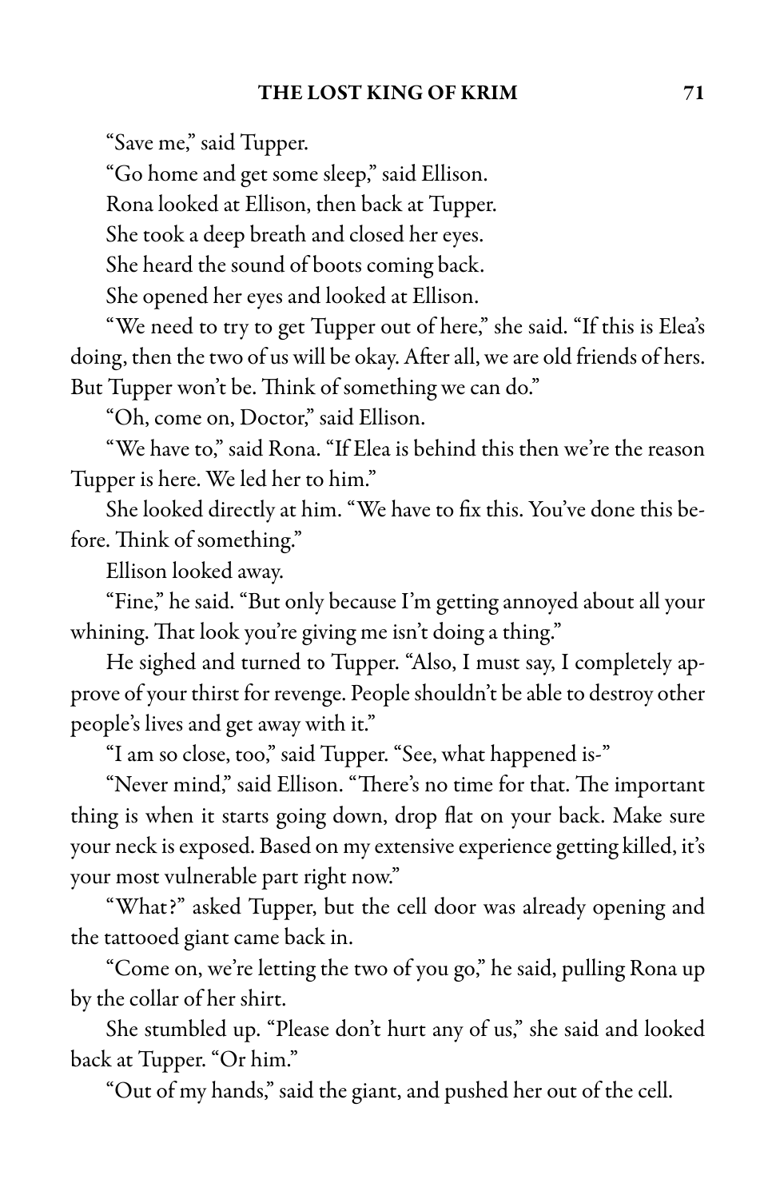"Save me," said Tupper.

"Go home and get some sleep," said Ellison.

Rona looked at Ellison, then back at Tupper.

She took a deep breath and closed her eyes.

She heard the sound of boots coming back.

She opened her eyes and looked at Ellison.

"We need to try to get Tupper out of here," she said. "If this is Elea's doing, then the two of us will be okay. After all, we are old friends of hers. But Tupper won't be. Think of something we can do."

"Oh, come on, Doctor," said Ellison.

"We have to," said Rona. "If Elea is behind this then we're the reason Tupper is here. We led her to him."

She looked directly at him. "We have to fix this. You've done this before. Think of something."

Ellison looked away.

"Fine," he said. "But only because I'm getting annoyed about all your whining. That look you're giving me isn't doing a thing."

He sighed and turned to Tupper. "Also, I must say, I completely approve of your thirst for revenge. People shouldn't be able to destroy other people's lives and get away with it."

"I am so close, too," said Tupper. "See, what happened is-"

"Never mind," said Ellison. "There's no time for that. The important thing is when it starts going down, drop flat on your back. Make sure your neck is exposed. Based on my extensive experience getting killed, it's your most vulnerable part right now."

"What?" asked Tupper, but the cell door was already opening and the tattooed giant came back in.

"Come on, we're letting the two of you go," he said, pulling Rona up by the collar of her shirt.

She stumbled up. "Please don't hurt any of us," she said and looked back at Tupper. "Or him."

"Out of my hands," said the giant, and pushed her out of the cell.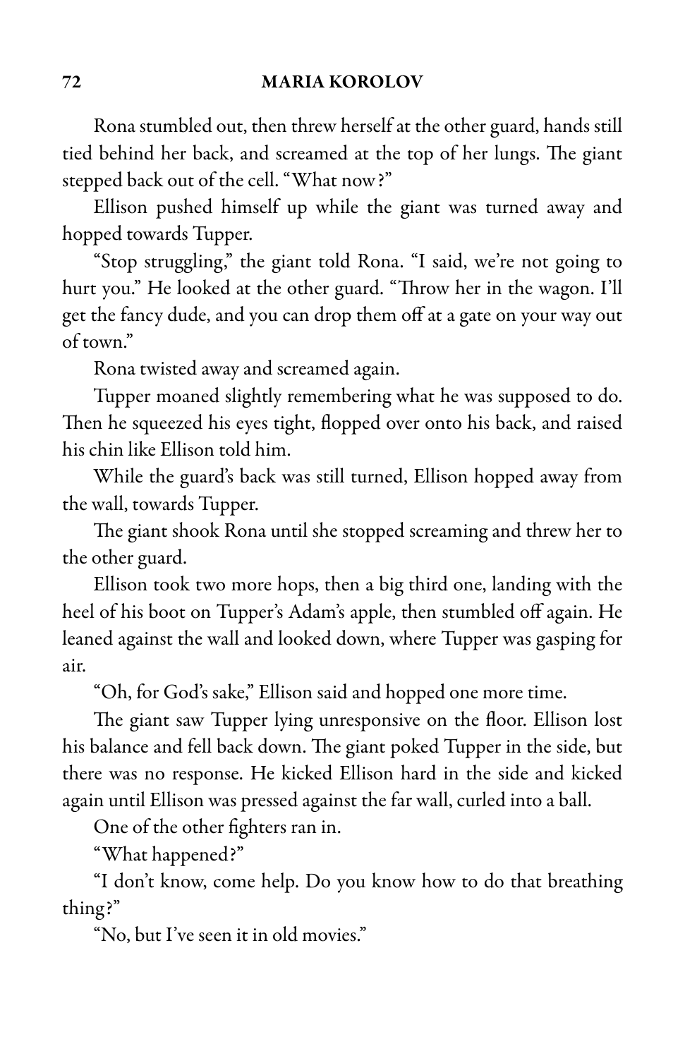Rona stumbled out, then threw herself at the other guard, hands still tied behind her back, and screamed at the top of her lungs. The giant stepped back out of the cell. "What now?"

Ellison pushed himself up while the giant was turned away and hopped towards Tupper.

"Stop struggling," the giant told Rona. "I said, we're not going to hurt you." He looked at the other guard. "Throw her in the wagon. I'll get the fancy dude, and you can drop them off at a gate on your way out of town."

Rona twisted away and screamed again.

Tupper moaned slightly remembering what he was supposed to do. Then he squeezed his eyes tight, flopped over onto his back, and raised his chin like Ellison told him.

While the guard's back was still turned, Ellison hopped away from the wall, towards Tupper.

The giant shook Rona until she stopped screaming and threw her to the other guard.

Ellison took two more hops, then a big third one, landing with the heel of his boot on Tupper's Adam's apple, then stumbled off again. He leaned against the wall and looked down, where Tupper was gasping for air.

"Oh, for God's sake," Ellison said and hopped one more time.

The giant saw Tupper lying unresponsive on the floor. Ellison lost his balance and fell back down. The giant poked Tupper in the side, but there was no response. He kicked Ellison hard in the side and kicked again until Ellison was pressed against the far wall, curled into a ball.

One of the other fighters ran in.

"What happened?"

"I don't know, come help. Do you know how to do that breathing thing?"

"No, but I've seen it in old movies."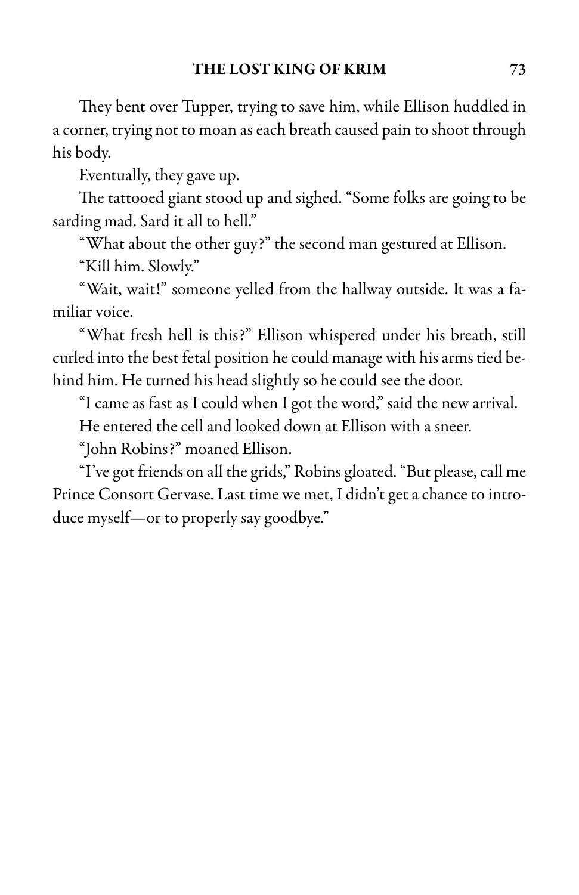They bent over Tupper, trying to save him, while Ellison huddled in a corner, trying not to moan as each breath caused pain to shoot through his body.

Eventually, they gave up.

The tattooed giant stood up and sighed. "Some folks are going to be sarding mad. Sard it all to hell."

"What about the other guy?" the second man gestured at Ellison.

"Kill him. Slowly."

"Wait, wait!" someone yelled from the hallway outside. It was a familiar voice.

"What fresh hell is this?" Ellison whispered under his breath, still curled into the best fetal position he could manage with his arms tied behind him. He turned his head slightly so he could see the door.

"I came as fast as I could when I got the word," said the new arrival.

He entered the cell and looked down at Ellison with a sneer.

"John Robins?" moaned Ellison.

"I've got friends on all the grids," Robins gloated. "But please, call me Prince Consort Gervase. Last time we met, I didn't get a chance to introduce myself—or to properly say goodbye."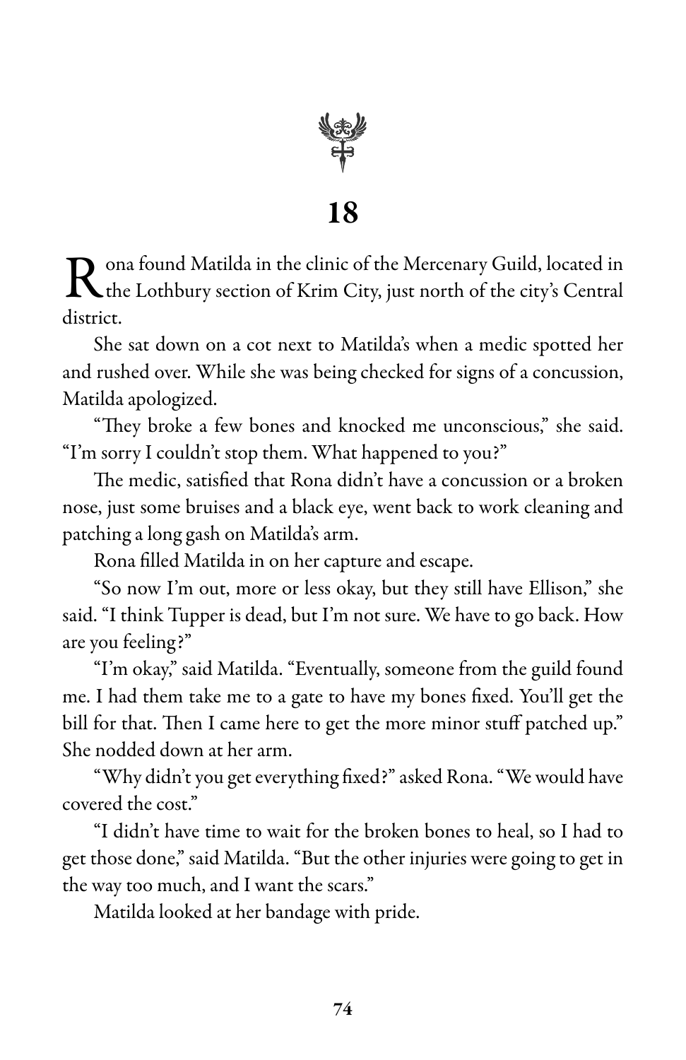# 18

Rona found Matilda in the clinic of the Mercenary Guild, located in the Lothbury section of Krim City, just north of the city's Central district.

She sat down on a cot next to Matilda's when a medic spotted her and rushed over. While she was being checked for signs of a concussion, Matilda apologized.

"They broke a few bones and knocked me unconscious," she said. "I'm sorry I couldn't stop them. What happened to you?"

The medic, satisfied that Rona didn't have a concussion or a broken nose, just some bruises and a black eye, went back to work cleaning and patching a long gash on Matilda's arm.

Rona filled Matilda in on her capture and escape.

"So now I'm out, more or less okay, but they still have Ellison," she said. "I think Tupper is dead, but I'm not sure. We have to go back. How are you feeling?"

"I'm okay," said Matilda. "Eventually, someone from the guild found me. I had them take me to a gate to have my bones fixed. You'll get the bill for that. Then I came here to get the more minor stuff patched up." She nodded down at her arm.

"Why didn't you get everything fixed?" asked Rona. "We would have covered the cost."

"I didn't have time to wait for the broken bones to heal, so I had to get those done," said Matilda. "But the other injuries were going to get in the way too much, and I want the scars."

Matilda looked at her bandage with pride.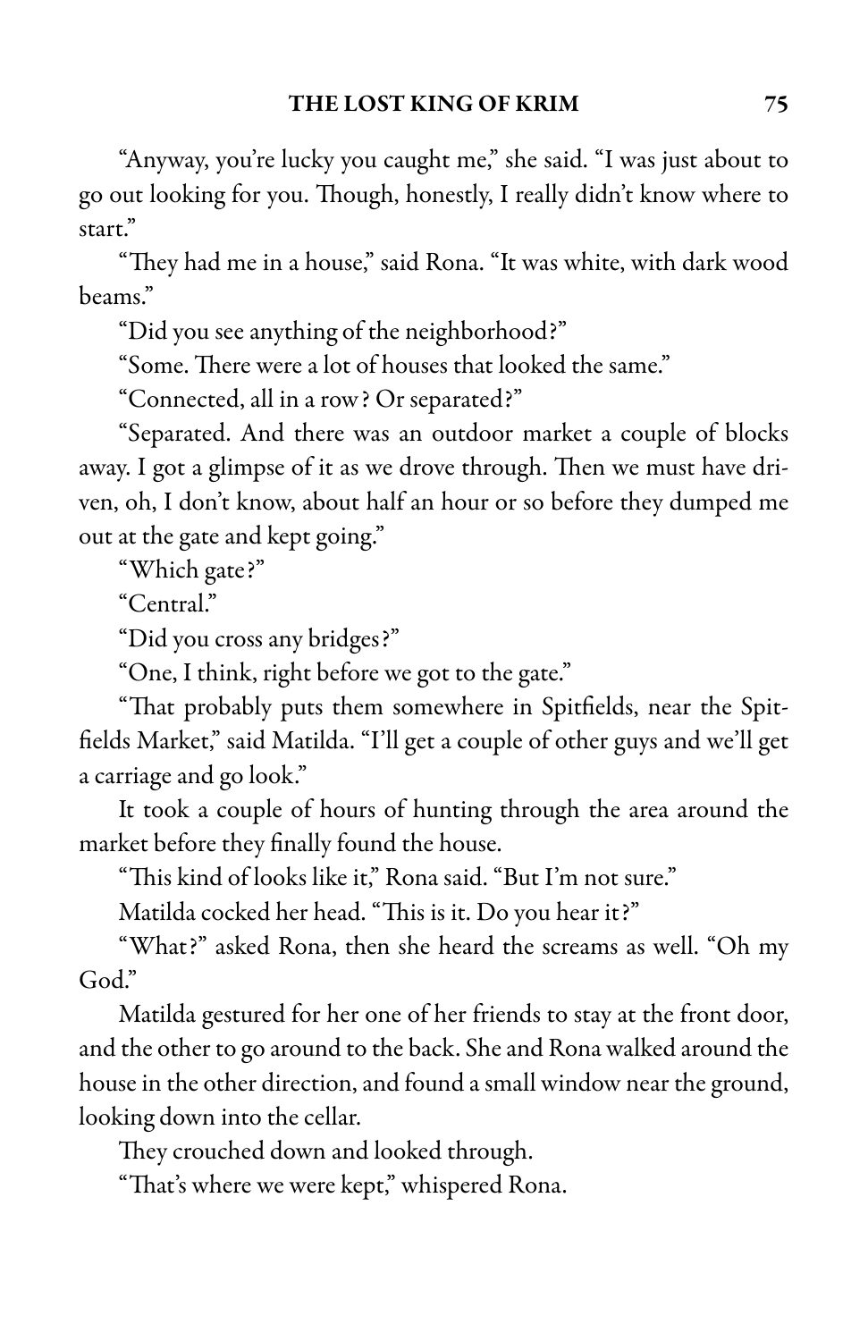"Anyway, you're lucky you caught me," she said. "I was just about to go out looking for you. Though, honestly, I really didn't know where to start."

"They had me in a house," said Rona. "It was white, with dark wood beams."

"Did you see anything of the neighborhood?"

"Some. There were a lot of houses that looked the same."

"Connected, all in a row? Or separated?"

"Separated. And there was an outdoor market a couple of blocks away. I got a glimpse of it as we drove through. Then we must have driven, oh, I don't know, about half an hour or so before they dumped me out at the gate and kept going."

"Which gate?"

"Central."

"Did you cross any bridges?"

"One, I think, right before we got to the gate."

"That probably puts them somewhere in Spitfields, near the Spitfields Market," said Matilda. "I'll get a couple of other guys and we'll get a carriage and go look."

It took a couple of hours of hunting through the area around the market before they finally found the house.

"This kind of looks like it," Rona said. "But I'm not sure."

Matilda cocked her head. "This is it. Do you hear it?"

"What?" asked Rona, then she heard the screams as well. "Oh my God."

Matilda gestured for her one of her friends to stay at the front door, and the other to go around to the back. She and Rona walked around the house in the other direction, and found a small window near the ground, looking down into the cellar.

They crouched down and looked through.

"That's where we were kept," whispered Rona.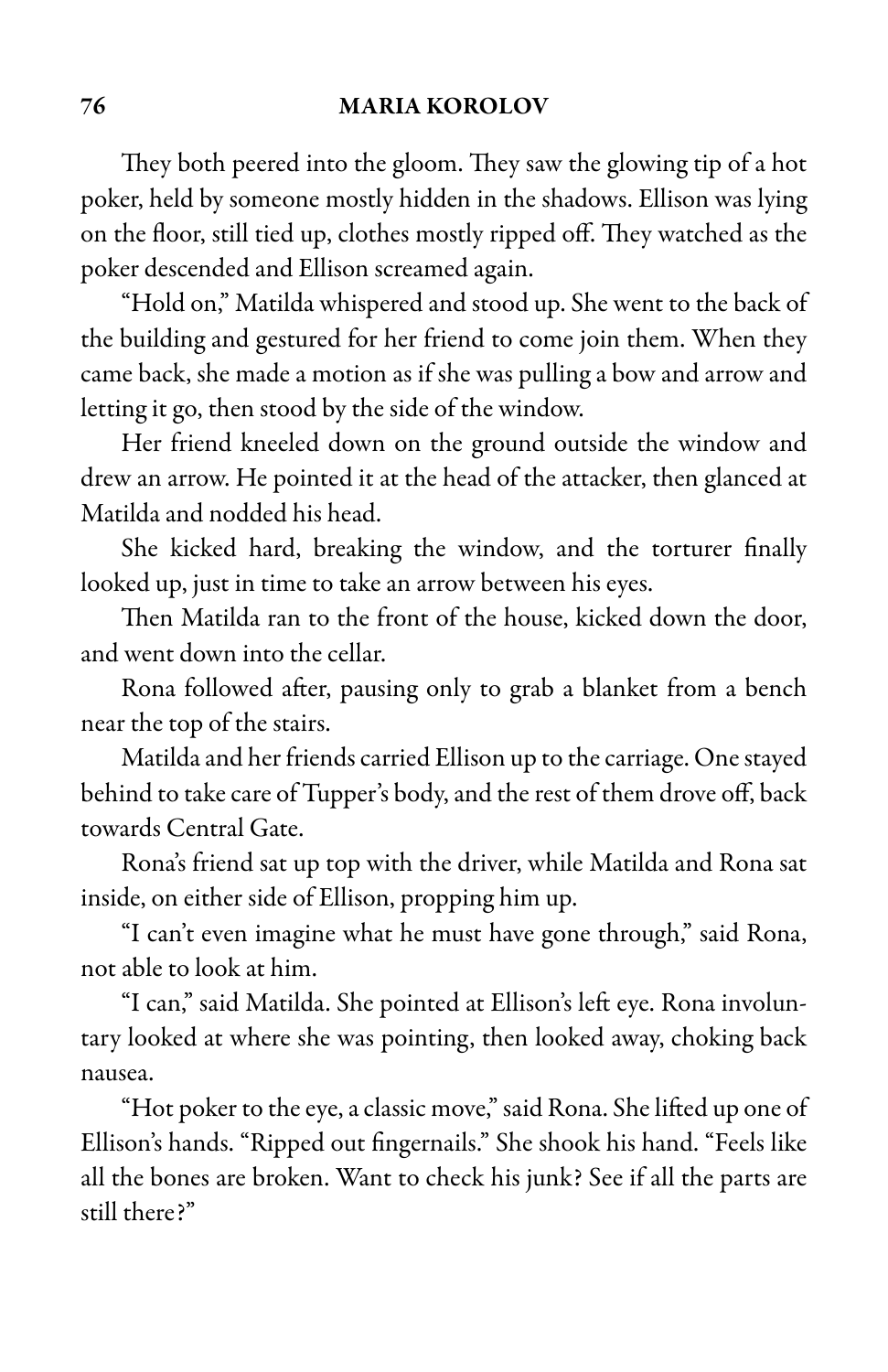They both peered into the gloom. They saw the glowing tip of a hot poker, held by someone mostly hidden in the shadows. Ellison was lying on the floor, still tied up, clothes mostly ripped off. They watched as the poker descended and Ellison screamed again.

"Hold on," Matilda whispered and stood up. She went to the back of the building and gestured for her friend to come join them. When they came back, she made a motion as if she was pulling a bow and arrow and letting it go, then stood by the side of the window.

Her friend kneeled down on the ground outside the window and drew an arrow. He pointed it at the head of the attacker, then glanced at Matilda and nodded his head.

She kicked hard, breaking the window, and the torturer finally looked up, just in time to take an arrow between his eyes.

Then Matilda ran to the front of the house, kicked down the door, and went down into the cellar.

Rona followed after, pausing only to grab a blanket from a bench near the top of the stairs.

Matilda and her friends carried Ellison up to the carriage. One stayed behind to take care of Tupper's body, and the rest of them drove off, back towards Central Gate.

Rona's friend sat up top with the driver, while Matilda and Rona sat inside, on either side of Ellison, propping him up.

"I can't even imagine what he must have gone through," said Rona, not able to look at him.

"I can," said Matilda. She pointed at Ellison's left eye. Rona involuntary looked at where she was pointing, then looked away, choking back nausea.

"Hot poker to the eye, a classic move," said Rona. She lifted up one of Ellison's hands. "Ripped out fingernails." She shook his hand. "Feels like all the bones are broken. Want to check his junk? See if all the parts are still there?"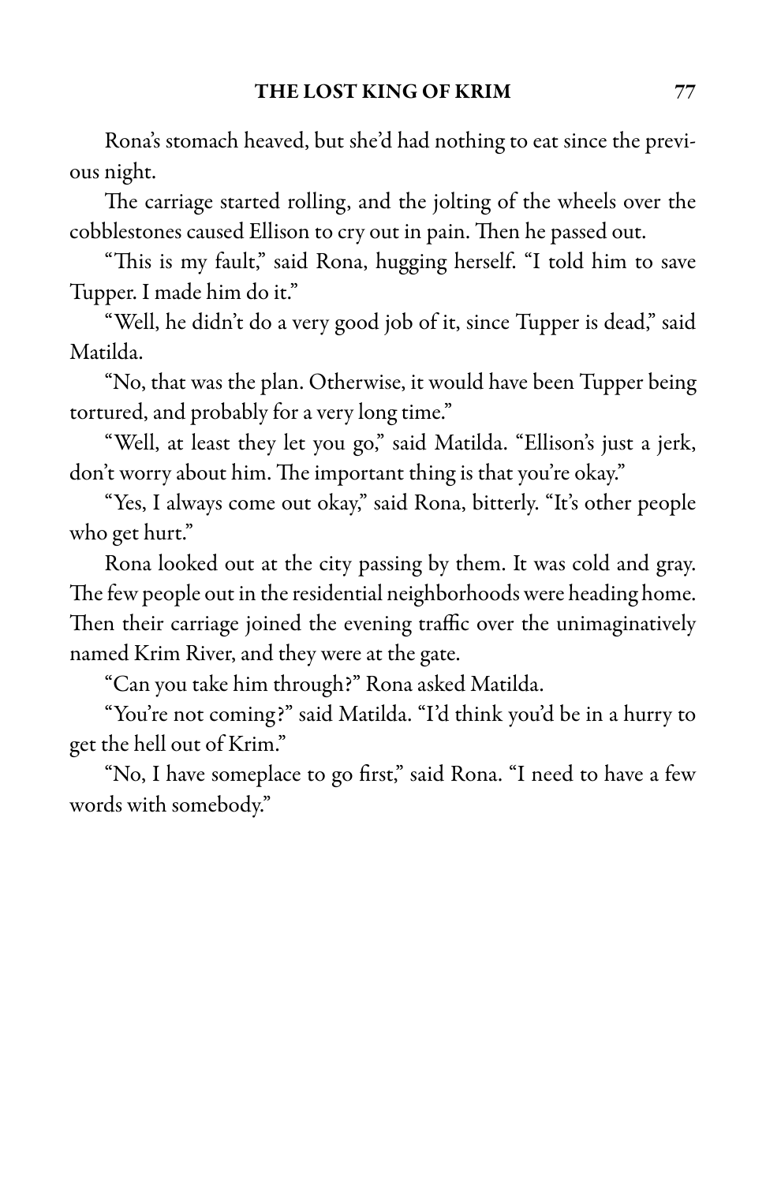Rona's stomach heaved, but she'd had nothing to eat since the previous night.

The carriage started rolling, and the jolting of the wheels over the cobblestones caused Ellison to cry out in pain. Then he passed out.

"This is my fault," said Rona, hugging herself. "I told him to save Tupper. I made him do it."

"Well, he didn't do a very good job of it, since Tupper is dead," said Matilda.

"No, that was the plan. Otherwise, it would have been Tupper being tortured, and probably for a very long time."

"Well, at least they let you go," said Matilda. "Ellison's just a jerk, don't worry about him. The important thing is that you're okay."

"Yes, I always come out okay," said Rona, bitterly. "It's other people who get hurt."

Rona looked out at the city passing by them. It was cold and gray. The few people out in the residential neighborhoods were heading home. Then their carriage joined the evening traffic over the unimaginatively named Krim River, and they were at the gate.

"Can you take him through?" Rona asked Matilda.

"You're not coming?" said Matilda. "I'd think you'd be in a hurry to get the hell out of Krim."

"No, I have someplace to go first," said Rona. "I need to have a few words with somebody."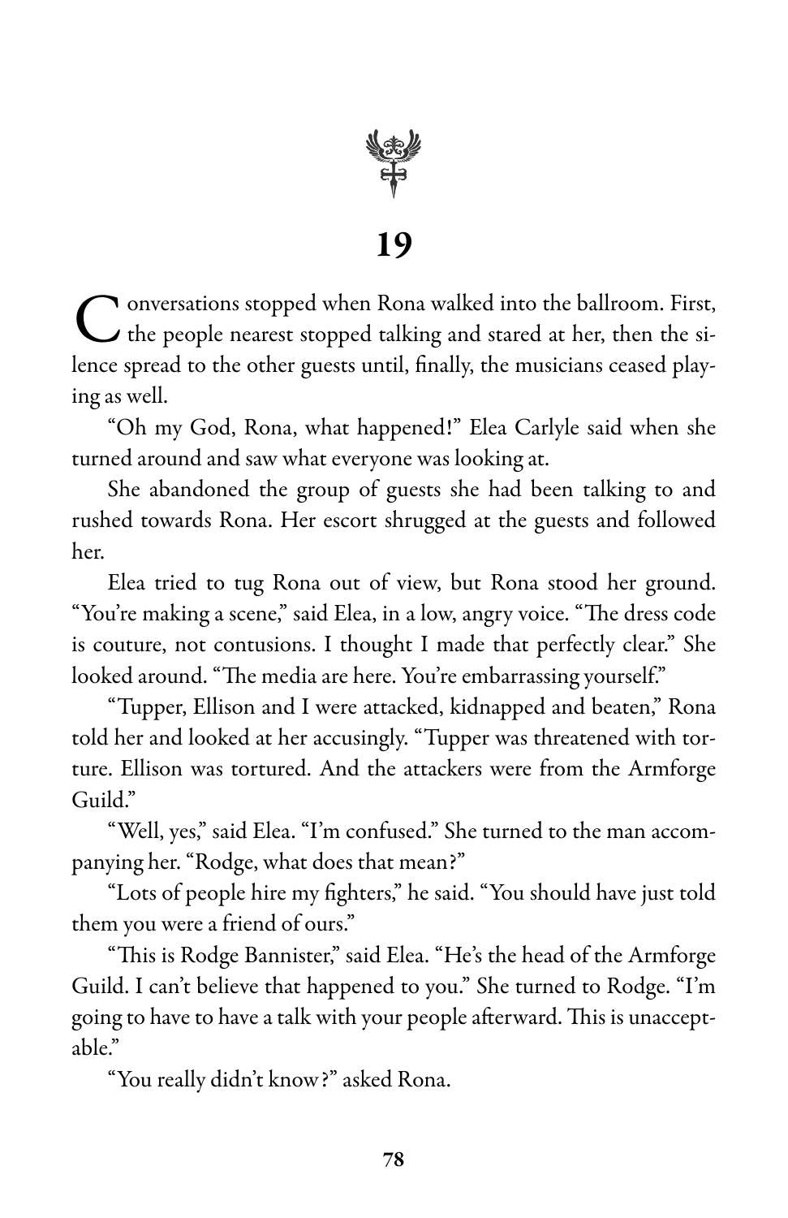# 19

Conversations stopped when Rona walked into the ballroom. First, the people nearest stopped talking and stared at her, then the silence spread to the other guests until, finally, the musicians ceased playing as well.

"Oh my God, Rona, what happened!" Elea Carlyle said when she turned around and saw what everyone was looking at.

She abandoned the group of guests she had been talking to and rushed towards Rona. Her escort shrugged at the guests and followed her.

Elea tried to tug Rona out of view, but Rona stood her ground. "You're making a scene," said Elea, in a low, angry voice. "The dress code is couture, not contusions. I thought I made that perfectly clear." She looked around. "The media are here. You're embarrassing yourself."

"Tupper, Ellison and I were attacked, kidnapped and beaten," Rona told her and looked at her accusingly. "Tupper was threatened with torture. Ellison was tortured. And the attackers were from the Armforge Guild."

"Well, yes," said Elea. "I'm confused." She turned to the man accompanying her. "Rodge, what does that mean?"

"Lots of people hire my fighters," he said. "You should have just told them you were a friend of ours."

"This is Rodge Bannister," said Elea. "He's the head of the Armforge Guild. I can't believe that happened to you." She turned to Rodge. "I'm going to have to have a talk with your people afterward. This is unacceptable."

"You really didn't know?" asked Rona.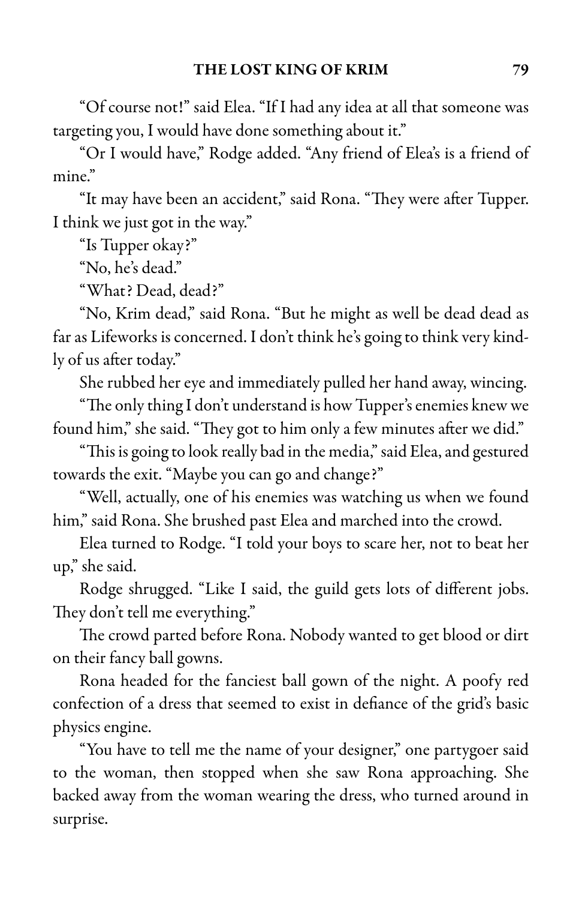"Of course not!" said Elea. "If I had any idea at all that someone was targeting you, I would have done something about it."

"Or I would have," Rodge added. "Any friend of Elea's is a friend of mine."

"It may have been an accident," said Rona. "They were after Tupper. I think we just got in the way."

"Is Tupper okay?"

"No, he's dead."

"What? Dead, dead?"

"No, Krim dead," said Rona. "But he might as well be dead dead as far as Lifeworks is concerned. I don't think he's going to think very kindly of us after today."

She rubbed her eye and immediately pulled her hand away, wincing.

"The only thing I don't understand is how Tupper's enemies knew we found him," she said. "They got to him only a few minutes after we did."

"This is going to look really bad in the media," said Elea, and gestured towards the exit. "Maybe you can go and change?"

"Well, actually, one of his enemies was watching us when we found him," said Rona. She brushed past Elea and marched into the crowd.

Elea turned to Rodge. "I told your boys to scare her, not to beat her up," she said.

Rodge shrugged. "Like I said, the guild gets lots of different jobs. They don't tell me everything."

The crowd parted before Rona. Nobody wanted to get blood or dirt on their fancy ball gowns.

Rona headed for the fanciest ball gown of the night. A poofy red confection of a dress that seemed to exist in defiance of the grid's basic physics engine.

"You have to tell me the name of your designer," one partygoer said to the woman, then stopped when she saw Rona approaching. She backed away from the woman wearing the dress, who turned around in surprise.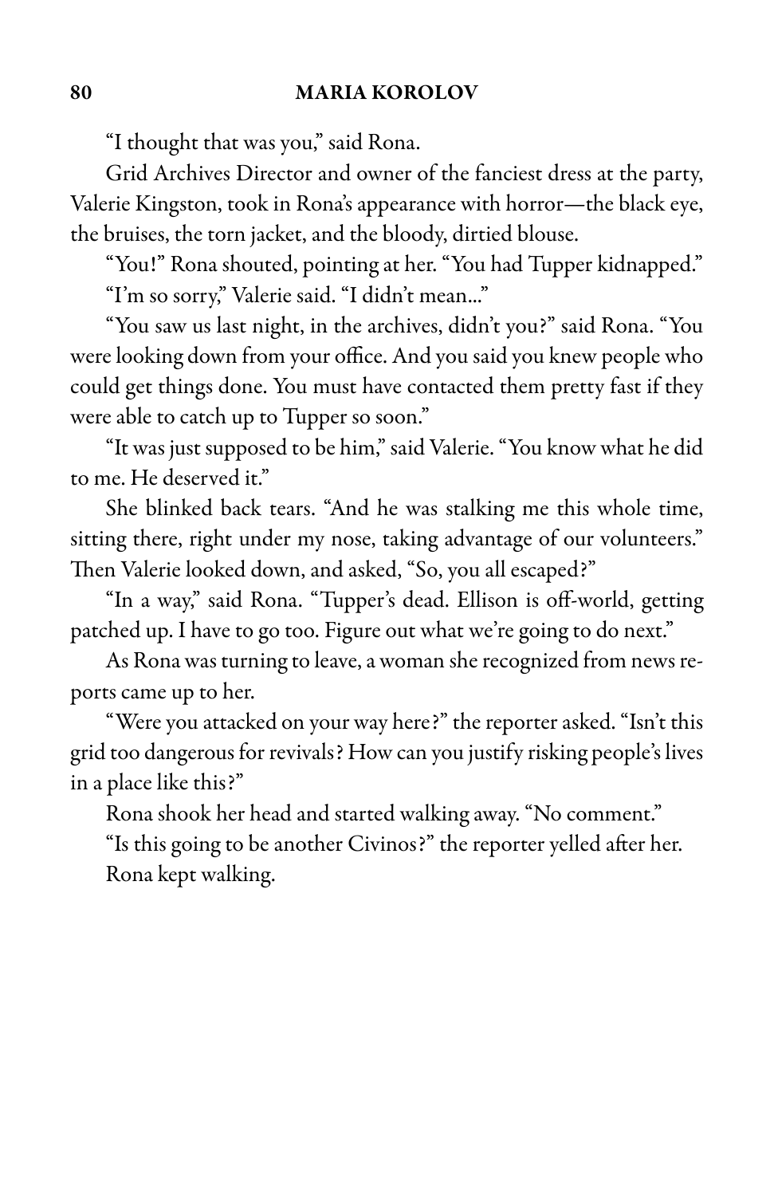"I thought that was you," said Rona.

Grid Archives Director and owner of the fanciest dress at the party, Valerie Kingston, took in Rona's appearance with horror—the black eye, the bruises, the torn jacket, and the bloody, dirtied blouse.

"You!" Rona shouted, pointing at her. "You had Tupper kidnapped."

"I'm so sorry," Valerie said. "I didn't mean..."

"You saw us last night, in the archives, didn't you?" said Rona. "You were looking down from your office. And you said you knew people who could get things done. You must have contacted them pretty fast if they were able to catch up to Tupper so soon."

"It was just supposed to be him," said Valerie. "You know what he did to me. He deserved it."

She blinked back tears. "And he was stalking me this whole time, sitting there, right under my nose, taking advantage of our volunteers." Then Valerie looked down, and asked, "So, you all escaped?"

"In a way," said Rona. "Tupper's dead. Ellison is off-world, getting patched up. I have to go too. Figure out what we're going to do next."

As Rona was turning to leave, a woman she recognized from news reports came up to her.

"Were you attacked on your way here?" the reporter asked. "Isn't this grid too dangerous for revivals? How can you justify risking people's lives in a place like this?"

Rona shook her head and started walking away. "No comment."

"Is this going to be another Civinos?" the reporter yelled after her.

Rona kept walking.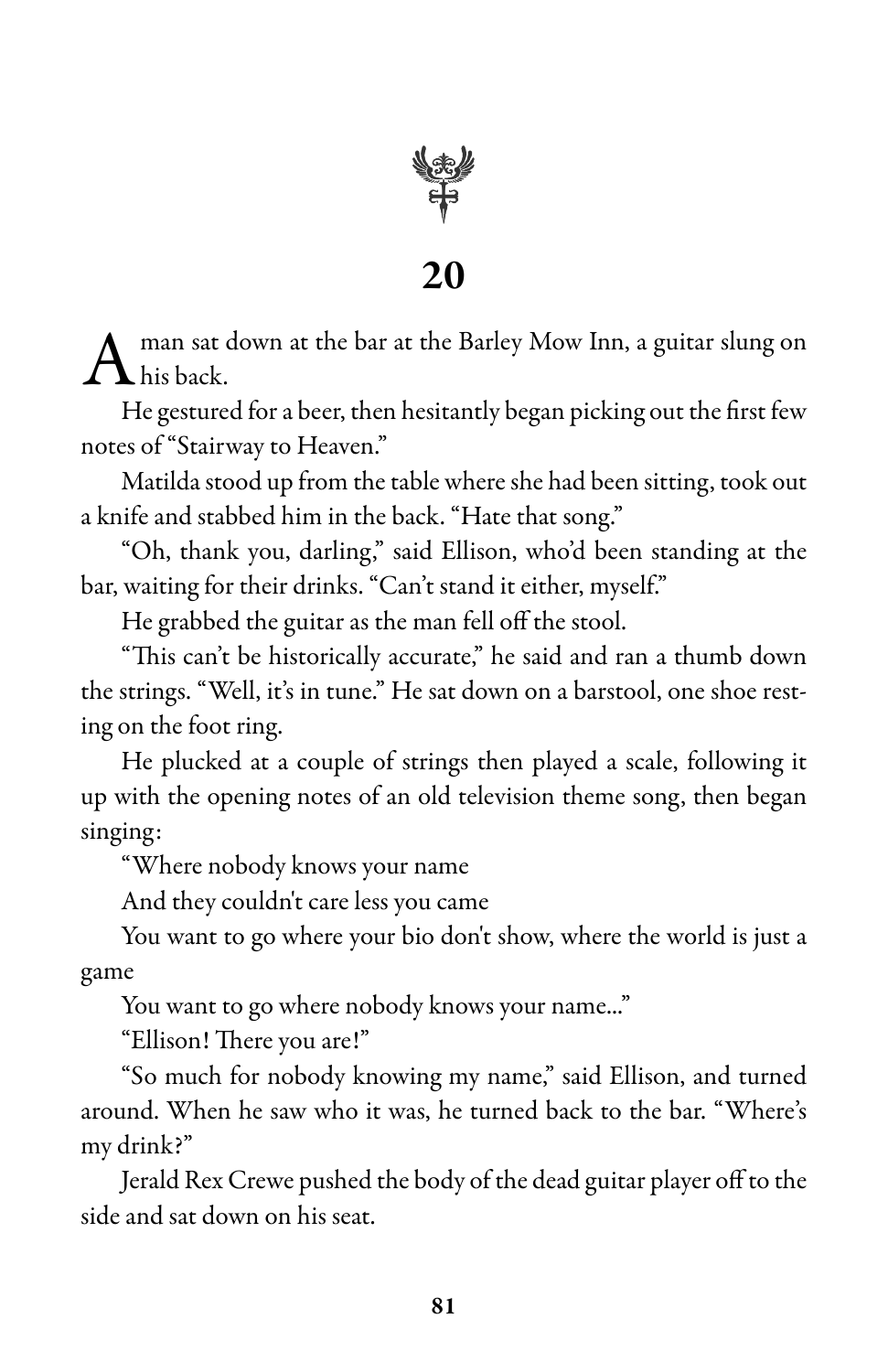# 20

A man sat down at the bar at the Barley Mow Inn, a guitar slung on his back.

He gestured for a beer, then hesitantly began picking out the first few notes of "Stairway to Heaven."

Matilda stood up from the table where she had been sitting, took out a knife and stabbed him in the back. "Hate that song."

"Oh, thank you, darling," said Ellison, who'd been standing at the bar, waiting for their drinks. "Can't stand it either, myself."

He grabbed the guitar as the man fell off the stool.

"This can't be historically accurate," he said and ran a thumb down the strings. "Well, it's in tune." He sat down on a barstool, one shoe resting on the foot ring.

He plucked at a couple of strings then played a scale, following it up with the opening notes of an old television theme song, then began singing:

"Where nobody knows your name

And they couldn't care less you came

You want to go where your bio don't show, where the world is just a game

You want to go where nobody knows your name..."

"Ellison! There you are!"

"So much for nobody knowing my name," said Ellison, and turned around. When he saw who it was, he turned back to the bar. "Where's my drink?"

Jerald Rex Crewe pushed the body of the dead guitar player off to the side and sat down on his seat.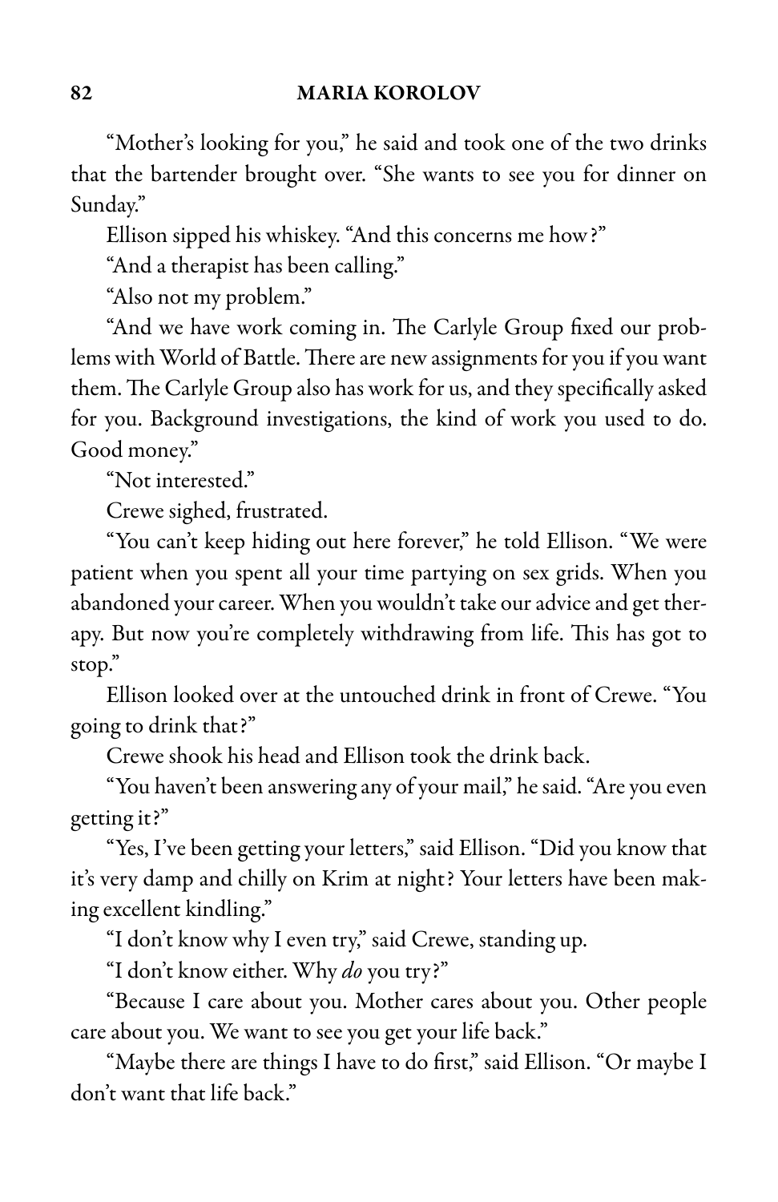"Mother's looking for you," he said and took one of the two drinks that the bartender brought over. "She wants to see you for dinner on Sunday."

Ellison sipped his whiskey. "And this concerns me how?"

"And a therapist has been calling."

"Also not my problem."

"And we have work coming in. The Carlyle Group fixed our problems with World of Battle. There are new assignments for you if you want them. The Carlyle Group also has work for us, and they specifically asked for you. Background investigations, the kind of work you used to do. Good money."

"Not interested."

Crewe sighed, frustrated.

"You can't keep hiding out here forever," he told Ellison. "We were patient when you spent all your time partying on sex grids. When you abandoned your career. When you wouldn't take our advice and get therapy. But now you're completely withdrawing from life. This has got to stop."

Ellison looked over at the untouched drink in front of Crewe. "You going to drink that?"

Crewe shook his head and Ellison took the drink back.

"You haven't been answering any of your mail," he said. "Are you even getting it?"

"Yes, I've been getting your letters," said Ellison. "Did you know that it's very damp and chilly on Krim at night? Your letters have been making excellent kindling."

"I don't know why I even try," said Crewe, standing up.

"I don't know either. Why *do* you try?"

"Because I care about you. Mother cares about you. Other people care about you. We want to see you get your life back."

"Maybe there are things I have to do first," said Ellison. "Or maybe I don't want that life back."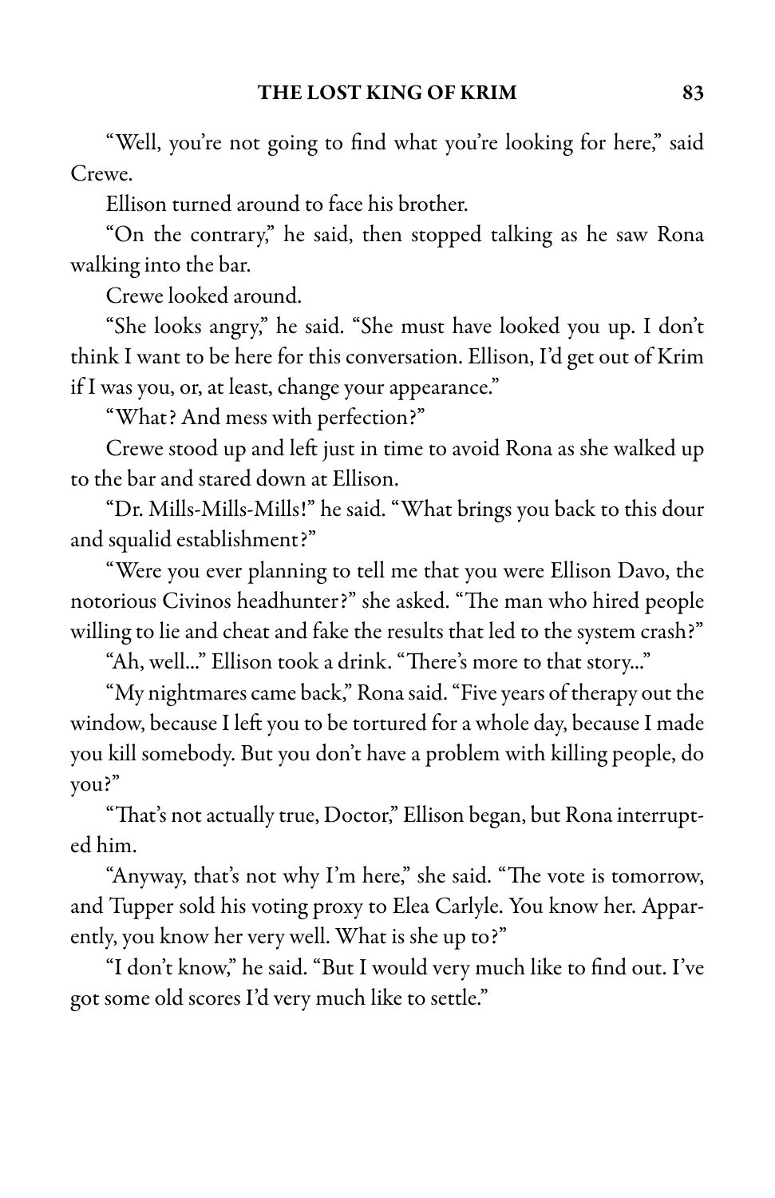"Well, you're not going to find what you're looking for here," said Crewe.

Ellison turned around to face his brother.

"On the contrary," he said, then stopped talking as he saw Rona walking into the bar.

Crewe looked around.

"She looks angry," he said. "She must have looked you up. I don't think I want to be here for this conversation. Ellison, I'd get out of Krim if I was you, or, at least, change your appearance."

"What? And mess with perfection?"

Crewe stood up and left just in time to avoid Rona as she walked up to the bar and stared down at Ellison.

"Dr. Mills-Mills-Mills!" he said. "What brings you back to this dour and squalid establishment?"

"Were you ever planning to tell me that you were Ellison Davo, the notorious Civinos headhunter?" she asked. "The man who hired people willing to lie and cheat and fake the results that led to the system crash?"

"Ah, well..." Ellison took a drink. "There's more to that story..."

"My nightmares came back," Rona said. "Five years of therapy out the window, because I left you to be tortured for a whole day, because I made you kill somebody. But you don't have a problem with killing people, do you?"

"That's not actually true, Doctor," Ellison began, but Rona interrupted him.

"Anyway, that's not why I'm here," she said. "The vote is tomorrow, and Tupper sold his voting proxy to Elea Carlyle. You know her. Apparently, you know her very well. What is she up to?"

"I don't know," he said. "But I would very much like to find out. I've got some old scores I'd very much like to settle."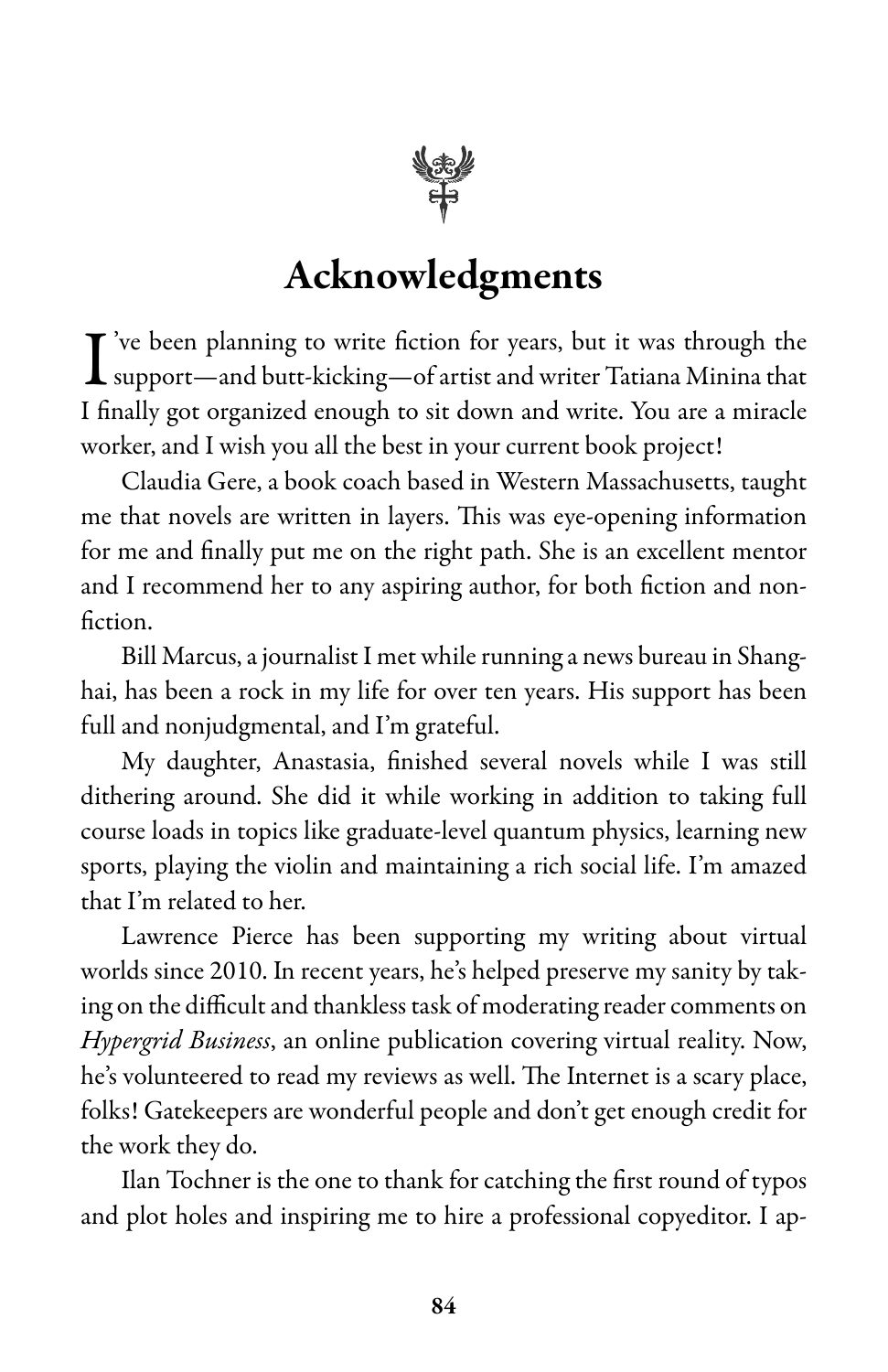# Acknowledgments

I've been planning to write fiction for years, but it was through the support—and butt-kicking—of artist and writer Tatiana Minina that I finally got organized enough to sit down and write. You are a miracle worker, and I wish you all the best in your current book project!

Claudia Gere, a book coach based in Western Massachusetts, taught me that novels are written in layers. This was eye-opening information for me and finally put me on the right path. She is an excellent mentor and I recommend her to any aspiring author, for both fiction and nonfiction.

Bill Marcus, a journalist I met while running a news bureau in Shanghai, has been a rock in my life for over ten years. His support has been full and nonjudgmental, and I'm grateful.

My daughter, Anastasia, finished several novels while I was still dithering around. She did it while working in addition to taking full course loads in topics like graduate-level quantum physics, learning new sports, playing the violin and maintaining a rich social life. I'm amazed that I'm related to her.

Lawrence Pierce has been supporting my writing about virtual worlds since 2010. In recent years, he's helped preserve my sanity by taking on the difficult and thankless task of moderating reader comments on *Hypergrid Business*, an online publication covering virtual reality. Now, he's volunteered to read my reviews as well. The Internet is a scary place, folks! Gatekeepers are wonderful people and don't get enough credit for the work they do.

Ilan Tochner is the one to thank for catching the first round of typos and plot holes and inspiring me to hire a professional copyeditor. I ap-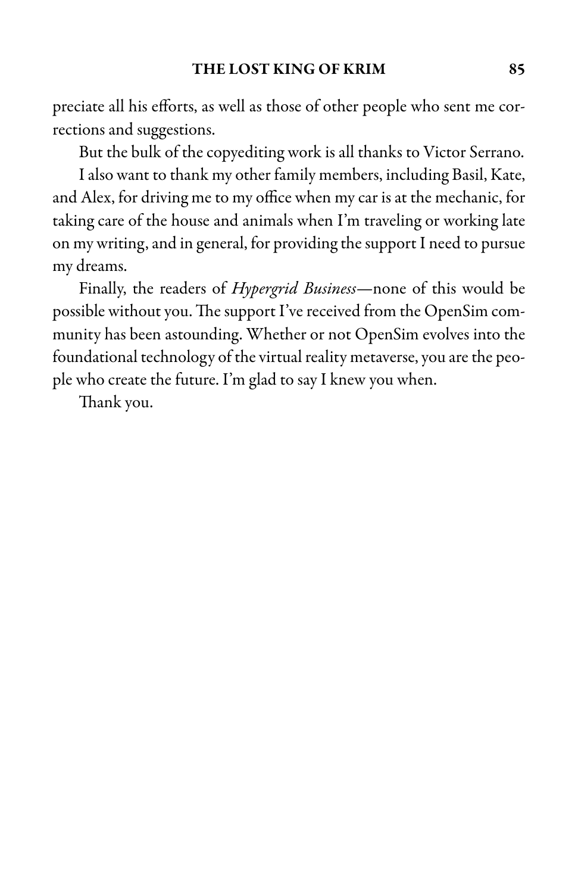preciate all his efforts, as well as those of other people who sent me corrections and suggestions.

But the bulk of the copyediting work is all thanks to Victor Serrano.

I also want to thank my other family members, including Basil, Kate, and Alex, for driving me to my office when my car is at the mechanic, for taking care of the house and animals when I'm traveling or working late on my writing, and in general, for providing the support I need to pursue my dreams.

Finally, the readers of *Hypergrid Business*—none of this would be possible without you. The support I've received from the OpenSim community has been astounding. Whether or not OpenSim evolves into the foundational technology of the virtual reality metaverse, you are the people who create the future. I'm glad to say I knew you when.

Thank you.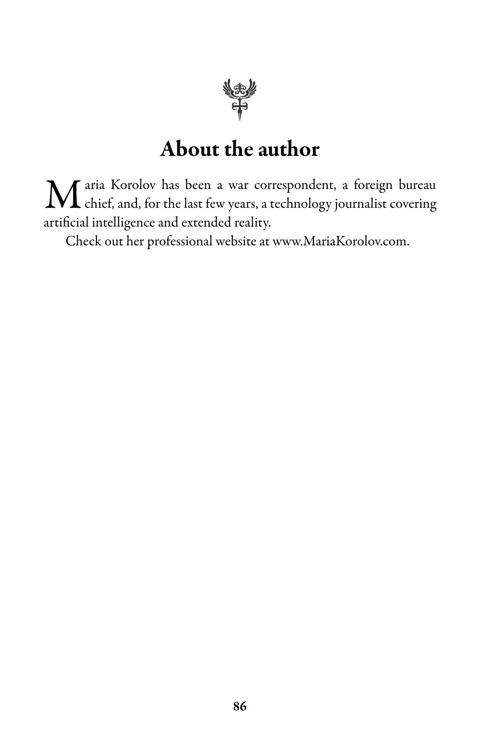# About the author

Maria Korolov has been a war correspondent, a foreign bureau chief, and, for the last few years, a technology journalist covering artificial intelligence and extended reality.

Check out her professional website at www.MariaKorolov.com.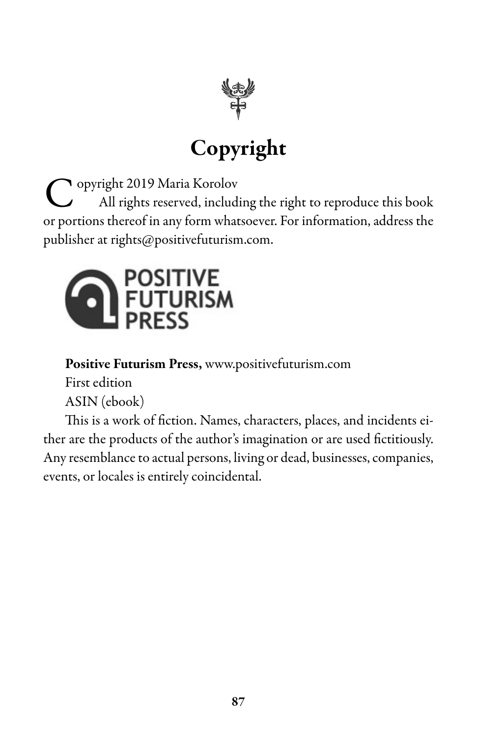# Copyright

Copyright 2019 Maria Korolov

All rights reserved, including the right to reproduce this book or portions thereof in any form whatsoever. For information, address the publisher at rights@positivefuturism.com.

POSITIVE FUTURISM PRESS

**Positive Futurism Press,** www.positivefuturism.com

First edition

ASIN (ebook)

This is a work of fiction. Names, characters, places, and incidents either are the products of the author's imagination or are used fictitiously. Any resemblance to actual persons, living or dead, businesses, companies, events, or locales is entirely coincidental.